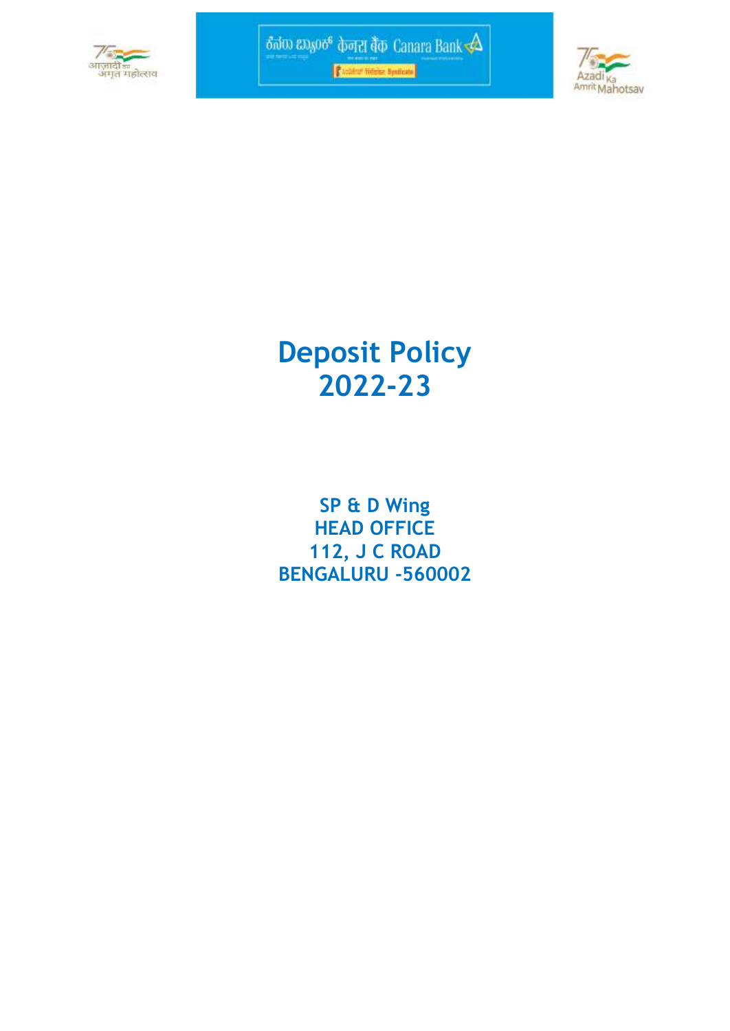# Deposit Policy 2022-23

**SP & D Wing**
**HEAD OFFICE**
**112, J C ROAD**
**BENGALURU -560002**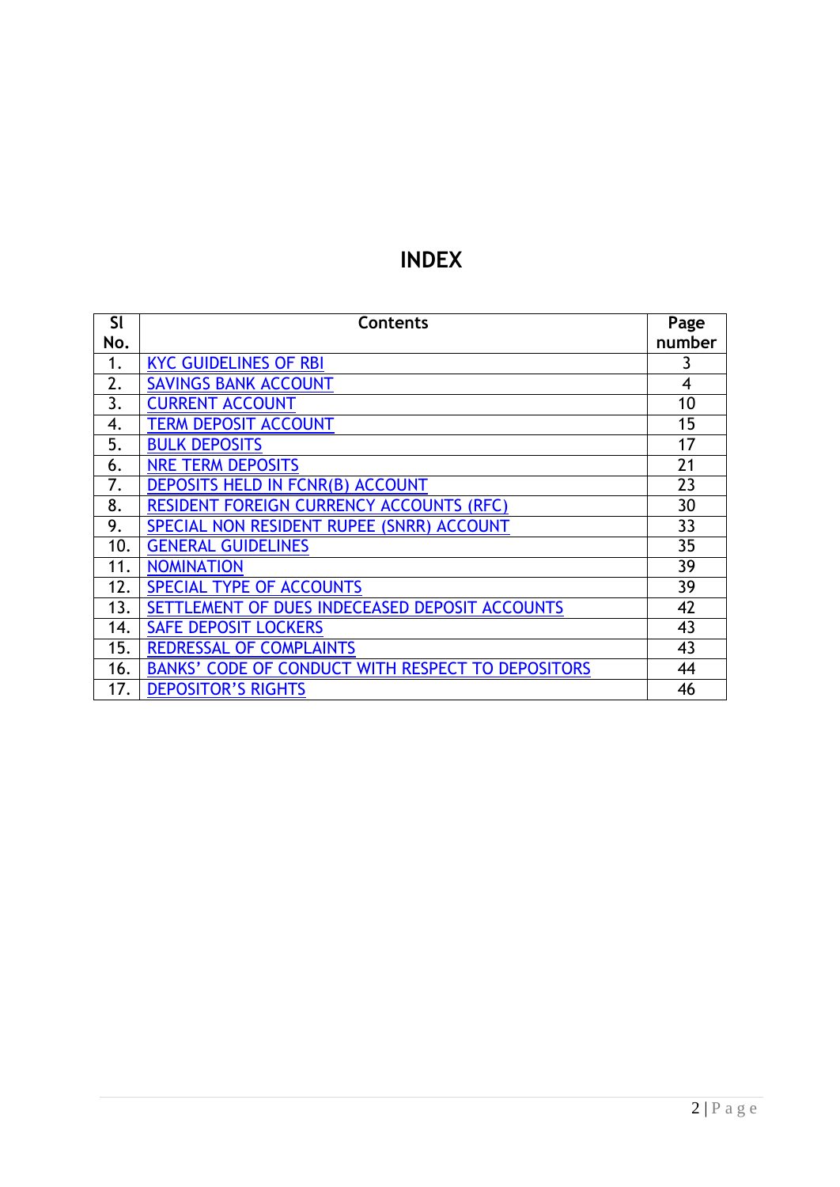# INDEX

| Sl No. | Contents | Page number |
|---|---|---|
| 1. | KYC GUIDELINES OF RBI | 3 |
| 2. | SAVINGS BANK ACCOUNT | 4 |
| 3. | CURRENT ACCOUNT | 10 |
| 4. | TERM DEPOSIT ACCOUNT | 15 |
| 5. | BULK DEPOSITS | 17 |
| 6. | NRE TERM DEPOSITS | 21 |
| 7. | DEPOSITS HELD IN FCNR(B) ACCOUNT | 23 |
| 8. | RESIDENT FOREIGN CURRENCY ACCOUNTS (RFC) | 30 |
| 9. | SPECIAL NON RESIDENT RUPEE (SNRR) ACCOUNT | 33 |
| 10. | GENERAL GUIDELINES | 35 |
| 11. | NOMINATION | 39 |
| 12. | SPECIAL TYPE OF ACCOUNTS | 39 |
| 13. | SETTLEMENT OF DUES INDECEASED DEPOSIT ACCOUNTS | 42 |
| 14. | SAFE DEPOSIT LOCKERS | 43 |
| 15. | REDRESSAL OF COMPLAINTS | 43 |
| 16. | BANKS' CODE OF CONDUCT WITH RESPECT TO DEPOSITORS | 44 |
| 17. | DEPOSITOR'S RIGHTS | 46 |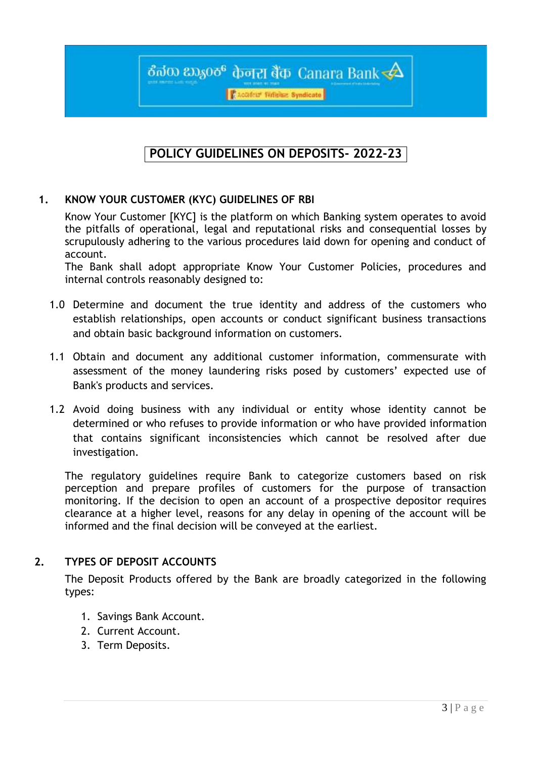# POLICY GUIDELINES ON DEPOSITS- 2022-23

## 1. KNOW YOUR CUSTOMER (KYC) GUIDELINES OF RBI

Know Your Customer [KYC] is the platform on which Banking system operates to avoid the pitfalls of operational, legal and reputational risks and consequential losses by scrupulously adhering to the various procedures laid down for opening and conduct of account.

The Bank shall adopt appropriate Know Your Customer Policies, procedures and internal controls reasonably designed to:

1.0 Determine and document the true identity and address of the customers who establish relationships, open accounts or conduct significant business transactions and obtain basic background information on customers.

1.1 Obtain and document any additional customer information, commensurate with assessment of the money laundering risks posed by customers' expected use of Bank's products and services.

1.2 Avoid doing business with any individual or entity whose identity cannot be determined or who refuses to provide information or who have provided information that contains significant inconsistencies which cannot be resolved after due investigation.

The regulatory guidelines require Bank to categorize customers based on risk perception and prepare profiles of customers for the purpose of transaction monitoring. If the decision to open an account of a prospective depositor requires clearance at a higher level, reasons for any delay in opening of the account will be informed and the final decision will be conveyed at the earliest.

## 2. TYPES OF DEPOSIT ACCOUNTS

The Deposit Products offered by the Bank are broadly categorized in the following types:

1. Savings Bank Account.
2. Current Account.
3. Term Deposits.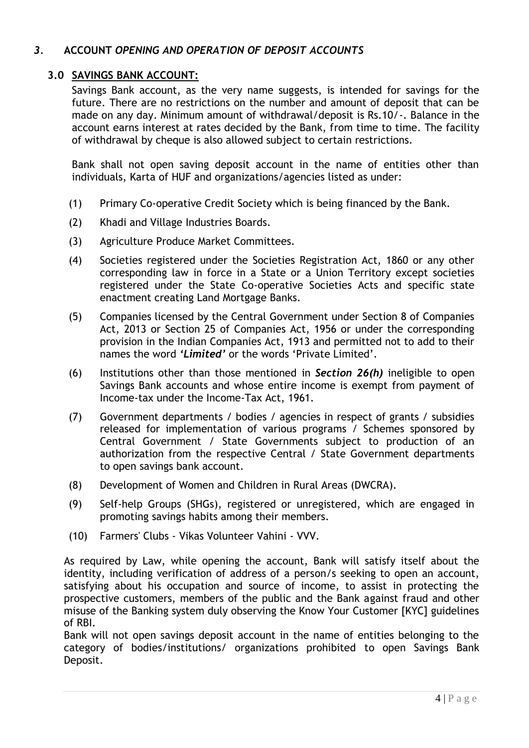## *3.* ACCOUNT *OPENING AND OPERATION OF DEPOSIT ACCOUNTS*

### 3.0 SAVINGS BANK ACCOUNT:

Savings Bank account, as the very name suggests, is intended for savings for the future. There are no restrictions on the number and amount of deposit that can be made on any day. Minimum amount of withdrawal/deposit is Rs.10/-. Balance in the account earns interest at rates decided by the Bank, from time to time. The facility of withdrawal by cheque is also allowed subject to certain restrictions.

Bank shall not open saving deposit account in the name of entities other than individuals, Karta of HUF and organizations/agencies listed as under:

(1) Primary Co-operative Credit Society which is being financed by the Bank.

(2) Khadi and Village Industries Boards.

(3) Agriculture Produce Market Committees.

(4) Societies registered under the Societies Registration Act, 1860 or any other corresponding law in force in a State or a Union Territory except societies registered under the State Co-operative Societies Acts and specific state enactment creating Land Mortgage Banks.

(5) Companies licensed by the Central Government under Section 8 of Companies Act, 2013 or Section 25 of Companies Act, 1956 or under the corresponding provision in the Indian Companies Act, 1913 and permitted not to add to their names the word ***'Limited'*** or the words 'Private Limited'.

(6) Institutions other than those mentioned in ***Section 26(h)*** ineligible to open Savings Bank accounts and whose entire income is exempt from payment of Income-tax under the Income-Tax Act, 1961.

(7) Government departments / bodies / agencies in respect of grants / subsidies released for implementation of various programs / Schemes sponsored by Central Government / State Governments subject to production of an authorization from the respective Central / State Government departments to open savings bank account.

(8) Development of Women and Children in Rural Areas (DWCRA).

(9) Self-help Groups (SHGs), registered or unregistered, which are engaged in promoting savings habits among their members.

(10) Farmers' Clubs - Vikas Volunteer Vahini - VVV.

As required by Law, while opening the account, Bank will satisfy itself about the identity, including verification of address of a person/s seeking to open an account, satisfying about his occupation and source of income, to assist in protecting the prospective customers, members of the public and the Bank against fraud and other misuse of the Banking system duly observing the Know Your Customer [KYC] guidelines of RBI.

Bank will not open savings deposit account in the name of entities belonging to the category of bodies/institutions/ organizations prohibited to open Savings Bank Deposit.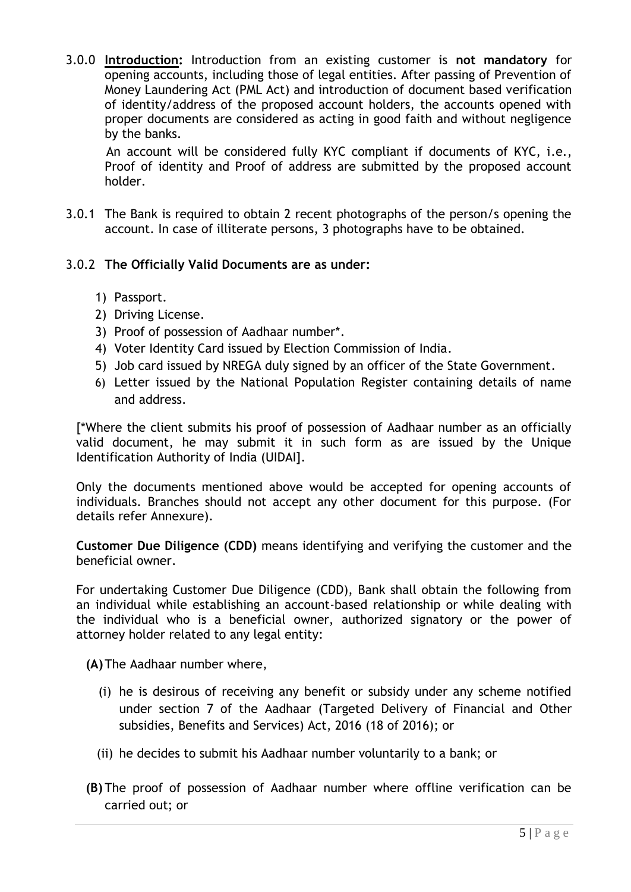3.0.0 **Introduction:** Introduction from an existing customer is **not mandatory** for opening accounts, including those of legal entities. After passing of Prevention of Money Laundering Act (PML Act) and introduction of document based verification of identity/address of the proposed account holders, the accounts opened with proper documents are considered as acting in good faith and without negligence by the banks.

An account will be considered fully KYC compliant if documents of KYC, i.e., Proof of identity and Proof of address are submitted by the proposed account holder.

3.0.1 The Bank is required to obtain 2 recent photographs of the person/s opening the account. In case of illiterate persons, 3 photographs have to be obtained.

3.0.2 **The Officially Valid Documents are as under:**

1) Passport.
2) Driving License.
3) Proof of possession of Aadhaar number*.
4) Voter Identity Card issued by Election Commission of India.
5) Job card issued by NREGA duly signed by an officer of the State Government.
6) Letter issued by the National Population Register containing details of name and address.

[*Where the client submits his proof of possession of Aadhaar number as an officially valid document, he may submit it in such form as are issued by the Unique Identification Authority of India (UIDAI].

Only the documents mentioned above would be accepted for opening accounts of individuals. Branches should not accept any other document for this purpose. (For details refer Annexure).

**Customer Due Diligence (CDD)** means identifying and verifying the customer and the beneficial owner.

For undertaking Customer Due Diligence (CDD), Bank shall obtain the following from an individual while establishing an account-based relationship or while dealing with the individual who is a beneficial owner, authorized signatory or the power of attorney holder related to any legal entity:

**(A)** The Aadhaar number where,

(i) he is desirous of receiving any benefit or subsidy under any scheme notified under section 7 of the Aadhaar (Targeted Delivery of Financial and Other subsidies, Benefits and Services) Act, 2016 (18 of 2016); or

(ii) he decides to submit his Aadhaar number voluntarily to a bank; or

**(B)** The proof of possession of Aadhaar number where offline verification can be carried out; or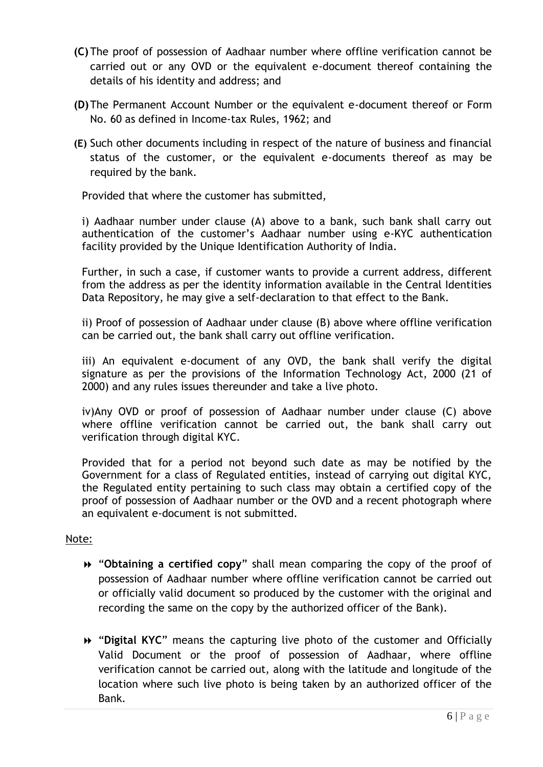**(C)** The proof of possession of Aadhaar number where offline verification cannot be carried out or any OVD or the equivalent e-document thereof containing the details of his identity and address; and

**(D)** The Permanent Account Number or the equivalent e-document thereof or Form No. 60 as defined in Income-tax Rules, 1962; and

**(E)** Such other documents including in respect of the nature of business and financial status of the customer, or the equivalent e-documents thereof as may be required by the bank.

Provided that where the customer has submitted,

i) Aadhaar number under clause (A) above to a bank, such bank shall carry out authentication of the customer's Aadhaar number using e-KYC authentication facility provided by the Unique Identification Authority of India.

Further, in such a case, if customer wants to provide a current address, different from the address as per the identity information available in the Central Identities Data Repository, he may give a self-declaration to that effect to the Bank.

ii) Proof of possession of Aadhaar under clause (B) above where offline verification can be carried out, the bank shall carry out offline verification.

iii) An equivalent e-document of any OVD, the bank shall verify the digital signature as per the provisions of the Information Technology Act, 2000 (21 of 2000) and any rules issues thereunder and take a live photo.

iv)Any OVD or proof of possession of Aadhaar number under clause (C) above where offline verification cannot be carried out, the bank shall carry out verification through digital KYC.

Provided that for a period not beyond such date as may be notified by the Government for a class of Regulated entities, instead of carrying out digital KYC, the Regulated entity pertaining to such class may obtain a certified copy of the proof of possession of Aadhaar number or the OVD and a recent photograph where an equivalent e-document is not submitted.

Note:

- "**Obtaining a certified copy**" shall mean comparing the copy of the proof of possession of Aadhaar number where offline verification cannot be carried out or officially valid document so produced by the customer with the original and recording the same on the copy by the authorized officer of the Bank).
- "**Digital KYC**" means the capturing live photo of the customer and Officially Valid Document or the proof of possession of Aadhaar, where offline verification cannot be carried out, along with the latitude and longitude of the location where such live photo is being taken by an authorized officer of the Bank.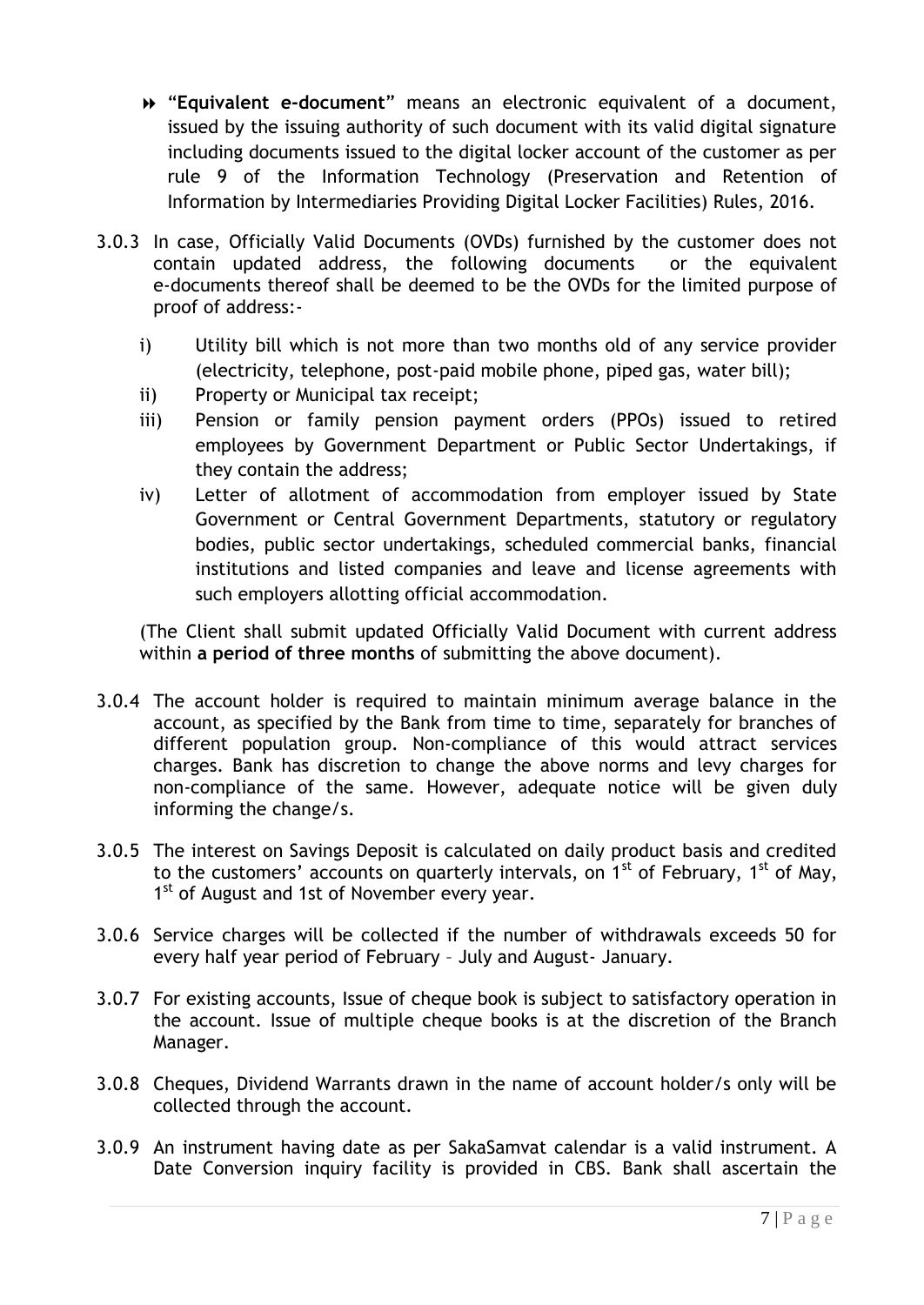- "**Equivalent e-document**" means an electronic equivalent of a document, issued by the issuing authority of such document with its valid digital signature including documents issued to the digital locker account of the customer as per rule 9 of the Information Technology (Preservation and Retention of Information by Intermediaries Providing Digital Locker Facilities) Rules, 2016.

3.0.3 In case, Officially Valid Documents (OVDs) furnished by the customer does not contain updated address, the following documents or the equivalent e-documents thereof shall be deemed to be the OVDs for the limited purpose of proof of address:-

i) Utility bill which is not more than two months old of any service provider (electricity, telephone, post-paid mobile phone, piped gas, water bill);

ii) Property or Municipal tax receipt;

iii) Pension or family pension payment orders (PPOs) issued to retired employees by Government Department or Public Sector Undertakings, if they contain the address;

iv) Letter of allotment of accommodation from employer issued by State Government or Central Government Departments, statutory or regulatory bodies, public sector undertakings, scheduled commercial banks, financial institutions and listed companies and leave and license agreements with such employers allotting official accommodation.

(The Client shall submit updated Officially Valid Document with current address within **a period of three months** of submitting the above document).

3.0.4 The account holder is required to maintain minimum average balance in the account, as specified by the Bank from time to time, separately for branches of different population group. Non-compliance of this would attract services charges. Bank has discretion to change the above norms and levy charges for non-compliance of the same. However, adequate notice will be given duly informing the change/s.

3.0.5 The interest on Savings Deposit is calculated on daily product basis and credited to the customers' accounts on quarterly intervals, on 1st of February, 1st of May, 1st of August and 1st of November every year.

3.0.6 Service charges will be collected if the number of withdrawals exceeds 50 for every half year period of February – July and August- January.

3.0.7 For existing accounts, Issue of cheque book is subject to satisfactory operation in the account. Issue of multiple cheque books is at the discretion of the Branch Manager.

3.0.8 Cheques, Dividend Warrants drawn in the name of account holder/s only will be collected through the account.

3.0.9 An instrument having date as per SakaSamvat calendar is a valid instrument. A Date Conversion inquiry facility is provided in CBS. Bank shall ascertain the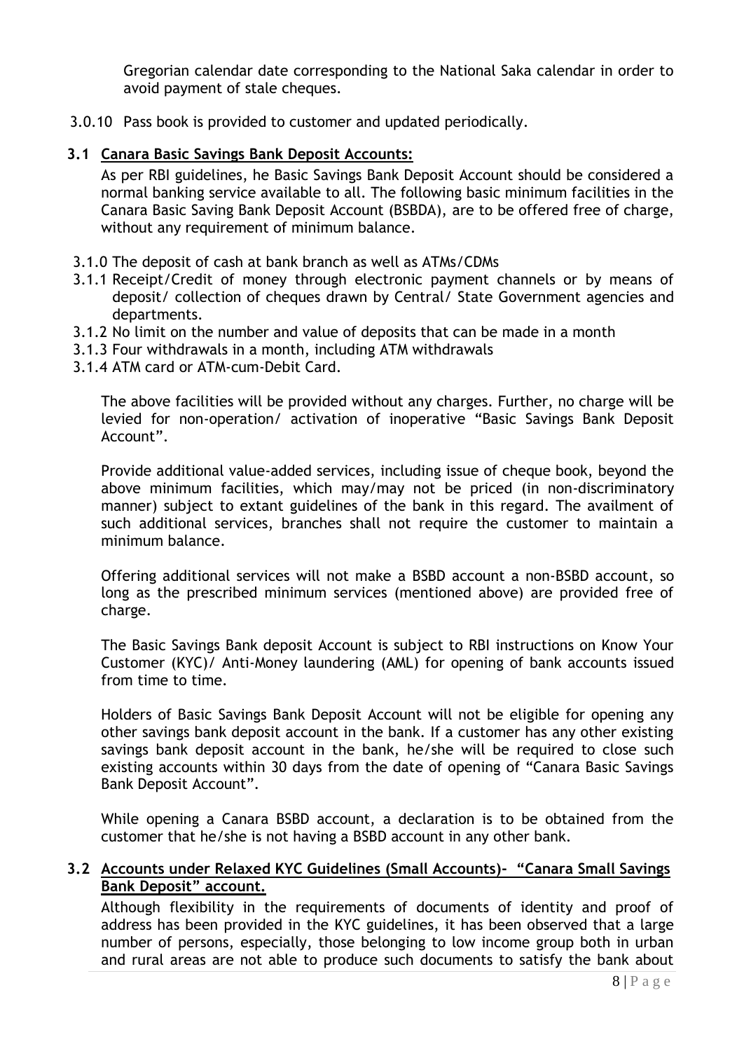Gregorian calendar date corresponding to the National Saka calendar in order to avoid payment of stale cheques.

3.0.10 Pass book is provided to customer and updated periodically.

### 3.1 Canara Basic Savings Bank Deposit Accounts:

As per RBI guidelines, he Basic Savings Bank Deposit Account should be considered a normal banking service available to all. The following basic minimum facilities in the Canara Basic Saving Bank Deposit Account (BSBDA), are to be offered free of charge, without any requirement of minimum balance.

3.1.0 The deposit of cash at bank branch as well as ATMs/CDMs

3.1.1 Receipt/Credit of money through electronic payment channels or by means of deposit/ collection of cheques drawn by Central/ State Government agencies and departments.

3.1.2 No limit on the number and value of deposits that can be made in a month

3.1.3 Four withdrawals in a month, including ATM withdrawals

3.1.4 ATM card or ATM-cum-Debit Card.

The above facilities will be provided without any charges. Further, no charge will be levied for non-operation/ activation of inoperative "Basic Savings Bank Deposit Account".

Provide additional value-added services, including issue of cheque book, beyond the above minimum facilities, which may/may not be priced (in non-discriminatory manner) subject to extant guidelines of the bank in this regard. The availment of such additional services, branches shall not require the customer to maintain a minimum balance.

Offering additional services will not make a BSBD account a non-BSBD account, so long as the prescribed minimum services (mentioned above) are provided free of charge.

The Basic Savings Bank deposit Account is subject to RBI instructions on Know Your Customer (KYC)/ Anti-Money laundering (AML) for opening of bank accounts issued from time to time.

Holders of Basic Savings Bank Deposit Account will not be eligible for opening any other savings bank deposit account in the bank. If a customer has any other existing savings bank deposit account in the bank, he/she will be required to close such existing accounts within 30 days from the date of opening of "Canara Basic Savings Bank Deposit Account".

While opening a Canara BSBD account, a declaration is to be obtained from the customer that he/she is not having a BSBD account in any other bank.

### 3.2 Accounts under Relaxed KYC Guidelines (Small Accounts)- "Canara Small Savings Bank Deposit" account.

Although flexibility in the requirements of documents of identity and proof of address has been provided in the KYC guidelines, it has been observed that a large number of persons, especially, those belonging to low income group both in urban and rural areas are not able to produce such documents to satisfy the bank about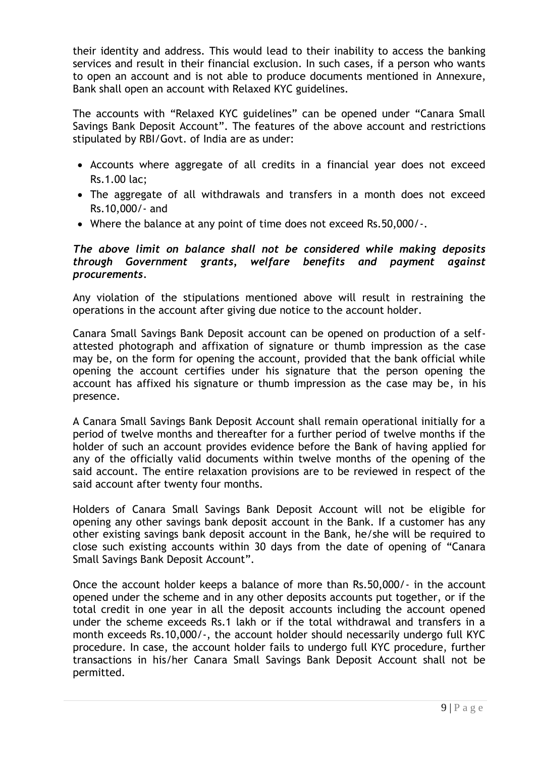their identity and address. This would lead to their inability to access the banking services and result in their financial exclusion. In such cases, if a person who wants to open an account and is not able to produce documents mentioned in Annexure, Bank shall open an account with Relaxed KYC guidelines.

The accounts with "Relaxed KYC guidelines" can be opened under "Canara Small Savings Bank Deposit Account". The features of the above account and restrictions stipulated by RBI/Govt. of India are as under:

- Accounts where aggregate of all credits in a financial year does not exceed Rs.1.00 lac;
- The aggregate of all withdrawals and transfers in a month does not exceed Rs.10,000/- and
- Where the balance at any point of time does not exceed Rs.50,000/-.

***The above limit on balance shall not be considered while making deposits through Government grants, welfare benefits and payment against procurements.***

Any violation of the stipulations mentioned above will result in restraining the operations in the account after giving due notice to the account holder.

Canara Small Savings Bank Deposit account can be opened on production of a self-attested photograph and affixation of signature or thumb impression as the case may be, on the form for opening the account, provided that the bank official while opening the account certifies under his signature that the person opening the account has affixed his signature or thumb impression as the case may be, in his presence.

A Canara Small Savings Bank Deposit Account shall remain operational initially for a period of twelve months and thereafter for a further period of twelve months if the holder of such an account provides evidence before the Bank of having applied for any of the officially valid documents within twelve months of the opening of the said account. The entire relaxation provisions are to be reviewed in respect of the said account after twenty four months.

Holders of Canara Small Savings Bank Deposit Account will not be eligible for opening any other savings bank deposit account in the Bank. If a customer has any other existing savings bank deposit account in the Bank, he/she will be required to close such existing accounts within 30 days from the date of opening of "Canara Small Savings Bank Deposit Account".

Once the account holder keeps a balance of more than Rs.50,000/- in the account opened under the scheme and in any other deposits accounts put together, or if the total credit in one year in all the deposit accounts including the account opened under the scheme exceeds Rs.1 lakh or if the total withdrawal and transfers in a month exceeds Rs.10,000/-, the account holder should necessarily undergo full KYC procedure. In case, the account holder fails to undergo full KYC procedure, further transactions in his/her Canara Small Savings Bank Deposit Account shall not be permitted.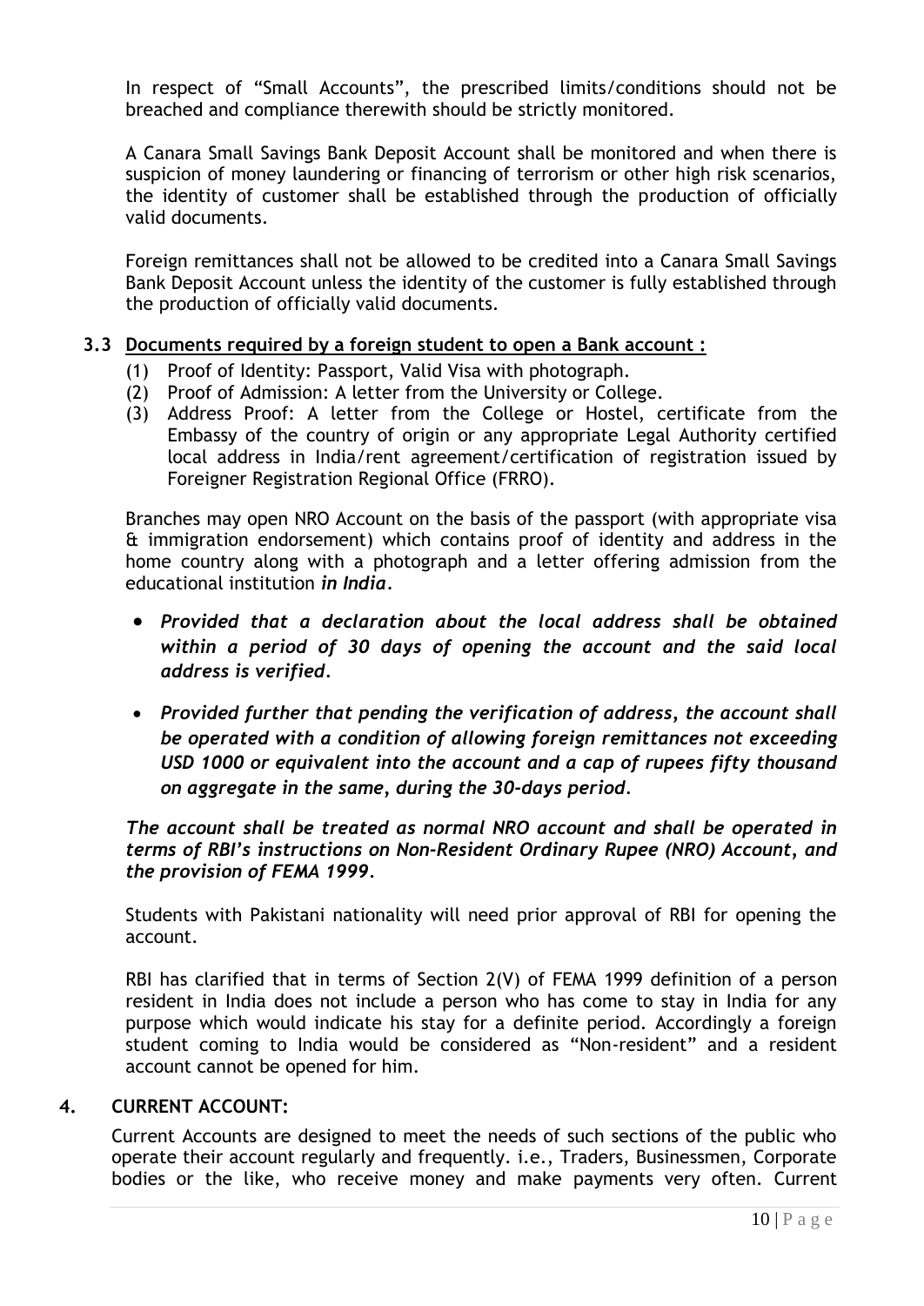In respect of "Small Accounts", the prescribed limits/conditions should not be breached and compliance therewith should be strictly monitored.

A Canara Small Savings Bank Deposit Account shall be monitored and when there is suspicion of money laundering or financing of terrorism or other high risk scenarios, the identity of customer shall be established through the production of officially valid documents.

Foreign remittances shall not be allowed to be credited into a Canara Small Savings Bank Deposit Account unless the identity of the customer is fully established through the production of officially valid documents.

### 3.3 Documents required by a foreign student to open a Bank account :

(1) Proof of Identity: Passport, Valid Visa with photograph.
(2) Proof of Admission: A letter from the University or College.
(3) Address Proof: A letter from the College or Hostel, certificate from the Embassy of the country of origin or any appropriate Legal Authority certified local address in India/rent agreement/certification of registration issued by Foreigner Registration Regional Office (FRRO).

Branches may open NRO Account on the basis of the passport (with appropriate visa & immigration endorsement) which contains proof of identity and address in the home country along with a photograph and a letter offering admission from the educational institution ***in India***.

- ***Provided that a declaration about the local address shall be obtained within a period of 30 days of opening the account and the said local address is verified.***
- ***Provided further that pending the verification of address, the account shall be operated with a condition of allowing foreign remittances not exceeding USD 1000 or equivalent into the account and a cap of rupees fifty thousand on aggregate in the same, during the 30-days period.***

***The account shall be treated as normal NRO account and shall be operated in terms of RBI's instructions on Non-Resident Ordinary Rupee (NRO) Account, and the provision of FEMA 1999.***

Students with Pakistani nationality will need prior approval of RBI for opening the account.

RBI has clarified that in terms of Section 2(V) of FEMA 1999 definition of a person resident in India does not include a person who has come to stay in India for any purpose which would indicate his stay for a definite period. Accordingly a foreign student coming to India would be considered as "Non-resident" and a resident account cannot be opened for him.

## 4. CURRENT ACCOUNT:

Current Accounts are designed to meet the needs of such sections of the public who operate their account regularly and frequently. i.e., Traders, Businessmen, Corporate bodies or the like, who receive money and make payments very often. Current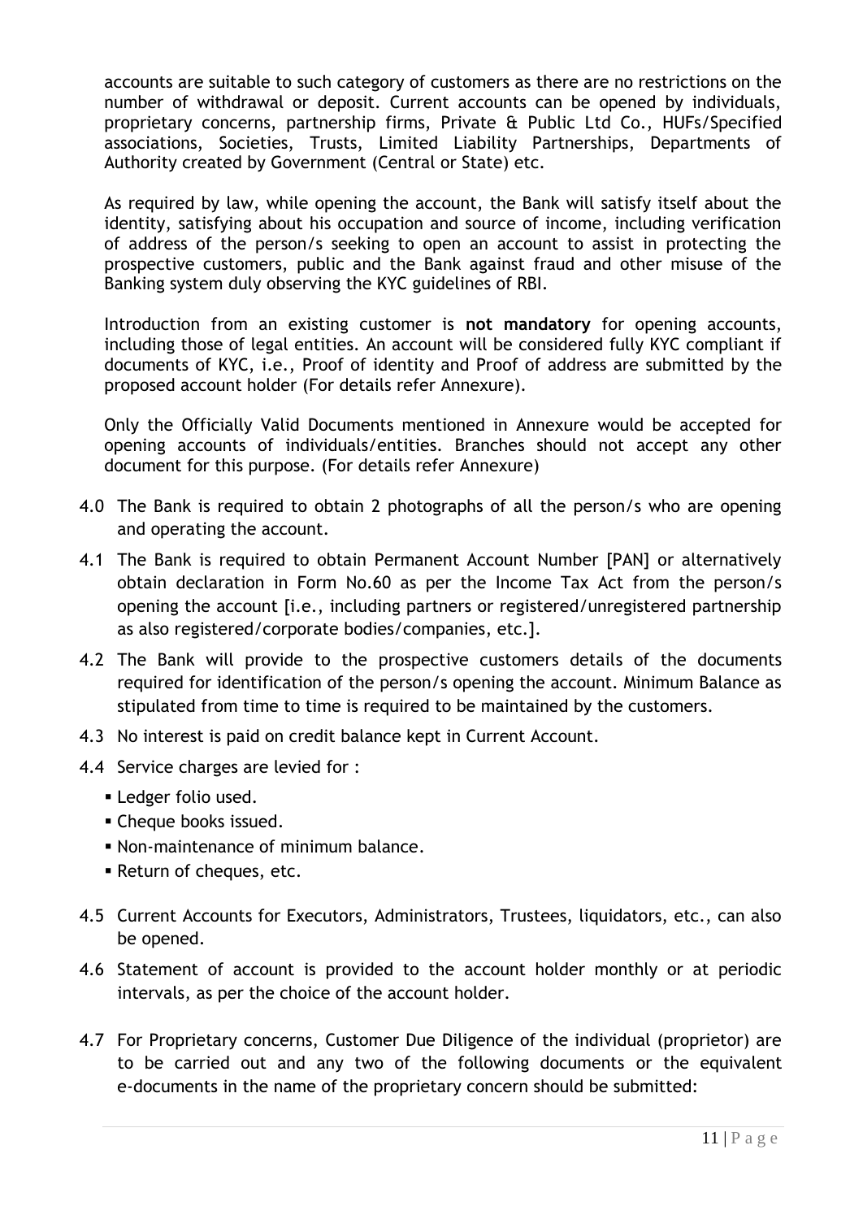accounts are suitable to such category of customers as there are no restrictions on the number of withdrawal or deposit. Current accounts can be opened by individuals, proprietary concerns, partnership firms, Private & Public Ltd Co., HUFs/Specified associations, Societies, Trusts, Limited Liability Partnerships, Departments of Authority created by Government (Central or State) etc.

As required by law, while opening the account, the Bank will satisfy itself about the identity, satisfying about his occupation and source of income, including verification of address of the person/s seeking to open an account to assist in protecting the prospective customers, public and the Bank against fraud and other misuse of the Banking system duly observing the KYC guidelines of RBI.

Introduction from an existing customer is **not mandatory** for opening accounts, including those of legal entities. An account will be considered fully KYC compliant if documents of KYC, i.e., Proof of identity and Proof of address are submitted by the proposed account holder (For details refer Annexure).

Only the Officially Valid Documents mentioned in Annexure would be accepted for opening accounts of individuals/entities. Branches should not accept any other document for this purpose. (For details refer Annexure)

4.0 The Bank is required to obtain 2 photographs of all the person/s who are opening and operating the account.

4.1 The Bank is required to obtain Permanent Account Number [PAN] or alternatively obtain declaration in Form No.60 as per the Income Tax Act from the person/s opening the account [i.e., including partners or registered/unregistered partnership as also registered/corporate bodies/companies, etc.].

4.2 The Bank will provide to the prospective customers details of the documents required for identification of the person/s opening the account. Minimum Balance as stipulated from time to time is required to be maintained by the customers.

4.3 No interest is paid on credit balance kept in Current Account.

4.4 Service charges are levied for :

- Ledger folio used.
- Cheque books issued.
- Non-maintenance of minimum balance.
- Return of cheques, etc.

4.5 Current Accounts for Executors, Administrators, Trustees, liquidators, etc., can also be opened.

4.6 Statement of account is provided to the account holder monthly or at periodic intervals, as per the choice of the account holder.

4.7 For Proprietary concerns, Customer Due Diligence of the individual (proprietor) are to be carried out and any two of the following documents or the equivalent e-documents in the name of the proprietary concern should be submitted: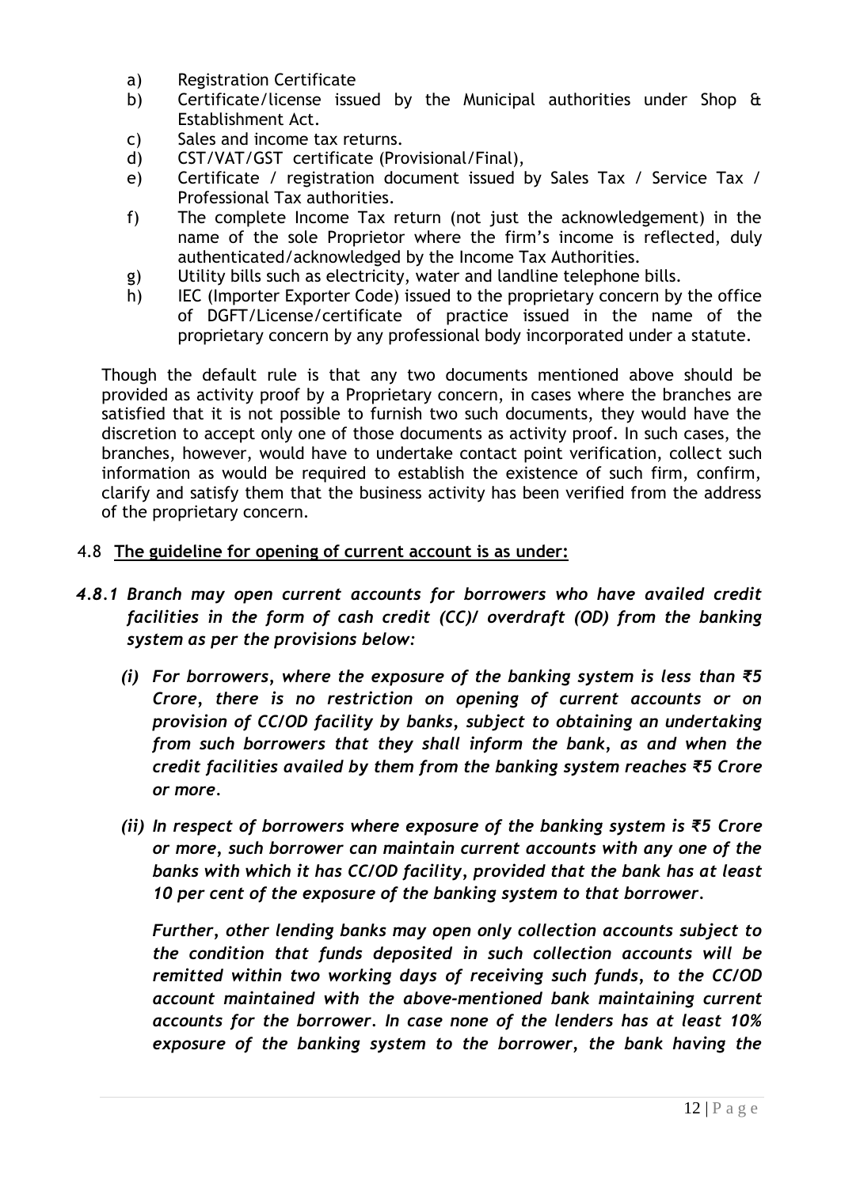a) Registration Certificate
b) Certificate/license issued by the Municipal authorities under Shop & Establishment Act.
c) Sales and income tax returns.
d) CST/VAT/GST certificate (Provisional/Final),
e) Certificate / registration document issued by Sales Tax / Service Tax / Professional Tax authorities.
f) The complete Income Tax return (not just the acknowledgement) in the name of the sole Proprietor where the firm's income is reflected, duly authenticated/acknowledged by the Income Tax Authorities.
g) Utility bills such as electricity, water and landline telephone bills.
h) IEC (Importer Exporter Code) issued to the proprietary concern by the office of DGFT/License/certificate of practice issued in the name of the proprietary concern by any professional body incorporated under a statute.

Though the default rule is that any two documents mentioned above should be provided as activity proof by a Proprietary concern, in cases where the branches are satisfied that it is not possible to furnish two such documents, they would have the discretion to accept only one of those documents as activity proof. In such cases, the branches, however, would have to undertake contact point verification, collect such information as would be required to establish the existence of such firm, confirm, clarify and satisfy them that the business activity has been verified from the address of the proprietary concern.

4.8 **<u>The guideline for opening of current account is as under:</u>**

***4.8.1 Branch may open current accounts for borrowers who have availed credit facilities in the form of cash credit (CC)/ overdraft (OD) from the banking system as per the provisions below:***

***(i) For borrowers, where the exposure of the banking system is less than ₹5 Crore, there is no restriction on opening of current accounts or on provision of CC/OD facility by banks, subject to obtaining an undertaking from such borrowers that they shall inform the bank, as and when the credit facilities availed by them from the banking system reaches ₹5 Crore or more.***

***(ii) In respect of borrowers where exposure of the banking system is ₹5 Crore or more, such borrower can maintain current accounts with any one of the banks with which it has CC/OD facility, provided that the bank has at least 10 per cent of the exposure of the banking system to that borrower.***

***Further, other lending banks may open only collection accounts subject to the condition that funds deposited in such collection accounts will be remitted within two working days of receiving such funds, to the CC/OD account maintained with the above-mentioned bank maintaining current accounts for the borrower. In case none of the lenders has at least 10% exposure of the banking system to the borrower, the bank having the***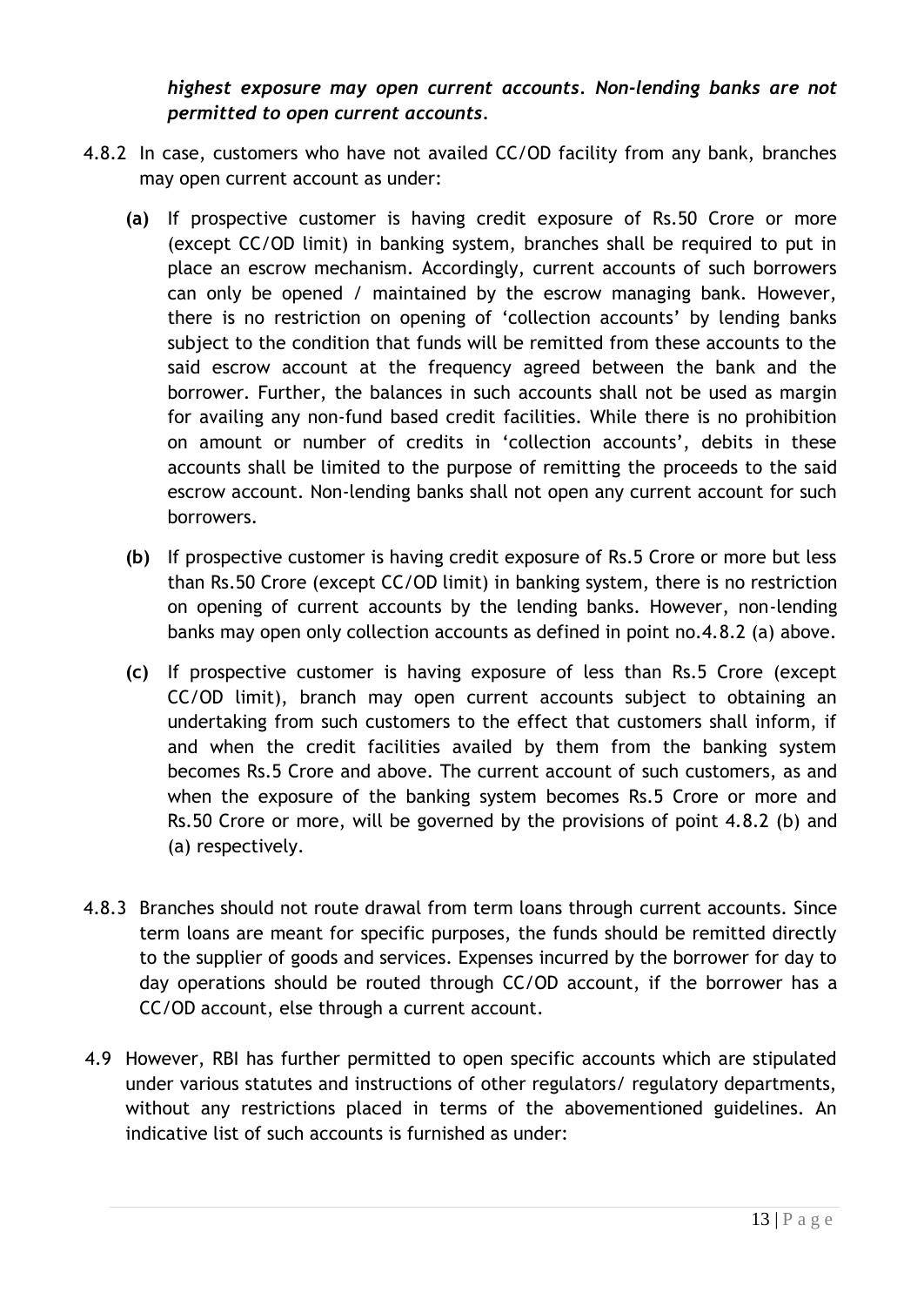***highest exposure may open current accounts. Non-lending banks are not permitted to open current accounts.***

4.8.2 In case, customers who have not availed CC/OD facility from any bank, branches may open current account as under:

**(a)** If prospective customer is having credit exposure of Rs.50 Crore or more (except CC/OD limit) in banking system, branches shall be required to put in place an escrow mechanism. Accordingly, current accounts of such borrowers can only be opened / maintained by the escrow managing bank. However, there is no restriction on opening of 'collection accounts' by lending banks subject to the condition that funds will be remitted from these accounts to the said escrow account at the frequency agreed between the bank and the borrower. Further, the balances in such accounts shall not be used as margin for availing any non-fund based credit facilities. While there is no prohibition on amount or number of credits in 'collection accounts', debits in these accounts shall be limited to the purpose of remitting the proceeds to the said escrow account. Non-lending banks shall not open any current account for such borrowers.

**(b)** If prospective customer is having credit exposure of Rs.5 Crore or more but less than Rs.50 Crore (except CC/OD limit) in banking system, there is no restriction on opening of current accounts by the lending banks. However, non-lending banks may open only collection accounts as defined in point no.4.8.2 (a) above.

**(c)** If prospective customer is having exposure of less than Rs.5 Crore (except CC/OD limit), branch may open current accounts subject to obtaining an undertaking from such customers to the effect that customers shall inform, if and when the credit facilities availed by them from the banking system becomes Rs.5 Crore and above. The current account of such customers, as and when the exposure of the banking system becomes Rs.5 Crore or more and Rs.50 Crore or more, will be governed by the provisions of point 4.8.2 (b) and (a) respectively.

4.8.3 Branches should not route drawal from term loans through current accounts. Since term loans are meant for specific purposes, the funds should be remitted directly to the supplier of goods and services. Expenses incurred by the borrower for day to day operations should be routed through CC/OD account, if the borrower has a CC/OD account, else through a current account.

4.9 However, RBI has further permitted to open specific accounts which are stipulated under various statutes and instructions of other regulators/ regulatory departments, without any restrictions placed in terms of the abovementioned guidelines. An indicative list of such accounts is furnished as under: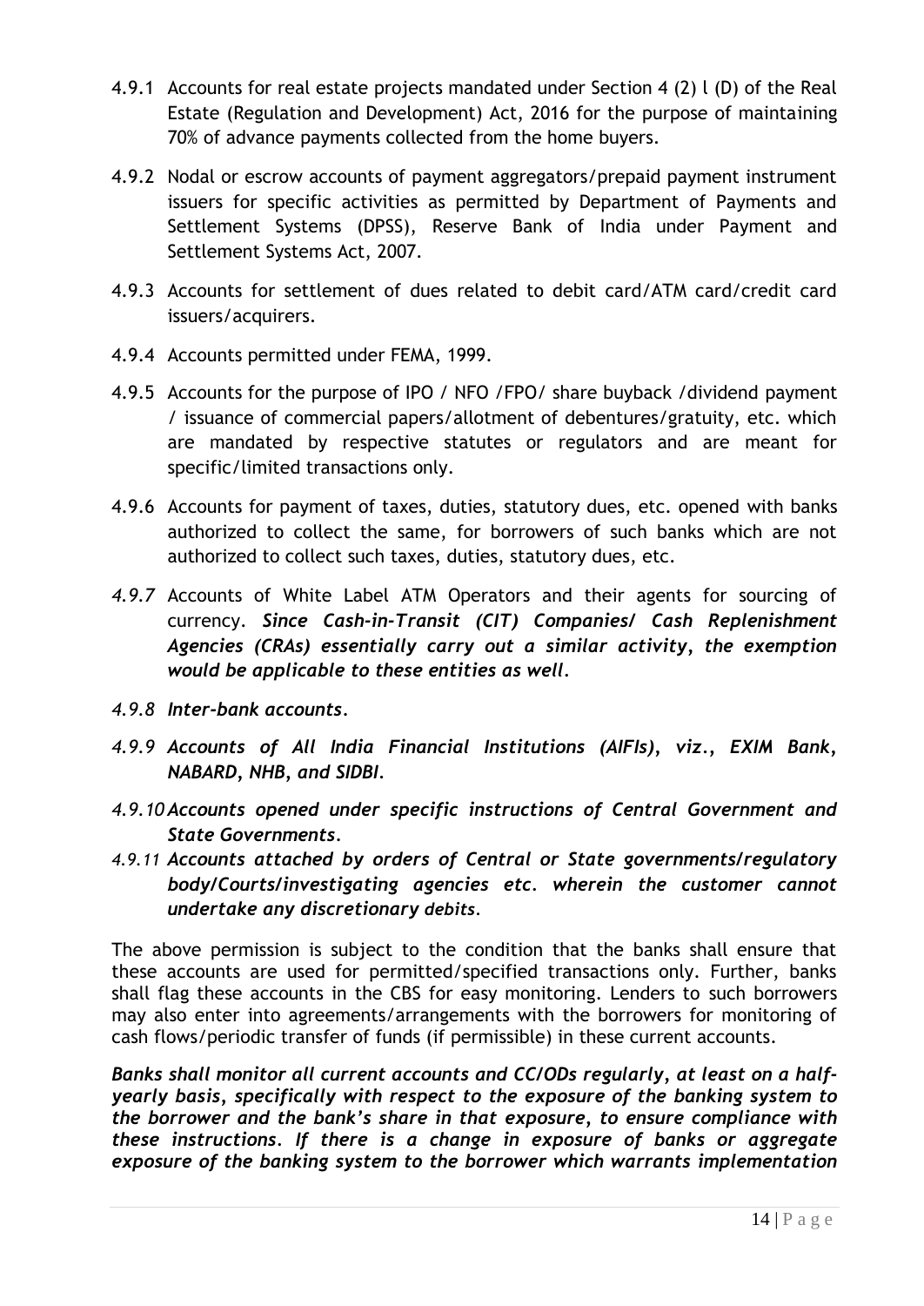4.9.1 Accounts for real estate projects mandated under Section 4 (2) l (D) of the Real Estate (Regulation and Development) Act, 2016 for the purpose of maintaining 70% of advance payments collected from the home buyers.

4.9.2 Nodal or escrow accounts of payment aggregators/prepaid payment instrument issuers for specific activities as permitted by Department of Payments and Settlement Systems (DPSS), Reserve Bank of India under Payment and Settlement Systems Act, 2007.

4.9.3 Accounts for settlement of dues related to debit card/ATM card/credit card issuers/acquirers.

4.9.4 Accounts permitted under FEMA, 1999.

4.9.5 Accounts for the purpose of IPO / NFO /FPO/ share buyback /dividend payment / issuance of commercial papers/allotment of debentures/gratuity, etc. which are mandated by respective statutes or regulators and are meant for specific/limited transactions only.

4.9.6 Accounts for payment of taxes, duties, statutory dues, etc. opened with banks authorized to collect the same, for borrowers of such banks which are not authorized to collect such taxes, duties, statutory dues, etc.

*4.9.7* Accounts of White Label ATM Operators and their agents for sourcing of currency. ***Since Cash-in-Transit (CIT) Companies/ Cash Replenishment Agencies (CRAs) essentially carry out a similar activity, the exemption would be applicable to these entities as well.***

***4.9.8 Inter-bank accounts.***

***4.9.9 Accounts of All India Financial Institutions (AIFIs), viz., EXIM Bank, NABARD, NHB, and SIDBI.***

***4.9.10 Accounts opened under specific instructions of Central Government and State Governments.***

***4.9.11 Accounts attached by orders of Central or State governments/regulatory body/Courts/investigating agencies etc. wherein the customer cannot undertake any discretionary debits.***

The above permission is subject to the condition that the banks shall ensure that these accounts are used for permitted/specified transactions only. Further, banks shall flag these accounts in the CBS for easy monitoring. Lenders to such borrowers may also enter into agreements/arrangements with the borrowers for monitoring of cash flows/periodic transfer of funds (if permissible) in these current accounts.

***Banks shall monitor all current accounts and CC/ODs regularly, at least on a half-yearly basis, specifically with respect to the exposure of the banking system to the borrower and the bank's share in that exposure, to ensure compliance with these instructions. If there is a change in exposure of banks or aggregate exposure of the banking system to the borrower which warrants implementation***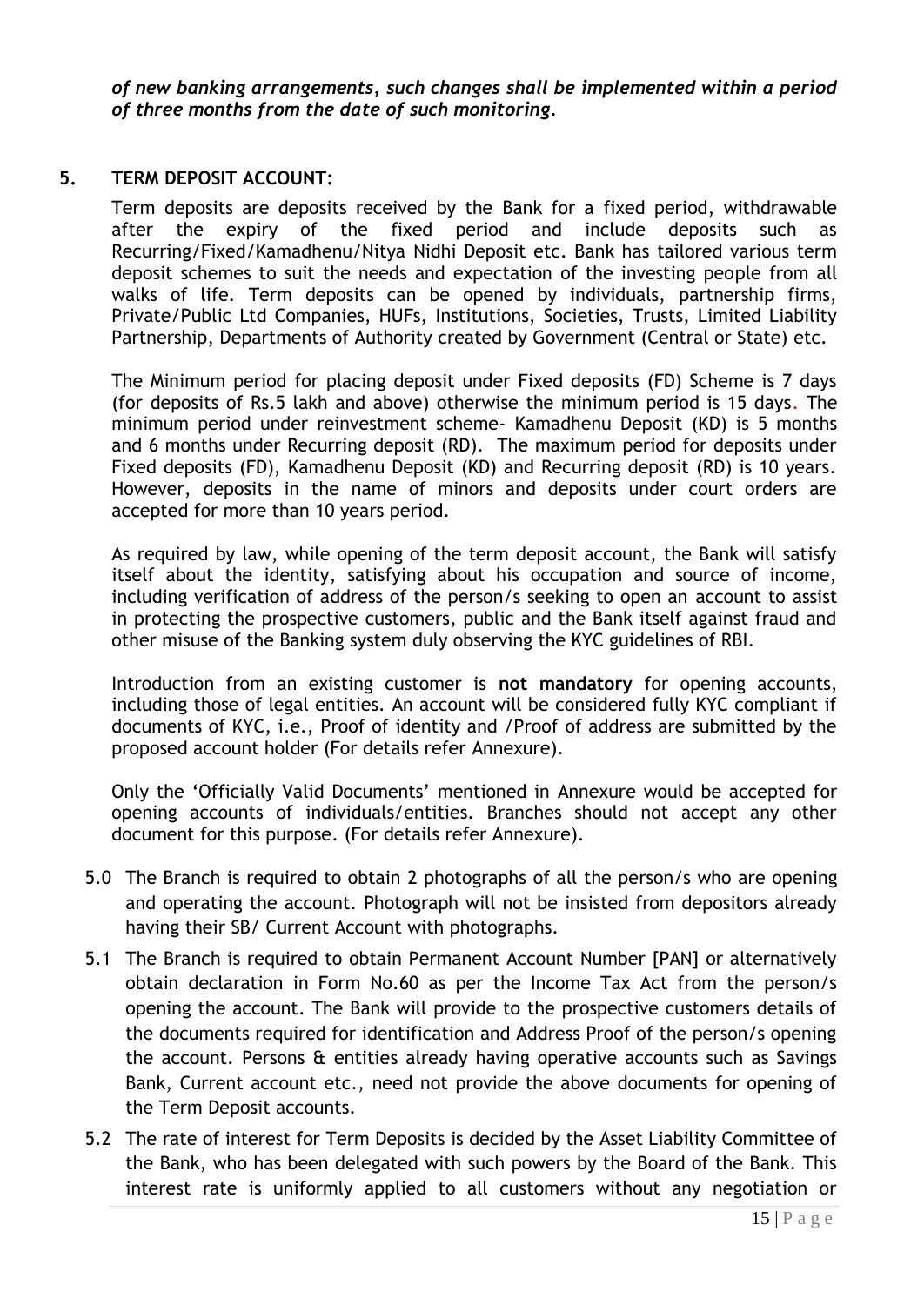*of new banking arrangements, such changes shall be implemented within a period of three months from the date of such monitoring.*

## 5. TERM DEPOSIT ACCOUNT:

Term deposits are deposits received by the Bank for a fixed period, withdrawable after the expiry of the fixed period and include deposits such as Recurring/Fixed/Kamadhenu/Nitya Nidhi Deposit etc. Bank has tailored various term deposit schemes to suit the needs and expectation of the investing people from all walks of life. Term deposits can be opened by individuals, partnership firms, Private/Public Ltd Companies, HUFs, Institutions, Societies, Trusts, Limited Liability Partnership, Departments of Authority created by Government (Central or State) etc.

The Minimum period for placing deposit under Fixed deposits (FD) Scheme is 7 days (for deposits of Rs.5 lakh and above) otherwise the minimum period is 15 days. The minimum period under reinvestment scheme- Kamadhenu Deposit (KD) is 5 months and 6 months under Recurring deposit (RD). The maximum period for deposits under Fixed deposits (FD), Kamadhenu Deposit (KD) and Recurring deposit (RD) is 10 years. However, deposits in the name of minors and deposits under court orders are accepted for more than 10 years period.

As required by law, while opening of the term deposit account, the Bank will satisfy itself about the identity, satisfying about his occupation and source of income, including verification of address of the person/s seeking to open an account to assist in protecting the prospective customers, public and the Bank itself against fraud and other misuse of the Banking system duly observing the KYC guidelines of RBI.

Introduction from an existing customer is **not mandatory** for opening accounts, including those of legal entities. An account will be considered fully KYC compliant if documents of KYC, i.e., Proof of identity and /Proof of address are submitted by the proposed account holder (For details refer Annexure).

Only the 'Officially Valid Documents' mentioned in Annexure would be accepted for opening accounts of individuals/entities. Branches should not accept any other document for this purpose. (For details refer Annexure).

5.0 The Branch is required to obtain 2 photographs of all the person/s who are opening and operating the account. Photograph will not be insisted from depositors already having their SB/ Current Account with photographs.

5.1 The Branch is required to obtain Permanent Account Number [PAN] or alternatively obtain declaration in Form No.60 as per the Income Tax Act from the person/s opening the account. The Bank will provide to the prospective customers details of the documents required for identification and Address Proof of the person/s opening the account. Persons & entities already having operative accounts such as Savings Bank, Current account etc., need not provide the above documents for opening of the Term Deposit accounts.

5.2 The rate of interest for Term Deposits is decided by the Asset Liability Committee of the Bank, who has been delegated with such powers by the Board of the Bank. This interest rate is uniformly applied to all customers without any negotiation or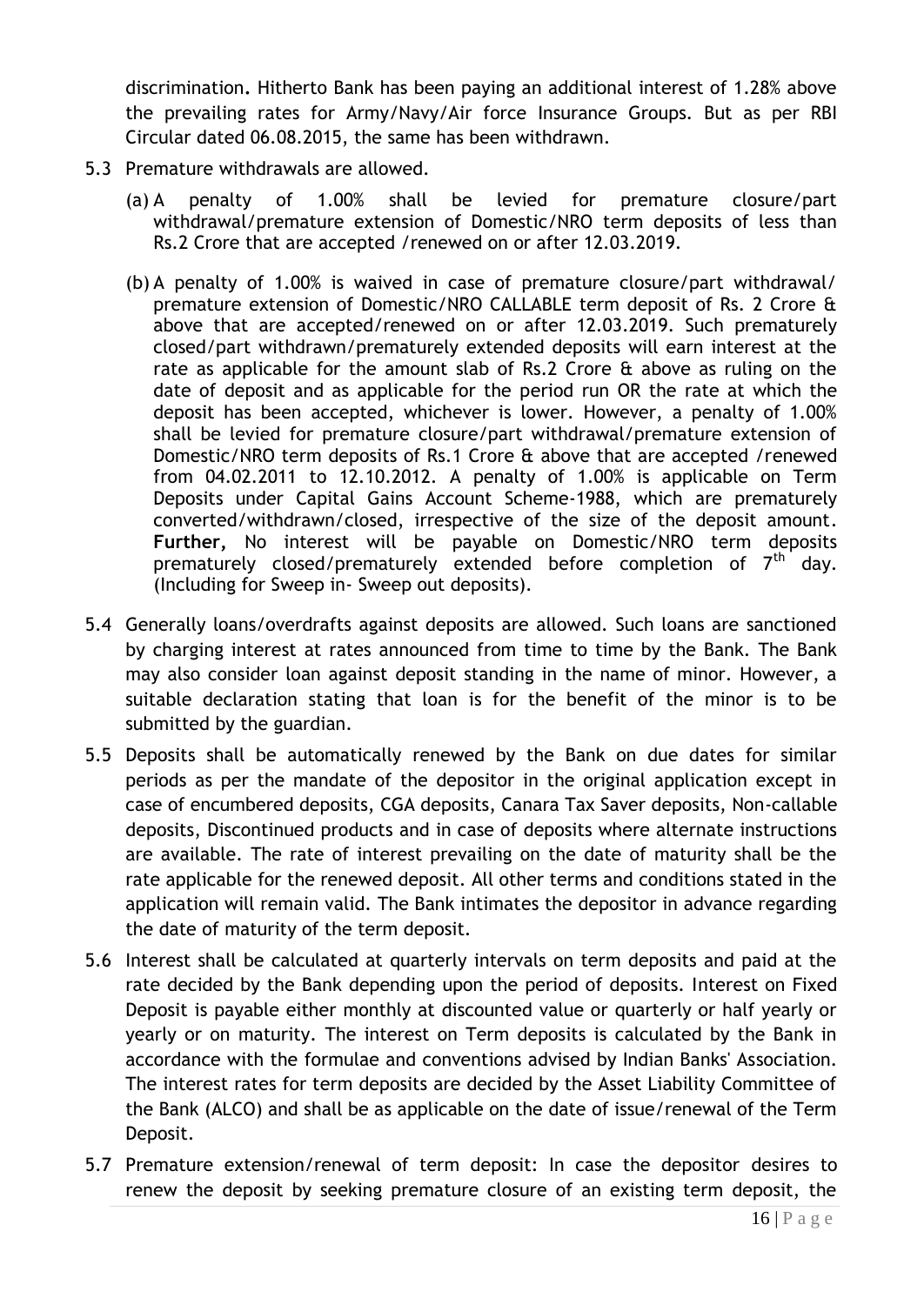discrimination**.** Hitherto Bank has been paying an additional interest of 1.28% above the prevailing rates for Army/Navy/Air force Insurance Groups. But as per RBI Circular dated 06.08.2015, the same has been withdrawn.

5.3 Premature withdrawals are allowed.

(a) A penalty of 1.00% shall be levied for premature closure/part withdrawal/premature extension of Domestic/NRO term deposits of less than Rs.2 Crore that are accepted /renewed on or after 12.03.2019.

(b) A penalty of 1.00% is waived in case of premature closure/part withdrawal/ premature extension of Domestic/NRO CALLABLE term deposit of Rs. 2 Crore & above that are accepted/renewed on or after 12.03.2019. Such prematurely closed/part withdrawn/prematurely extended deposits will earn interest at the rate as applicable for the amount slab of Rs.2 Crore & above as ruling on the date of deposit and as applicable for the period run OR the rate at which the deposit has been accepted, whichever is lower. However, a penalty of 1.00% shall be levied for premature closure/part withdrawal/premature extension of Domestic/NRO term deposits of Rs.1 Crore & above that are accepted /renewed from 04.02.2011 to 12.10.2012. A penalty of 1.00% is applicable on Term Deposits under Capital Gains Account Scheme-1988, which are prematurely converted/withdrawn/closed, irrespective of the size of the deposit amount. **Further,** No interest will be payable on Domestic/NRO term deposits prematurely closed/prematurely extended before completion of 7th day. (Including for Sweep in- Sweep out deposits).

5.4 Generally loans/overdrafts against deposits are allowed. Such loans are sanctioned by charging interest at rates announced from time to time by the Bank. The Bank may also consider loan against deposit standing in the name of minor. However, a suitable declaration stating that loan is for the benefit of the minor is to be submitted by the guardian.

5.5 Deposits shall be automatically renewed by the Bank on due dates for similar periods as per the mandate of the depositor in the original application except in case of encumbered deposits, CGA deposits, Canara Tax Saver deposits, Non-callable deposits, Discontinued products and in case of deposits where alternate instructions are available. The rate of interest prevailing on the date of maturity shall be the rate applicable for the renewed deposit. All other terms and conditions stated in the application will remain valid. The Bank intimates the depositor in advance regarding the date of maturity of the term deposit.

5.6 Interest shall be calculated at quarterly intervals on term deposits and paid at the rate decided by the Bank depending upon the period of deposits. Interest on Fixed Deposit is payable either monthly at discounted value or quarterly or half yearly or yearly or on maturity. The interest on Term deposits is calculated by the Bank in accordance with the formulae and conventions advised by Indian Banks' Association. The interest rates for term deposits are decided by the Asset Liability Committee of the Bank (ALCO) and shall be as applicable on the date of issue/renewal of the Term Deposit.

5.7 Premature extension/renewal of term deposit: In case the depositor desires to renew the deposit by seeking premature closure of an existing term deposit, the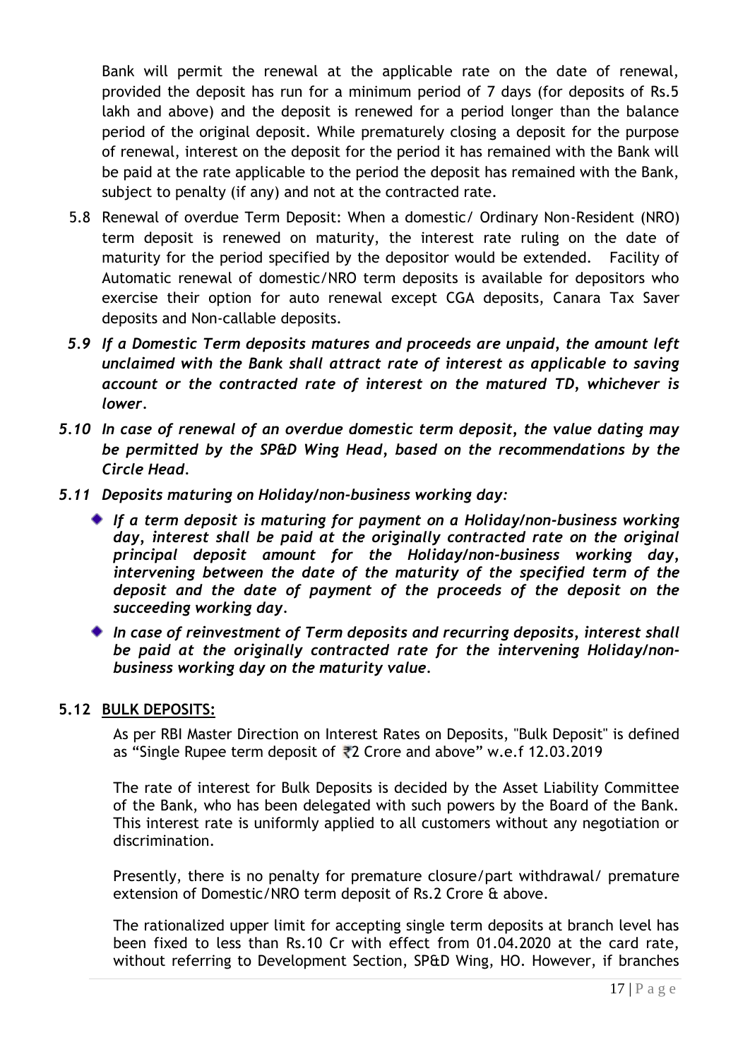Bank will permit the renewal at the applicable rate on the date of renewal, provided the deposit has run for a minimum period of 7 days (for deposits of Rs.5 lakh and above) and the deposit is renewed for a period longer than the balance period of the original deposit. While prematurely closing a deposit for the purpose of renewal, interest on the deposit for the period it has remained with the Bank will be paid at the rate applicable to the period the deposit has remained with the Bank, subject to penalty (if any) and not at the contracted rate.

5.8 Renewal of overdue Term Deposit: When a domestic/ Ordinary Non-Resident (NRO) term deposit is renewed on maturity, the interest rate ruling on the date of maturity for the period specified by the depositor would be extended. Facility of Automatic renewal of domestic/NRO term deposits is available for depositors who exercise their option for auto renewal except CGA deposits, Canara Tax Saver deposits and Non-callable deposits.

***5.9 If a Domestic Term deposits matures and proceeds are unpaid, the amount left unclaimed with the Bank shall attract rate of interest as applicable to saving account or the contracted rate of interest on the matured TD, whichever is lower.***

***5.10 In case of renewal of an overdue domestic term deposit, the value dating may be permitted by the SP&D Wing Head, based on the recommendations by the Circle Head.***

***5.11 Deposits maturing on Holiday/non-business working day:***

- ***If a term deposit is maturing for payment on a Holiday/non-business working day, interest shall be paid at the originally contracted rate on the original principal deposit amount for the Holiday/non-business working day, intervening between the date of the maturity of the specified term of the deposit and the date of payment of the proceeds of the deposit on the succeeding working day.***
- ***In case of reinvestment of Term deposits and recurring deposits, interest shall be paid at the originally contracted rate for the intervening Holiday/non-business working day on the maturity value.***

**5.12 <u>BULK DEPOSITS:</u>**

As per RBI Master Direction on Interest Rates on Deposits, "Bulk Deposit" is defined as "Single Rupee term deposit of ₹2 Crore and above" w.e.f 12.03.2019

The rate of interest for Bulk Deposits is decided by the Asset Liability Committee of the Bank, who has been delegated with such powers by the Board of the Bank. This interest rate is uniformly applied to all customers without any negotiation or discrimination.

Presently, there is no penalty for premature closure/part withdrawal/ premature extension of Domestic/NRO term deposit of Rs.2 Crore & above.

The rationalized upper limit for accepting single term deposits at branch level has been fixed to less than Rs.10 Cr with effect from 01.04.2020 at the card rate, without referring to Development Section, SP&D Wing, HO. However, if branches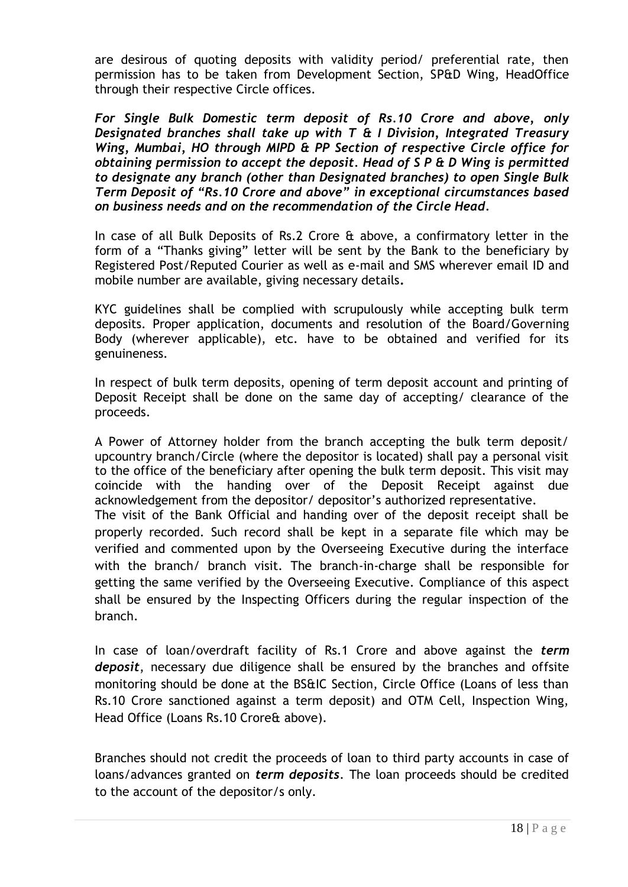are desirous of quoting deposits with validity period/ preferential rate, then permission has to be taken from Development Section, SP&D Wing, HeadOffice through their respective Circle offices.

***For Single Bulk Domestic term deposit of Rs.10 Crore and above, only Designated branches shall take up with T & I Division, Integrated Treasury Wing, Mumbai, HO through MIPD & PP Section of respective Circle office for obtaining permission to accept the deposit. Head of S P & D Wing is permitted to designate any branch (other than Designated branches) to open Single Bulk Term Deposit of "Rs.10 Crore and above" in exceptional circumstances based on business needs and on the recommendation of the Circle Head.***

In case of all Bulk Deposits of Rs.2 Crore & above, a confirmatory letter in the form of a "Thanks giving" letter will be sent by the Bank to the beneficiary by Registered Post/Reputed Courier as well as e-mail and SMS wherever email ID and mobile number are available, giving necessary details**.**

KYC guidelines shall be complied with scrupulously while accepting bulk term deposits. Proper application, documents and resolution of the Board/Governing Body (wherever applicable), etc. have to be obtained and verified for its genuineness.

In respect of bulk term deposits, opening of term deposit account and printing of Deposit Receipt shall be done on the same day of accepting/ clearance of the proceeds.

A Power of Attorney holder from the branch accepting the bulk term deposit/ upcountry branch/Circle (where the depositor is located) shall pay a personal visit to the office of the beneficiary after opening the bulk term deposit. This visit may coincide with the handing over of the Deposit Receipt against due acknowledgement from the depositor/ depositor's authorized representative.
The visit of the Bank Official and handing over of the deposit receipt shall be properly recorded. Such record shall be kept in a separate file which may be verified and commented upon by the Overseeing Executive during the interface with the branch/ branch visit. The branch-in-charge shall be responsible for getting the same verified by the Overseeing Executive. Compliance of this aspect shall be ensured by the Inspecting Officers during the regular inspection of the branch.

In case of loan/overdraft facility of Rs.1 Crore and above against the ***term deposit***, necessary due diligence shall be ensured by the branches and offsite monitoring should be done at the BS&IC Section, Circle Office (Loans of less than Rs.10 Crore sanctioned against a term deposit) and OTM Cell, Inspection Wing, Head Office (Loans Rs.10 Crore& above).

Branches should not credit the proceeds of loan to third party accounts in case of loans/advances granted on ***term deposits***. The loan proceeds should be credited to the account of the depositor/s only.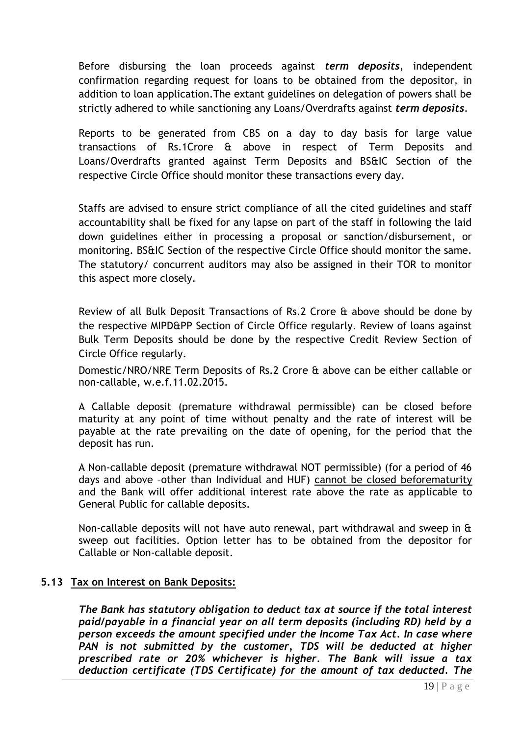Before disbursing the loan proceeds against ***term deposits***, independent confirmation regarding request for loans to be obtained from the depositor, in addition to loan application.The extant guidelines on delegation of powers shall be strictly adhered to while sanctioning any Loans/Overdrafts against ***term deposits***.

Reports to be generated from CBS on a day to day basis for large value transactions of Rs.1Crore & above in respect of Term Deposits and Loans/Overdrafts granted against Term Deposits and BS&IC Section of the respective Circle Office should monitor these transactions every day.

Staffs are advised to ensure strict compliance of all the cited guidelines and staff accountability shall be fixed for any lapse on part of the staff in following the laid down guidelines either in processing a proposal or sanction/disbursement, or monitoring. BS&IC Section of the respective Circle Office should monitor the same. The statutory/ concurrent auditors may also be assigned in their TOR to monitor this aspect more closely.

Review of all Bulk Deposit Transactions of Rs.2 Crore & above should be done by the respective MIPD&PP Section of Circle Office regularly. Review of loans against Bulk Term Deposits should be done by the respective Credit Review Section of Circle Office regularly.

Domestic/NRO/NRE Term Deposits of Rs.2 Crore & above can be either callable or non-callable, w.e.f.11.02.2015.

A Callable deposit (premature withdrawal permissible) can be closed before maturity at any point of time without penalty and the rate of interest will be payable at the rate prevailing on the date of opening, for the period that the deposit has run.

A Non-callable deposit (premature withdrawal NOT permissible) (for a period of 46 days and above –other than Individual and HUF) <u>cannot be closed beforematurity</u> and the Bank will offer additional interest rate above the rate as applicable to General Public for callable deposits.

Non-callable deposits will not have auto renewal, part withdrawal and sweep in & sweep out facilities. Option letter has to be obtained from the depositor for Callable or Non-callable deposit.

### 5.13 Tax on Interest on Bank Deposits:

***The Bank has statutory obligation to deduct tax at source if the total interest paid/payable in a financial year on all term deposits (including RD) held by a person exceeds the amount specified under the Income Tax Act. In case where PAN is not submitted by the customer, TDS will be deducted at higher prescribed rate or 20% whichever is higher. The Bank will issue a tax deduction certificate (TDS Certificate) for the amount of tax deducted. The***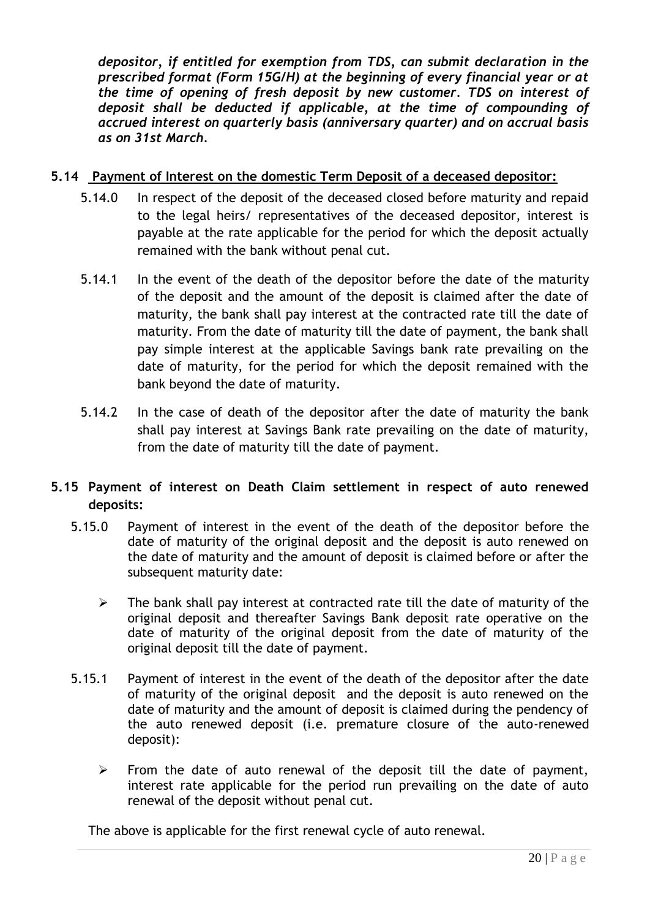***depositor, if entitled for exemption from TDS, can submit declaration in the prescribed format (Form 15G/H) at the beginning of every financial year or at the time of opening of fresh deposit by new customer. TDS on interest of deposit shall be deducted if applicable, at the time of compounding of accrued interest on quarterly basis (anniversary quarter) and on accrual basis as on 31st March.***

### 5.14 Payment of Interest on the domestic Term Deposit of a deceased depositor:

5.14.0 In respect of the deposit of the deceased closed before maturity and repaid to the legal heirs/ representatives of the deceased depositor, interest is payable at the rate applicable for the period for which the deposit actually remained with the bank without penal cut.

5.14.1 In the event of the death of the depositor before the date of the maturity of the deposit and the amount of the deposit is claimed after the date of maturity, the bank shall pay interest at the contracted rate till the date of maturity. From the date of maturity till the date of payment, the bank shall pay simple interest at the applicable Savings bank rate prevailing on the date of maturity, for the period for which the deposit remained with the bank beyond the date of maturity.

5.14.2 In the case of death of the depositor after the date of maturity the bank shall pay interest at Savings Bank rate prevailing on the date of maturity, from the date of maturity till the date of payment.

### 5.15 Payment of interest on Death Claim settlement in respect of auto renewed deposits:

5.15.0 Payment of interest in the event of the death of the depositor before the date of maturity of the original deposit and the deposit is auto renewed on the date of maturity and the amount of deposit is claimed before or after the subsequent maturity date:

- The bank shall pay interest at contracted rate till the date of maturity of the original deposit and thereafter Savings Bank deposit rate operative on the date of maturity of the original deposit from the date of maturity of the original deposit till the date of payment.

5.15.1 Payment of interest in the event of the death of the depositor after the date of maturity of the original deposit and the deposit is auto renewed on the date of maturity and the amount of deposit is claimed during the pendency of the auto renewed deposit (i.e. premature closure of the auto-renewed deposit):

- From the date of auto renewal of the deposit till the date of payment, interest rate applicable for the period run prevailing on the date of auto renewal of the deposit without penal cut.

The above is applicable for the first renewal cycle of auto renewal.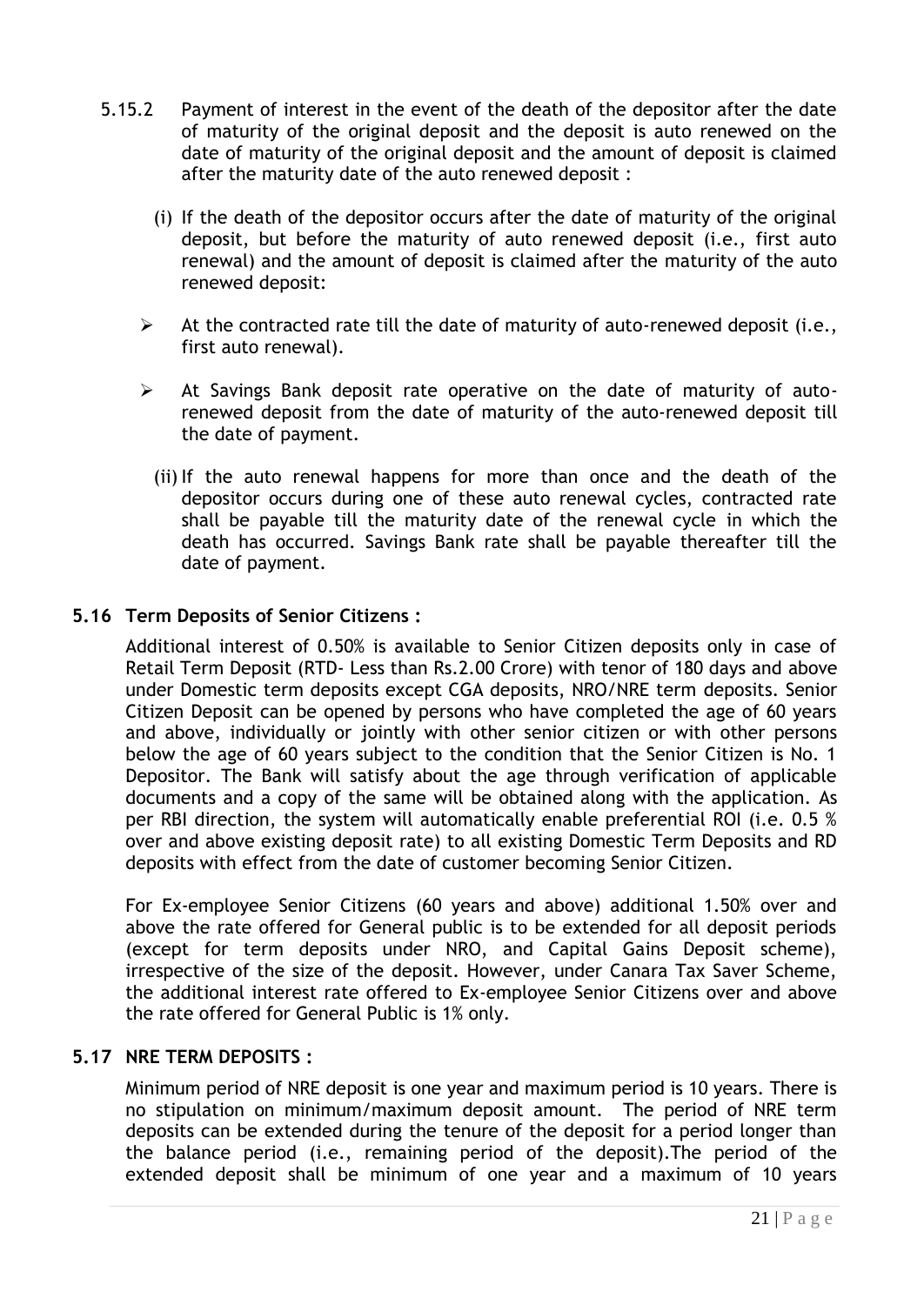5.15.2 Payment of interest in the event of the death of the depositor after the date of maturity of the original deposit and the deposit is auto renewed on the date of maturity of the original deposit and the amount of deposit is claimed after the maturity date of the auto renewed deposit :

(i) If the death of the depositor occurs after the date of maturity of the original deposit, but before the maturity of auto renewed deposit (i.e., first auto renewal) and the amount of deposit is claimed after the maturity of the auto renewed deposit:

- At the contracted rate till the date of maturity of auto-renewed deposit (i.e., first auto renewal).
- At Savings Bank deposit rate operative on the date of maturity of auto-renewed deposit from the date of maturity of the auto-renewed deposit till the date of payment.

(ii) If the auto renewal happens for more than once and the death of the depositor occurs during one of these auto renewal cycles, contracted rate shall be payable till the maturity date of the renewal cycle in which the death has occurred. Savings Bank rate shall be payable thereafter till the date of payment.

## 5.16 Term Deposits of Senior Citizens :

Additional interest of 0.50% is available to Senior Citizen deposits only in case of Retail Term Deposit (RTD- Less than Rs.2.00 Crore) with tenor of 180 days and above under Domestic term deposits except CGA deposits, NRO/NRE term deposits. Senior Citizen Deposit can be opened by persons who have completed the age of 60 years and above, individually or jointly with other senior citizen or with other persons below the age of 60 years subject to the condition that the Senior Citizen is No. 1 Depositor. The Bank will satisfy about the age through verification of applicable documents and a copy of the same will be obtained along with the application. As per RBI direction, the system will automatically enable preferential ROI (i.e. 0.5 % over and above existing deposit rate) to all existing Domestic Term Deposits and RD deposits with effect from the date of customer becoming Senior Citizen.

For Ex-employee Senior Citizens (60 years and above) additional 1.50% over and above the rate offered for General public is to be extended for all deposit periods (except for term deposits under NRO, and Capital Gains Deposit scheme), irrespective of the size of the deposit. However, under Canara Tax Saver Scheme, the additional interest rate offered to Ex-employee Senior Citizens over and above the rate offered for General Public is 1% only.

## 5.17 NRE TERM DEPOSITS :

Minimum period of NRE deposit is one year and maximum period is 10 years. There is no stipulation on minimum/maximum deposit amount. The period of NRE term deposits can be extended during the tenure of the deposit for a period longer than the balance period (i.e., remaining period of the deposit).The period of the extended deposit shall be minimum of one year and a maximum of 10 years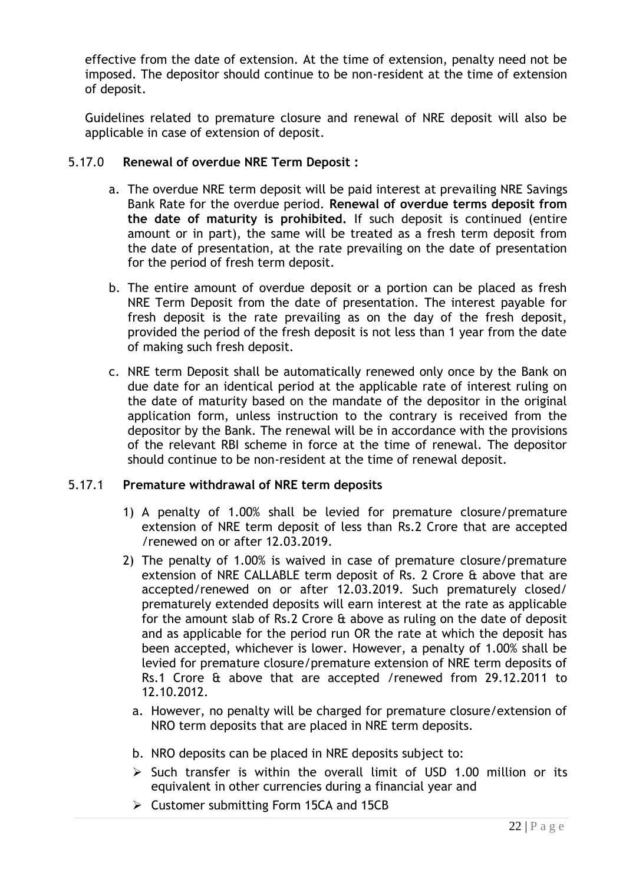effective from the date of extension. At the time of extension, penalty need not be imposed. The depositor should continue to be non-resident at the time of extension of deposit.

Guidelines related to premature closure and renewal of NRE deposit will also be applicable in case of extension of deposit.

### 5.17.0 Renewal of overdue NRE Term Deposit :

a. The overdue NRE term deposit will be paid interest at prevailing NRE Savings Bank Rate for the overdue period. **Renewal of overdue terms deposit from the date of maturity is prohibited.** If such deposit is continued (entire amount or in part), the same will be treated as a fresh term deposit from the date of presentation, at the rate prevailing on the date of presentation for the period of fresh term deposit.

b. The entire amount of overdue deposit or a portion can be placed as fresh NRE Term Deposit from the date of presentation. The interest payable for fresh deposit is the rate prevailing as on the day of the fresh deposit, provided the period of the fresh deposit is not less than 1 year from the date of making such fresh deposit.

c. NRE term Deposit shall be automatically renewed only once by the Bank on due date for an identical period at the applicable rate of interest ruling on the date of maturity based on the mandate of the depositor in the original application form, unless instruction to the contrary is received from the depositor by the Bank. The renewal will be in accordance with the provisions of the relevant RBI scheme in force at the time of renewal. The depositor should continue to be non-resident at the time of renewal deposit.

### 5.17.1 Premature withdrawal of NRE term deposits

1) A penalty of 1.00% shall be levied for premature closure/premature extension of NRE term deposit of less than Rs.2 Crore that are accepted /renewed on or after 12.03.2019.
2) The penalty of 1.00% is waived in case of premature closure/premature extension of NRE CALLABLE term deposit of Rs. 2 Crore & above that are accepted/renewed on or after 12.03.2019. Such prematurely closed/ prematurely extended deposits will earn interest at the rate as applicable for the amount slab of Rs.2 Crore & above as ruling on the date of deposit and as applicable for the period run OR the rate at which the deposit has been accepted, whichever is lower. However, a penalty of 1.00% shall be levied for premature closure/premature extension of NRE term deposits of Rs.1 Crore & above that are accepted /renewed from 29.12.2011 to 12.10.2012.
   a. However, no penalty will be charged for premature closure/extension of NRO term deposits that are placed in NRE term deposits.
   b. NRO deposits can be placed in NRE deposits subject to:
      - Such transfer is within the overall limit of USD 1.00 million or its equivalent in other currencies during a financial year and
      - Customer submitting Form 15CA and 15CB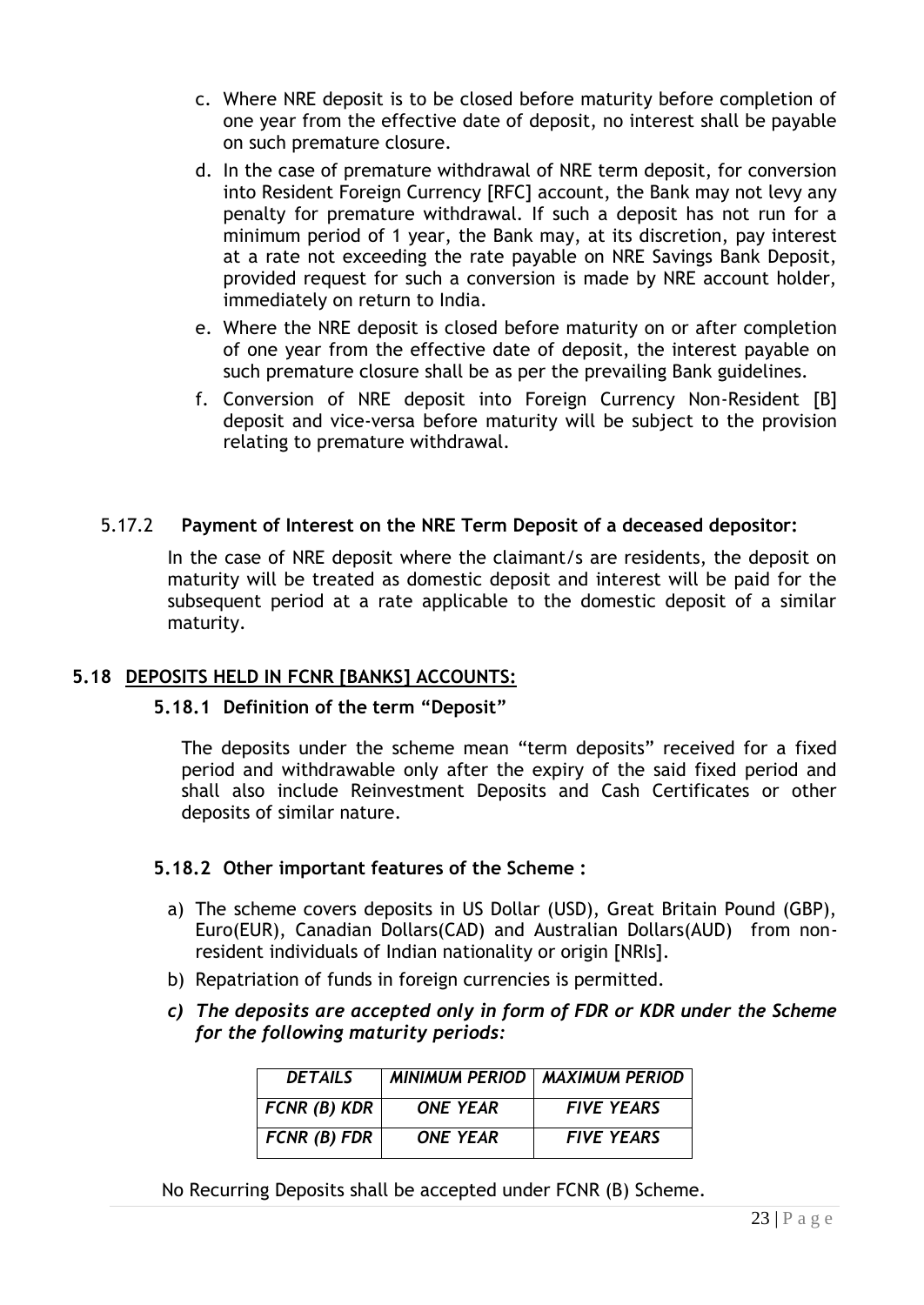c. Where NRE deposit is to be closed before maturity before completion of one year from the effective date of deposit, no interest shall be payable on such premature closure.

d. In the case of premature withdrawal of NRE term deposit, for conversion into Resident Foreign Currency [RFC] account, the Bank may not levy any penalty for premature withdrawal. If such a deposit has not run for a minimum period of 1 year, the Bank may, at its discretion, pay interest at a rate not exceeding the rate payable on NRE Savings Bank Deposit, provided request for such a conversion is made by NRE account holder, immediately on return to India.

e. Where the NRE deposit is closed before maturity on or after completion of one year from the effective date of deposit, the interest payable on such premature closure shall be as per the prevailing Bank guidelines.

f. Conversion of NRE deposit into Foreign Currency Non-Resident [B] deposit and vice-versa before maturity will be subject to the provision relating to premature withdrawal.

### 5.17.2 **Payment of Interest on the NRE Term Deposit of a deceased depositor:**

In the case of NRE deposit where the claimant/s are residents, the deposit on maturity will be treated as domestic deposit and interest will be paid for the subsequent period at a rate applicable to the domestic deposit of a similar maturity.

## 5.18 <u>DEPOSITS HELD IN FCNR [BANKS] ACCOUNTS:</u>

### 5.18.1 Definition of the term "Deposit"

The deposits under the scheme mean "term deposits" received for a fixed period and withdrawable only after the expiry of the said fixed period and shall also include Reinvestment Deposits and Cash Certificates or other deposits of similar nature.

### 5.18.2 Other important features of the Scheme :

a) The scheme covers deposits in US Dollar (USD), Great Britain Pound (GBP), Euro(EUR), Canadian Dollars(CAD) and Australian Dollars(AUD) from non-resident individuals of Indian nationality or origin [NRIs].

b) Repatriation of funds in foreign currencies is permitted.

c) ***The deposits are accepted only in form of FDR or KDR under the Scheme for the following maturity periods:***

| *DETAILS* | *MINIMUM PERIOD* | *MAXIMUM PERIOD* |
|---|---|---|
| *FCNR (B) KDR* | *ONE YEAR* | *FIVE YEARS* |
| *FCNR (B) FDR* | *ONE YEAR* | *FIVE YEARS* |

No Recurring Deposits shall be accepted under FCNR (B) Scheme.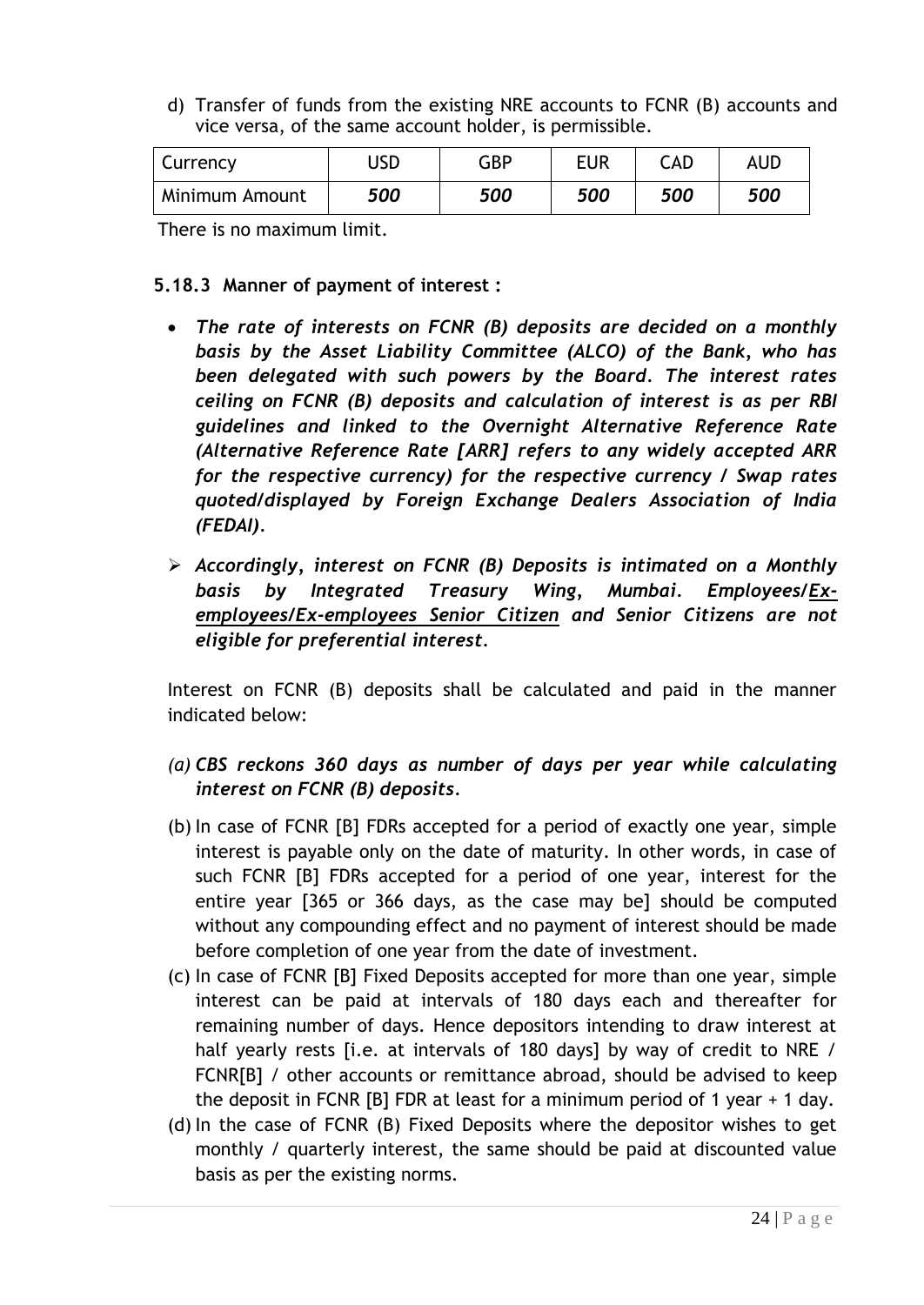d) Transfer of funds from the existing NRE accounts to FCNR (B) accounts and vice versa, of the same account holder, is permissible.

| Currency | USD | GBP | EUR | CAD | AUD |
|---|---|---|---|---|---|
| Minimum Amount | ***500*** | ***500*** | ***500*** | ***500*** | ***500*** |

There is no maximum limit.

**5.18.3 Manner of payment of interest :**

- ***The rate of interests on FCNR (B) deposits are decided on a monthly basis by the Asset Liability Committee (ALCO) of the Bank, who has been delegated with such powers by the Board. The interest rates ceiling on FCNR (B) deposits and calculation of interest is as per RBI guidelines and linked to the Overnight Alternative Reference Rate (Alternative Reference Rate [ARR] refers to any widely accepted ARR for the respective currency) for the respective currency / Swap rates quoted/displayed by Foreign Exchange Dealers Association of India (FEDAI).***

- ***Accordingly, interest on FCNR (B) Deposits is intimated on a Monthly basis by Integrated Treasury Wing, Mumbai. Employees/<u>Ex-employees/Ex-employees Senior Citizen</u> and Senior Citizens are not eligible for preferential interest.***

Interest on FCNR (B) deposits shall be calculated and paid in the manner indicated below:

*(a)* ***CBS reckons 360 days as number of days per year while calculating interest on FCNR (B) deposits.***

(b) In case of FCNR [B] FDRs accepted for a period of exactly one year, simple interest is payable only on the date of maturity. In other words, in case of such FCNR [B] FDRs accepted for a period of one year, interest for the entire year [365 or 366 days, as the case may be] should be computed without any compounding effect and no payment of interest should be made before completion of one year from the date of investment.

(c) In case of FCNR [B] Fixed Deposits accepted for more than one year, simple interest can be paid at intervals of 180 days each and thereafter for remaining number of days. Hence depositors intending to draw interest at half yearly rests [i.e. at intervals of 180 days] by way of credit to NRE / FCNR[B] / other accounts or remittance abroad, should be advised to keep the deposit in FCNR [B] FDR at least for a minimum period of 1 year + 1 day.

(d) In the case of FCNR (B) Fixed Deposits where the depositor wishes to get monthly / quarterly interest, the same should be paid at discounted value basis as per the existing norms.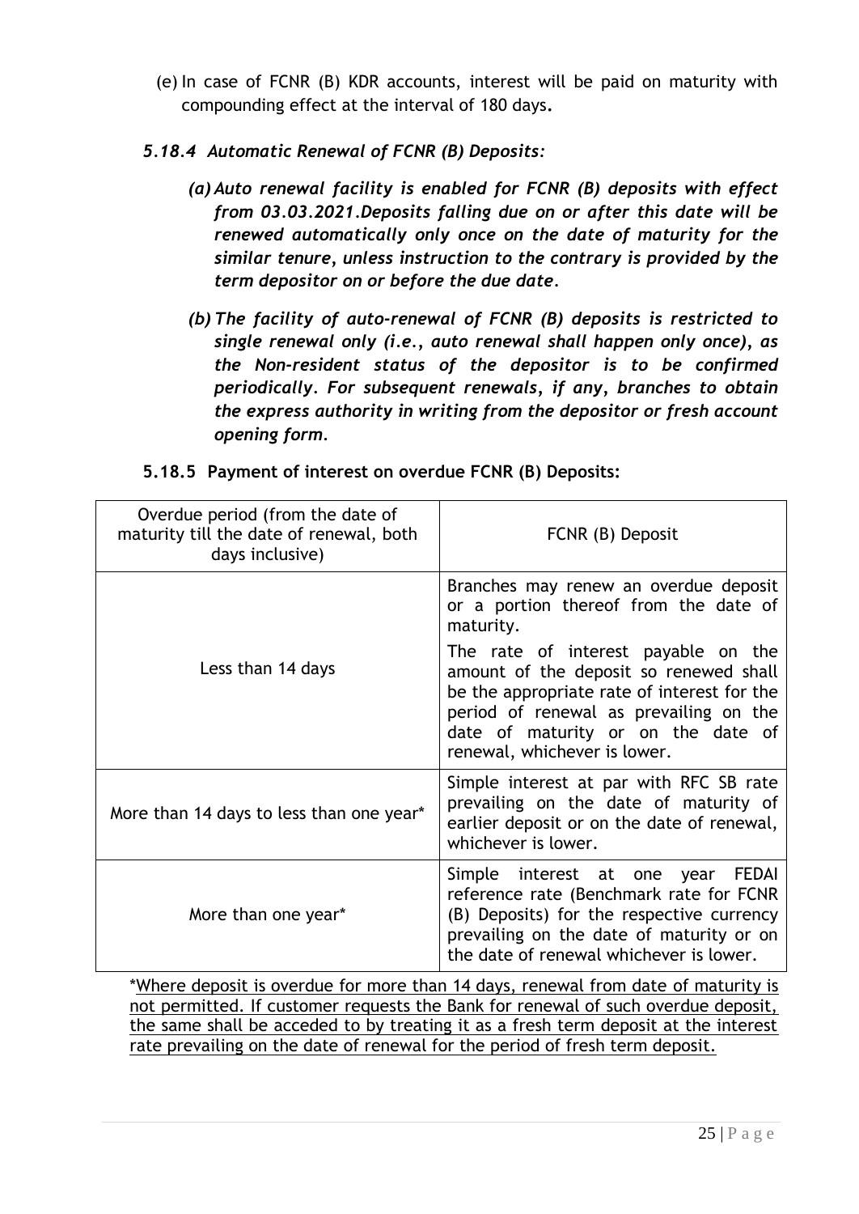(e) In case of FCNR (B) KDR accounts, interest will be paid on maturity with compounding effect at the interval of 180 days**.**

### *5.18.4 Automatic Renewal of FCNR (B) Deposits:*

***(a) Auto renewal facility is enabled for FCNR (B) deposits with effect from 03.03.2021.Deposits falling due on or after this date will be renewed automatically only once on the date of maturity for the similar tenure, unless instruction to the contrary is provided by the term depositor on or before the due date.***

***(b) The facility of auto-renewal of FCNR (B) deposits is restricted to single renewal only (i.e., auto renewal shall happen only once), as the Non-resident status of the depositor is to be confirmed periodically. For subsequent renewals, if any, branches to obtain the express authority in writing from the depositor or fresh account opening form.***

### 5.18.5 Payment of interest on overdue FCNR (B) Deposits:

| Overdue period (from the date of maturity till the date of renewal, both days inclusive) | FCNR (B) Deposit |
|---|---|
| Less than 14 days | Branches may renew an overdue deposit or a portion thereof from the date of maturity.<br><br>The rate of interest payable on the amount of the deposit so renewed shall be the appropriate rate of interest for the period of renewal as prevailing on the date of maturity or on the date of renewal, whichever is lower. |
| More than 14 days to less than one year* | Simple interest at par with RFC SB rate prevailing on the date of maturity of earlier deposit or on the date of renewal, whichever is lower. |
| More than one year* | Simple interest at one year FEDAI reference rate (Benchmark rate for FCNR (B) Deposits) for the respective currency prevailing on the date of maturity or on the date of renewal whichever is lower. |

*Where deposit is overdue for more than 14 days, renewal from date of maturity is not permitted. If customer requests the Bank for renewal of such overdue deposit, the same shall be acceded to by treating it as a fresh term deposit at the interest rate prevailing on the date of renewal for the period of fresh term deposit.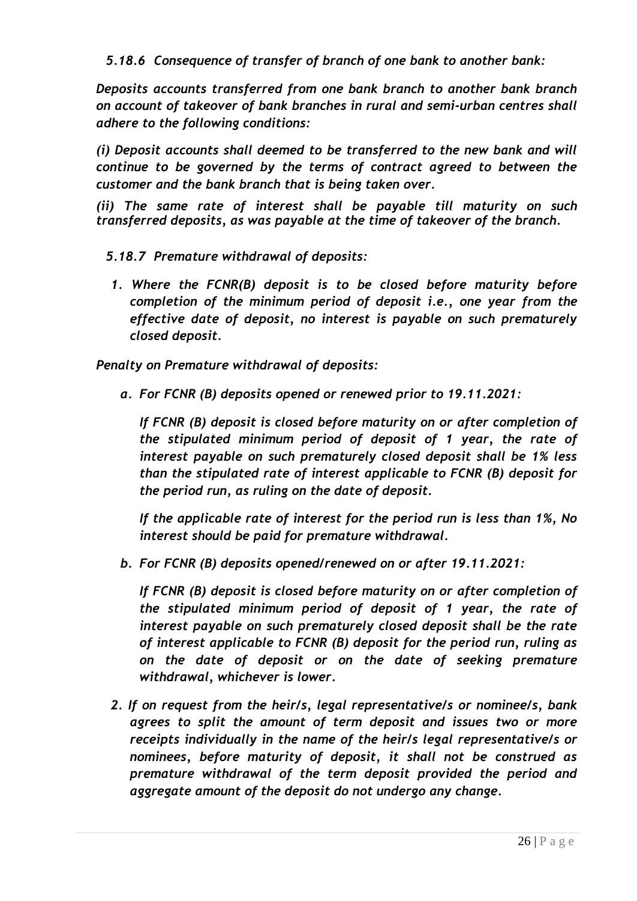### *5.18.6 Consequence of transfer of branch of one bank to another bank:*

***Deposits accounts transferred from one bank branch to another bank branch on account of takeover of bank branches in rural and semi-urban centres shall adhere to the following conditions:***

***(i) Deposit accounts shall deemed to be transferred to the new bank and will continue to be governed by the terms of contract agreed to between the customer and the bank branch that is being taken over.***

***(ii) The same rate of interest shall be payable till maturity on such transferred deposits, as was payable at the time of takeover of the branch.***

### *5.18.7 Premature withdrawal of deposits:*

1. ***Where the FCNR(B) deposit is to be closed before maturity before completion of the minimum period of deposit i.e., one year from the effective date of deposit, no interest is payable on such prematurely closed deposit.***

***Penalty on Premature withdrawal of deposits:***

a. ***For FCNR (B) deposits opened or renewed prior to 19.11.2021:***

   ***If FCNR (B) deposit is closed before maturity on or after completion of the stipulated minimum period of deposit of 1 year, the rate of interest payable on such prematurely closed deposit shall be 1% less than the stipulated rate of interest applicable to FCNR (B) deposit for the period run, as ruling on the date of deposit.***

   ***If the applicable rate of interest for the period run is less than 1%, No interest should be paid for premature withdrawal.***

b. ***For FCNR (B) deposits opened/renewed on or after 19.11.2021:***

   ***If FCNR (B) deposit is closed before maturity on or after completion of the stipulated minimum period of deposit of 1 year, the rate of interest payable on such prematurely closed deposit shall be the rate of interest applicable to FCNR (B) deposit for the period run, ruling as on the date of deposit or on the date of seeking premature withdrawal, whichever is lower.***

2. ***If on request from the heir/s, legal representative/s or nominee/s, bank agrees to split the amount of term deposit and issues two or more receipts individually in the name of the heir/s legal representative/s or nominees, before maturity of deposit, it shall not be construed as premature withdrawal of the term deposit provided the period and aggregate amount of the deposit do not undergo any change.***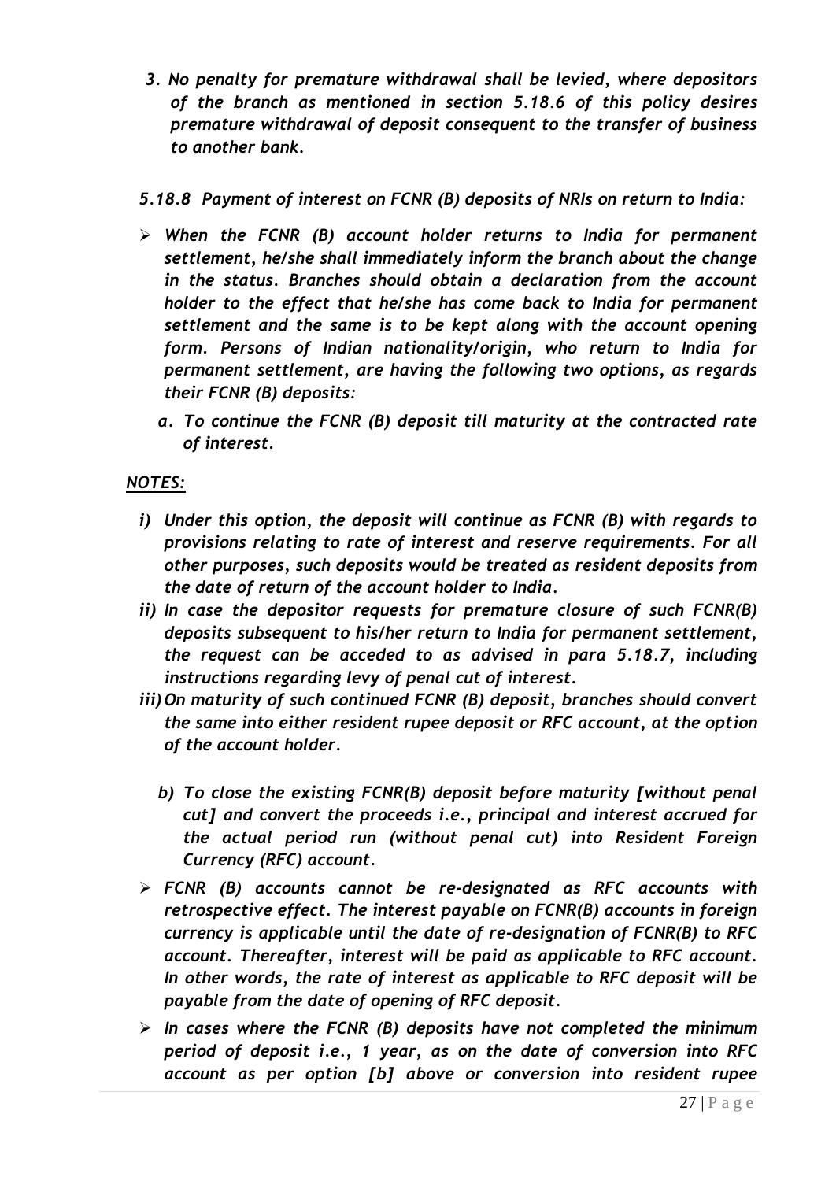3. *No penalty for premature withdrawal shall be levied, where depositors of the branch as mentioned in section 5.18.6 of this policy desires premature withdrawal of deposit consequent to the transfer of business to another bank.*

### *5.18.8 Payment of interest on FCNR (B) deposits of NRIs on return to India:*

- *When the FCNR (B) account holder returns to India for permanent settlement, he/she shall immediately inform the branch about the change in the status. Branches should obtain a declaration from the account holder to the effect that he/she has come back to India for permanent settlement and the same is to be kept along with the account opening form. Persons of Indian nationality/origin, who return to India for permanent settlement, are having the following two options, as regards their FCNR (B) deposits:*

  a. *To continue the FCNR (B) deposit till maturity at the contracted rate of interest.*

***<u>NOTES:</u>***

i) *Under this option, the deposit will continue as FCNR (B) with regards to provisions relating to rate of interest and reserve requirements. For all other purposes, such deposits would be treated as resident deposits from the date of return of the account holder to India.*

ii) *In case the depositor requests for premature closure of such FCNR(B) deposits subsequent to his/her return to India for permanent settlement, the request can be acceded to as advised in para 5.18.7, including instructions regarding levy of penal cut of interest.*

iii) *On maturity of such continued FCNR (B) deposit, branches should convert the same into either resident rupee deposit or RFC account, at the option of the account holder.*

  b) *To close the existing FCNR(B) deposit before maturity [without penal cut] and convert the proceeds i.e., principal and interest accrued for the actual period run (without penal cut) into Resident Foreign Currency (RFC) account.*

- *FCNR (B) accounts cannot be re-designated as RFC accounts with retrospective effect. The interest payable on FCNR(B) accounts in foreign currency is applicable until the date of re-designation of FCNR(B) to RFC account. Thereafter, interest will be paid as applicable to RFC account. In other words, the rate of interest as applicable to RFC deposit will be payable from the date of opening of RFC deposit.*

- *In cases where the FCNR (B) deposits have not completed the minimum period of deposit i.e., 1 year, as on the date of conversion into RFC account as per option [b] above or conversion into resident rupee*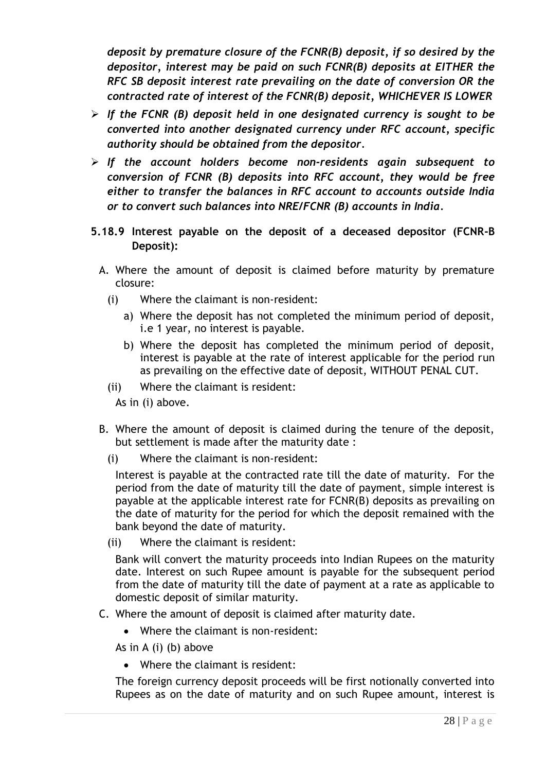***deposit by premature closure of the FCNR(B) deposit, if so desired by the depositor, interest may be paid on such FCNR(B) deposits at EITHER the RFC SB deposit interest rate prevailing on the date of conversion OR the contracted rate of interest of the FCNR(B) deposit, WHICHEVER IS LOWER***

- ***If the FCNR (B) deposit held in one designated currency is sought to be converted into another designated currency under RFC account, specific authority should be obtained from the depositor.***
- ***If the account holders become non-residents again subsequent to conversion of FCNR (B) deposits into RFC account, they would be free either to transfer the balances in RFC account to accounts outside India or to convert such balances into NRE/FCNR (B) accounts in India.***

### 5.18.9 Interest payable on the deposit of a deceased depositor (FCNR-B Deposit):

A. Where the amount of deposit is claimed before maturity by premature closure:

  (i) Where the claimant is non-resident:

   a) Where the deposit has not completed the minimum period of deposit, i.e 1 year, no interest is payable.

   b) Where the deposit has completed the minimum period of deposit, interest is payable at the rate of interest applicable for the period run as prevailing on the effective date of deposit, WITHOUT PENAL CUT.

  (ii) Where the claimant is resident:

  As in (i) above.

B. Where the amount of deposit is claimed during the tenure of the deposit, but settlement is made after the maturity date :

  (i) Where the claimant is non-resident:

  Interest is payable at the contracted rate till the date of maturity. For the period from the date of maturity till the date of payment, simple interest is payable at the applicable interest rate for FCNR(B) deposits as prevailing on the date of maturity for the period for which the deposit remained with the bank beyond the date of maturity.

  (ii) Where the claimant is resident:

  Bank will convert the maturity proceeds into Indian Rupees on the maturity date. Interest on such Rupee amount is payable for the subsequent period from the date of maturity till the date of payment at a rate as applicable to domestic deposit of similar maturity.

C. Where the amount of deposit is claimed after maturity date.

  - Where the claimant is non-resident:

  As in A (i) (b) above

  - Where the claimant is resident:

  The foreign currency deposit proceeds will be first notionally converted into Rupees as on the date of maturity and on such Rupee amount, interest is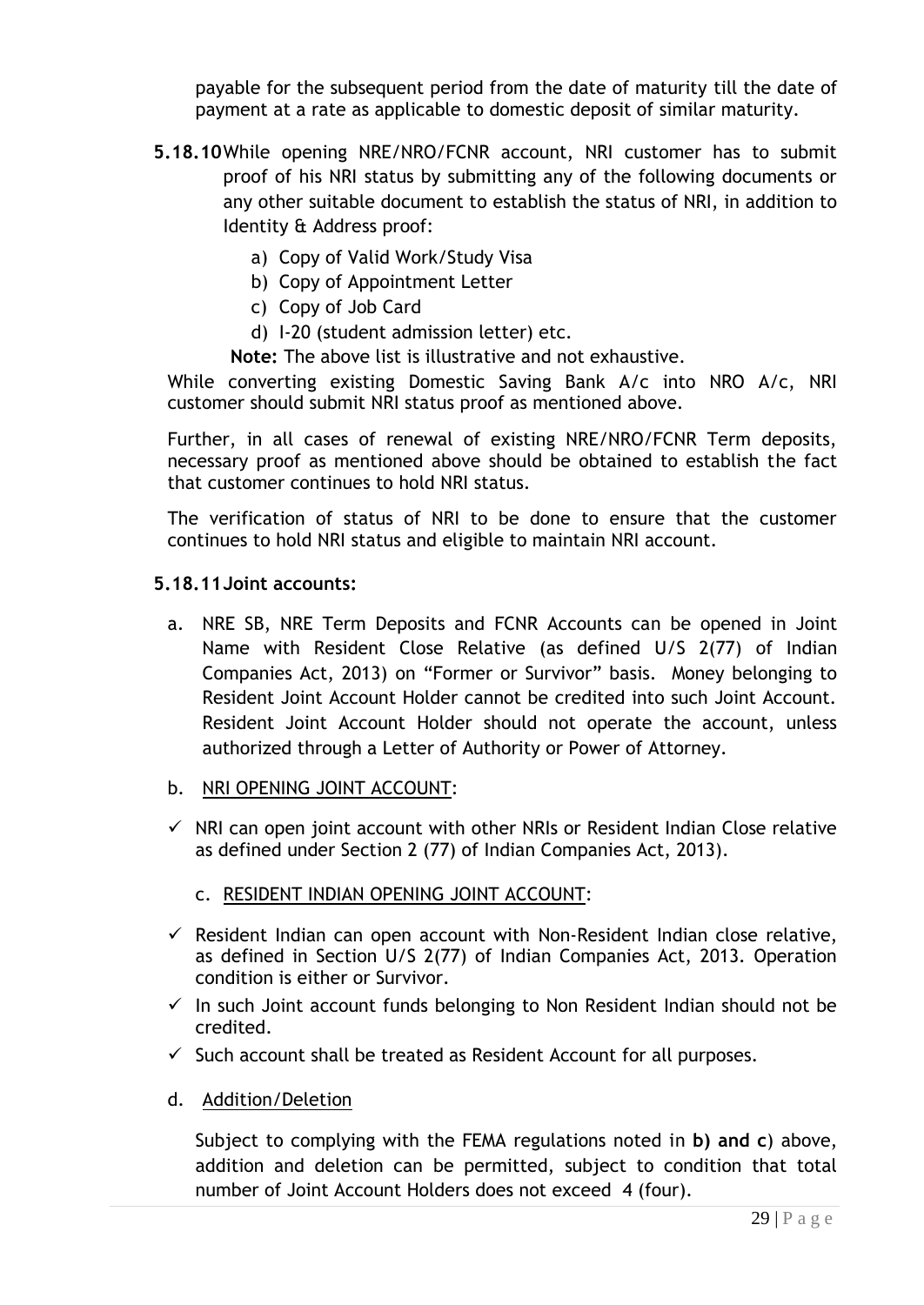payable for the subsequent period from the date of maturity till the date of payment at a rate as applicable to domestic deposit of similar maturity.

**5.18.10** While opening NRE/NRO/FCNR account, NRI customer has to submit proof of his NRI status by submitting any of the following documents or any other suitable document to establish the status of NRI, in addition to Identity & Address proof:

a) Copy of Valid Work/Study Visa
b) Copy of Appointment Letter
c) Copy of Job Card
d) I-20 (student admission letter) etc.

**Note:** The above list is illustrative and not exhaustive.

While converting existing Domestic Saving Bank A/c into NRO A/c, NRI customer should submit NRI status proof as mentioned above.

Further, in all cases of renewal of existing NRE/NRO/FCNR Term deposits, necessary proof as mentioned above should be obtained to establish the fact that customer continues to hold NRI status.

The verification of status of NRI to be done to ensure that the customer continues to hold NRI status and eligible to maintain NRI account.

**5.18.11 Joint accounts:**

a. NRE SB, NRE Term Deposits and FCNR Accounts can be opened in Joint Name with Resident Close Relative (as defined U/S 2(77) of Indian Companies Act, 2013) on "Former or Survivor" basis. Money belonging to Resident Joint Account Holder cannot be credited into such Joint Account. Resident Joint Account Holder should not operate the account, unless authorized through a Letter of Authority or Power of Attorney.

b. NRI OPENING JOINT ACCOUNT:

- ✓ NRI can open joint account with other NRIs or Resident Indian Close relative as defined under Section 2 (77) of Indian Companies Act, 2013).

c. RESIDENT INDIAN OPENING JOINT ACCOUNT:

- ✓ Resident Indian can open account with Non-Resident Indian close relative, as defined in Section U/S 2(77) of Indian Companies Act, 2013. Operation condition is either or Survivor.
- ✓ In such Joint account funds belonging to Non Resident Indian should not be credited.
- ✓ Such account shall be treated as Resident Account for all purposes.

d. Addition/Deletion

Subject to complying with the FEMA regulations noted in **b) and c**) above, addition and deletion can be permitted, subject to condition that total number of Joint Account Holders does not exceed 4 (four).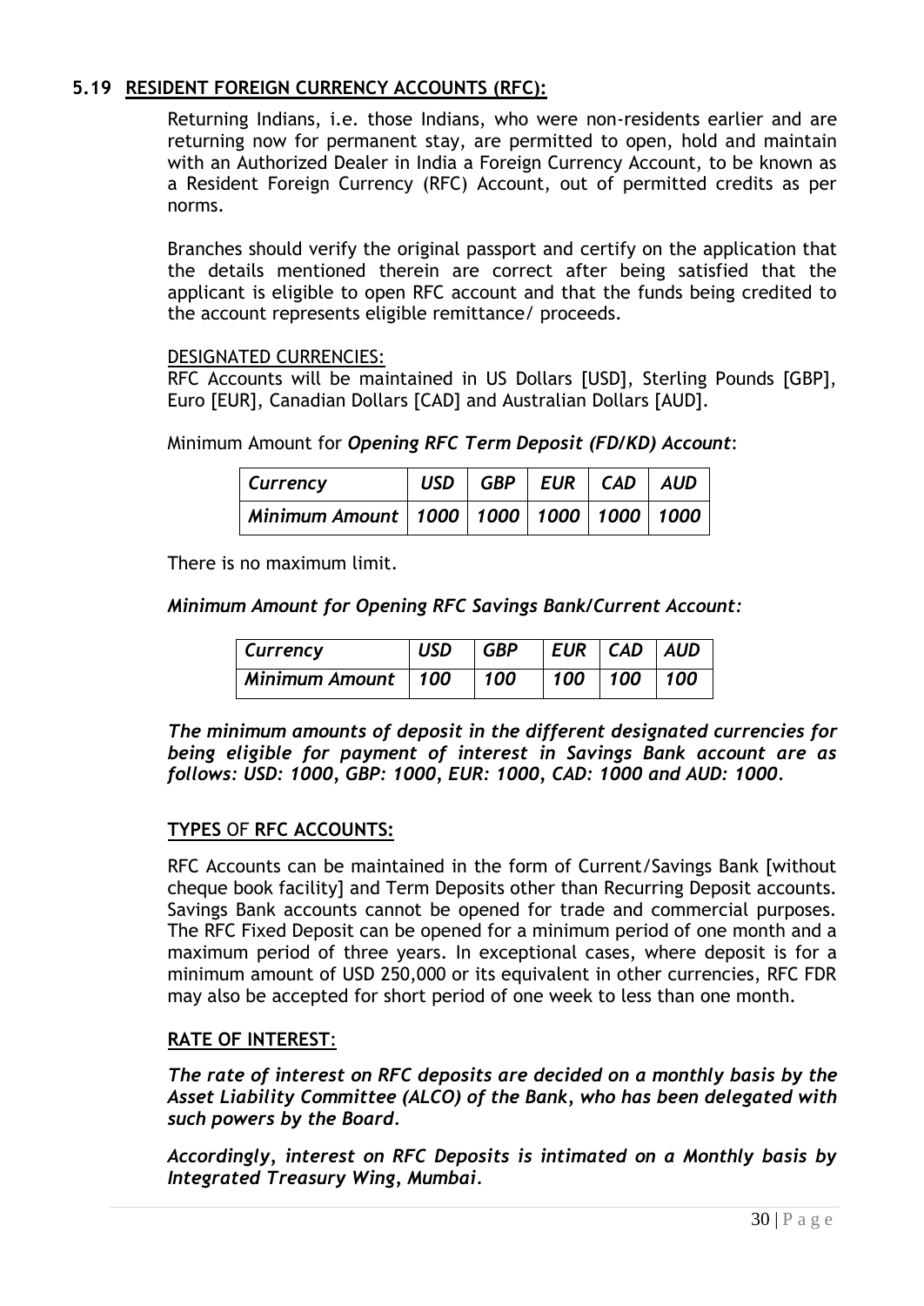## 5.19 RESIDENT FOREIGN CURRENCY ACCOUNTS (RFC):

Returning Indians, i.e. those Indians, who were non-residents earlier and are returning now for permanent stay, are permitted to open, hold and maintain with an Authorized Dealer in India a Foreign Currency Account, to be known as a Resident Foreign Currency (RFC) Account, out of permitted credits as per norms.

Branches should verify the original passport and certify on the application that the details mentioned therein are correct after being satisfied that the applicant is eligible to open RFC account and that the funds being credited to the account represents eligible remittance/ proceeds.

DESIGNATED CURRENCIES:

RFC Accounts will be maintained in US Dollars [USD], Sterling Pounds [GBP], Euro [EUR], Canadian Dollars [CAD] and Australian Dollars [AUD].

Minimum Amount for ***Opening RFC Term Deposit (FD/KD) Account***:

| *Currency* | *USD* | *GBP* | *EUR* | *CAD* | *AUD* |
|---|---|---|---|---|---|
| *Minimum Amount* | *1000* | *1000* | *1000* | *1000* | *1000* |

There is no maximum limit.

***Minimum Amount for Opening RFC Savings Bank/Current Account:***

| ***Currency*** | ***USD*** | ***GBP*** | ***EUR*** | ***CAD*** | ***AUD*** |
|---|---|---|---|---|---|
| ***Minimum Amount*** | ***100*** | ***100*** | ***100*** | ***100*** | ***100*** |

***The minimum amounts of deposit in the different designated currencies for being eligible for payment of interest in Savings Bank account are as follows: USD: 1000, GBP: 1000, EUR: 1000, CAD: 1000 and AUD: 1000.***

**TYPES OF RFC ACCOUNTS:**

RFC Accounts can be maintained in the form of Current/Savings Bank [without cheque book facility] and Term Deposits other than Recurring Deposit accounts. Savings Bank accounts cannot be opened for trade and commercial purposes. The RFC Fixed Deposit can be opened for a minimum period of one month and a maximum period of three years. In exceptional cases, where deposit is for a minimum amount of USD 250,000 or its equivalent in other currencies, RFC FDR may also be accepted for short period of one week to less than one month.

**RATE OF INTEREST**:

***The rate of interest on RFC deposits are decided on a monthly basis by the Asset Liability Committee (ALCO) of the Bank, who has been delegated with such powers by the Board.***

***Accordingly, interest on RFC Deposits is intimated on a Monthly basis by Integrated Treasury Wing, Mumbai.***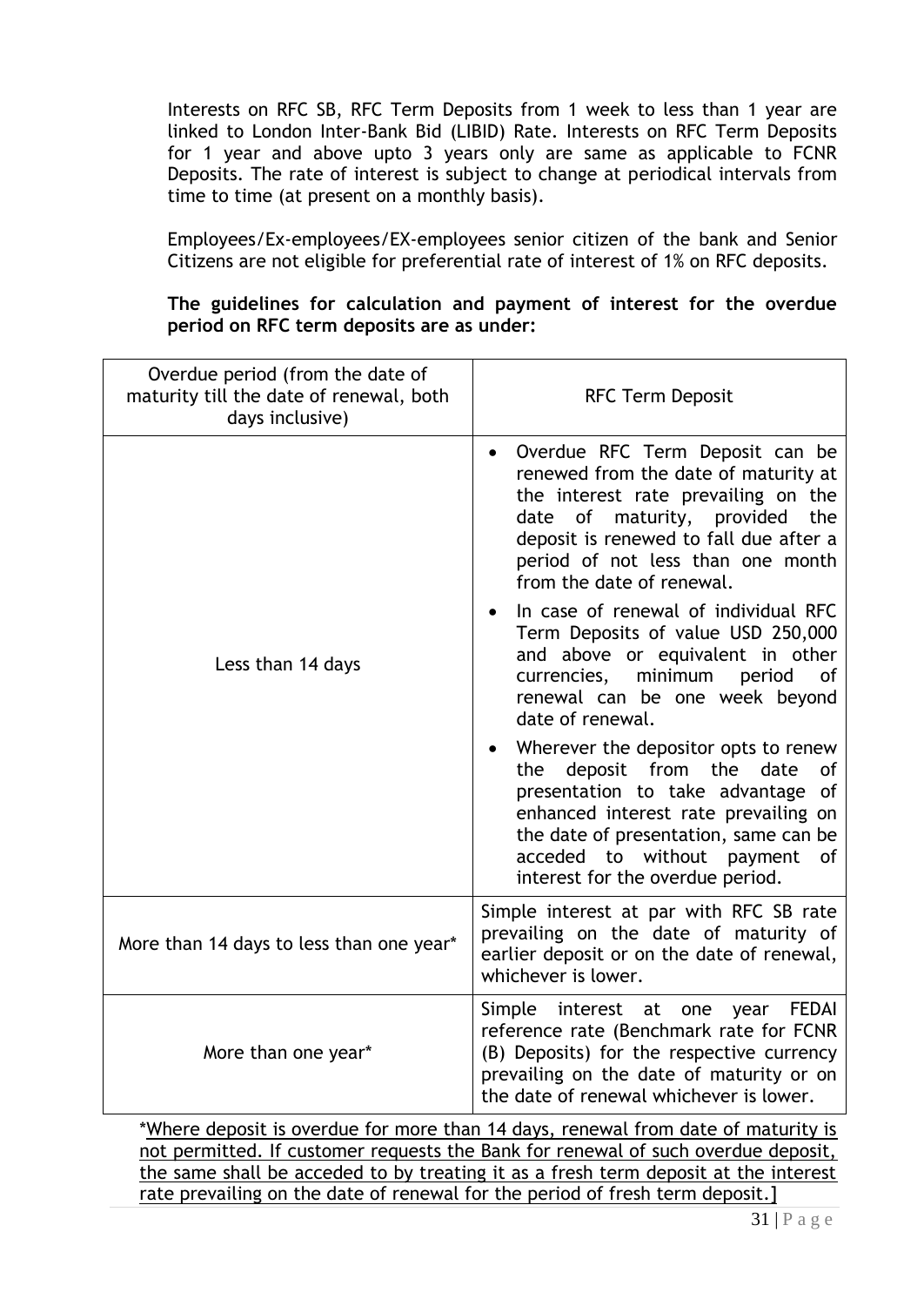Interests on RFC SB, RFC Term Deposits from 1 week to less than 1 year are linked to London Inter-Bank Bid (LIBID) Rate. Interests on RFC Term Deposits for 1 year and above upto 3 years only are same as applicable to FCNR Deposits. The rate of interest is subject to change at periodical intervals from time to time (at present on a monthly basis).

Employees/Ex-employees/EX-employees senior citizen of the bank and Senior Citizens are not eligible for preferential rate of interest of 1% on RFC deposits.

**The guidelines for calculation and payment of interest for the overdue period on RFC term deposits are as under:**

| Overdue period (from the date of maturity till the date of renewal, both days inclusive) | RFC Term Deposit |
| --- | --- |
| Less than 14 days | • Overdue RFC Term Deposit can be renewed from the date of maturity at the interest rate prevailing on the date of maturity, provided the deposit is renewed to fall due after a period of not less than one month from the date of renewal.<br>• In case of renewal of individual RFC Term Deposits of value USD 250,000 and above or equivalent in other currencies, minimum period of renewal can be one week beyond date of renewal.<br>• Wherever the depositor opts to renew the deposit from the date of presentation to take advantage of enhanced interest rate prevailing on the date of presentation, same can be acceded to without payment of interest for the overdue period. |
| More than 14 days to less than one year* | Simple interest at par with RFC SB rate prevailing on the date of maturity of earlier deposit or on the date of renewal, whichever is lower. |
| More than one year* | Simple interest at one year FEDAI reference rate (Benchmark rate for FCNR (B) Deposits) for the respective currency prevailing on the date of maturity or on the date of renewal whichever is lower. |

<u>*Where deposit is overdue for more than 14 days, renewal from date of maturity is not permitted. If customer requests the Bank for renewal of such overdue deposit, the same shall be acceded to by treating it as a fresh term deposit at the interest rate prevailing on the date of renewal for the period of fresh term deposit.]</u>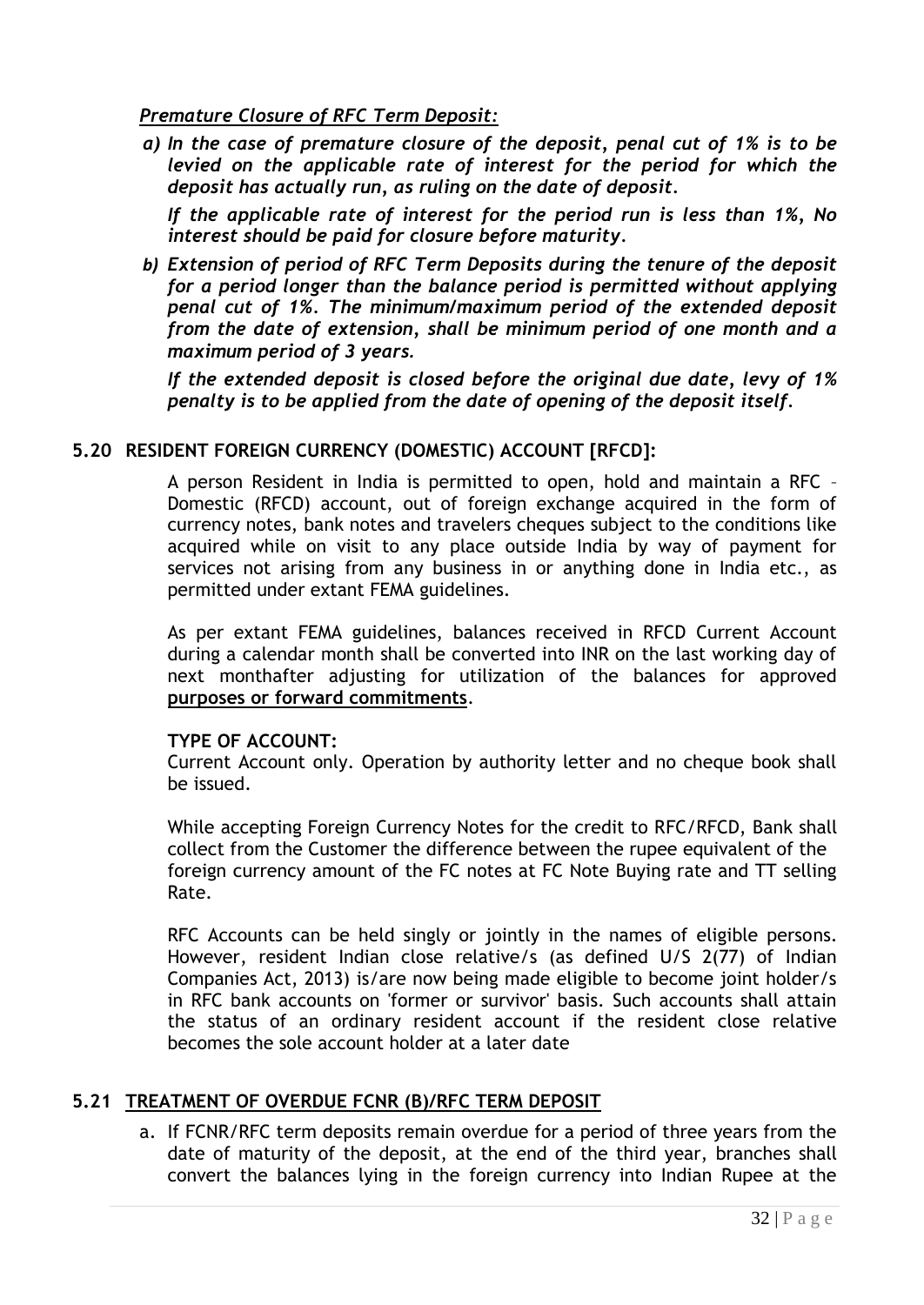***Premature Closure of RFC Term Deposit:***

*a) **In the case of premature closure of the deposit, penal cut of 1% is to be levied on the applicable rate of interest for the period for which the deposit has actually run, as ruling on the date of deposit.***

***If the applicable rate of interest for the period run is less than 1%, No interest should be paid for closure before maturity.***

*b) **Extension of period of RFC Term Deposits during the tenure of the deposit for a period longer than the balance period is permitted without applying penal cut of 1%. The minimum/maximum period of the extended deposit from the date of extension, shall be minimum period of one month and a maximum period of 3 years.***

***If the extended deposit is closed before the original due date, levy of 1% penalty is to be applied from the date of opening of the deposit itself.***

## 5.20 RESIDENT FOREIGN CURRENCY (DOMESTIC) ACCOUNT [RFCD]:

A person Resident in India is permitted to open, hold and maintain a RFC – Domestic (RFCD) account, out of foreign exchange acquired in the form of currency notes, bank notes and travelers cheques subject to the conditions like acquired while on visit to any place outside India by way of payment for services not arising from any business in or anything done in India etc., as permitted under extant FEMA guidelines.

As per extant FEMA guidelines, balances received in RFCD Current Account during a calendar month shall be converted into INR on the last working day of next monthafter adjusting for utilization of the balances for approved **purposes or forward commitments**.

**TYPE OF ACCOUNT:**
Current Account only. Operation by authority letter and no cheque book shall be issued.

While accepting Foreign Currency Notes for the credit to RFC/RFCD, Bank shall collect from the Customer the difference between the rupee equivalent of the foreign currency amount of the FC notes at FC Note Buying rate and TT selling Rate.

RFC Accounts can be held singly or jointly in the names of eligible persons. However, resident Indian close relative/s (as defined U/S 2(77) of Indian Companies Act, 2013) is/are now being made eligible to become joint holder/s in RFC bank accounts on 'former or survivor' basis. Such accounts shall attain the status of an ordinary resident account if the resident close relative becomes the sole account holder at a later date

## 5.21 TREATMENT OF OVERDUE FCNR (B)/RFC TERM DEPOSIT

a. If FCNR/RFC term deposits remain overdue for a period of three years from the date of maturity of the deposit, at the end of the third year, branches shall convert the balances lying in the foreign currency into Indian Rupee at the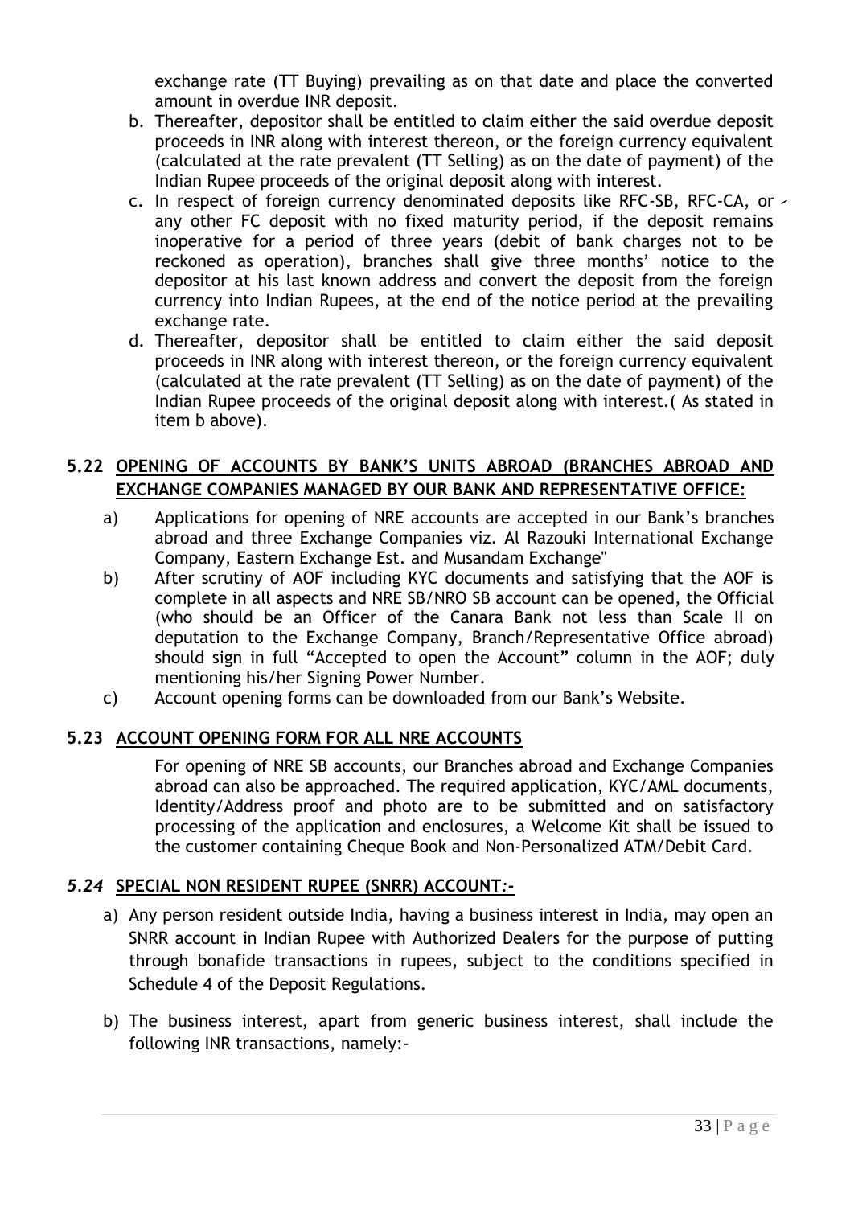exchange rate (TT Buying) prevailing as on that date and place the converted amount in overdue INR deposit.

b. Thereafter, depositor shall be entitled to claim either the said overdue deposit proceeds in INR along with interest thereon, or the foreign currency equivalent (calculated at the rate prevalent (TT Selling) as on the date of payment) of the Indian Rupee proceeds of the original deposit along with interest.

c. In respect of foreign currency denominated deposits like RFC-SB, RFC-CA, or any other FC deposit with no fixed maturity period, if the deposit remains inoperative for a period of three years (debit of bank charges not to be reckoned as operation), branches shall give three months' notice to the depositor at his last known address and convert the deposit from the foreign currency into Indian Rupees, at the end of the notice period at the prevailing exchange rate.

d. Thereafter, depositor shall be entitled to claim either the said deposit proceeds in INR along with interest thereon, or the foreign currency equivalent (calculated at the rate prevalent (TT Selling) as on the date of payment) of the Indian Rupee proceeds of the original deposit along with interest.( As stated in item b above).

## 5.22 OPENING OF ACCOUNTS BY BANK'S UNITS ABROAD (BRANCHES ABROAD AND EXCHANGE COMPANIES MANAGED BY OUR BANK AND REPRESENTATIVE OFFICE:

a) Applications for opening of NRE accounts are accepted in our Bank's branches abroad and three Exchange Companies viz. Al Razouki International Exchange Company, Eastern Exchange Est. and Musandam Exchange"

b) After scrutiny of AOF including KYC documents and satisfying that the AOF is complete in all aspects and NRE SB/NRO SB account can be opened, the Official (who should be an Officer of the Canara Bank not less than Scale II on deputation to the Exchange Company, Branch/Representative Office abroad) should sign in full "Accepted to open the Account" column in the AOF; duly mentioning his/her Signing Power Number.

c) Account opening forms can be downloaded from our Bank's Website.

## 5.23 ACCOUNT OPENING FORM FOR ALL NRE ACCOUNTS

For opening of NRE SB accounts, our Branches abroad and Exchange Companies abroad can also be approached. The required application, KYC/AML documents, Identity/Address proof and photo are to be submitted and on satisfactory processing of the application and enclosures, a Welcome Kit shall be issued to the customer containing Cheque Book and Non-Personalized ATM/Debit Card.

## *5.24* SPECIAL NON RESIDENT RUPEE (SNRR) ACCOUNT:-

a) Any person resident outside India, having a business interest in India, may open an SNRR account in Indian Rupee with Authorized Dealers for the purpose of putting through bonafide transactions in rupees, subject to the conditions specified in Schedule 4 of the Deposit Regulations.

b) The business interest, apart from generic business interest, shall include the following INR transactions, namely:-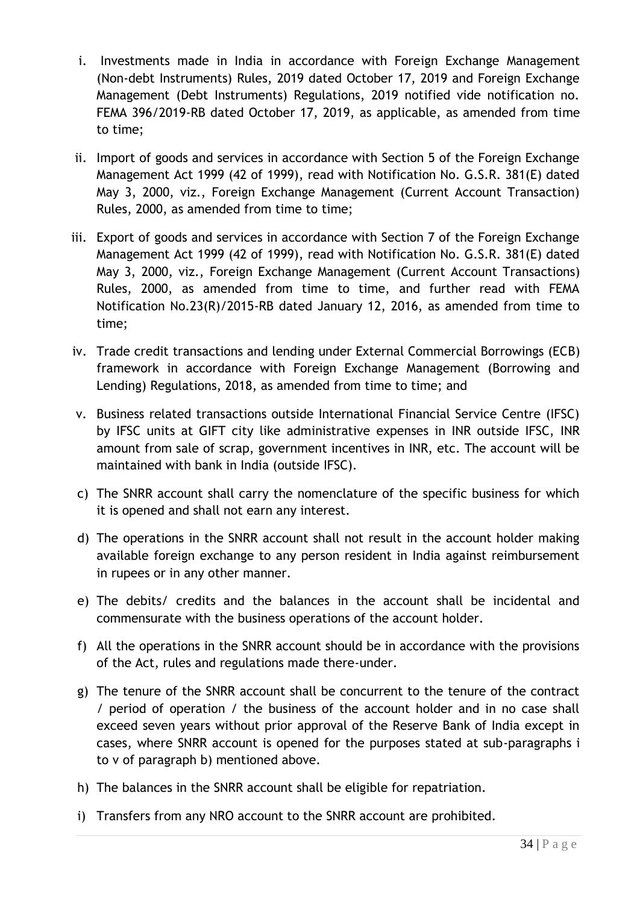i. Investments made in India in accordance with Foreign Exchange Management (Non-debt Instruments) Rules, 2019 dated October 17, 2019 and Foreign Exchange Management (Debt Instruments) Regulations, 2019 notified vide notification no. FEMA 396/2019-RB dated October 17, 2019, as applicable, as amended from time to time;

ii. Import of goods and services in accordance with Section 5 of the Foreign Exchange Management Act 1999 (42 of 1999), read with Notification No. G.S.R. 381(E) dated May 3, 2000, viz., Foreign Exchange Management (Current Account Transaction) Rules, 2000, as amended from time to time;

iii. Export of goods and services in accordance with Section 7 of the Foreign Exchange Management Act 1999 (42 of 1999), read with Notification No. G.S.R. 381(E) dated May 3, 2000, viz., Foreign Exchange Management (Current Account Transactions) Rules, 2000, as amended from time to time, and further read with FEMA Notification No.23(R)/2015-RB dated January 12, 2016, as amended from time to time;

iv. Trade credit transactions and lending under External Commercial Borrowings (ECB) framework in accordance with Foreign Exchange Management (Borrowing and Lending) Regulations, 2018, as amended from time to time; and

v. Business related transactions outside International Financial Service Centre (IFSC) by IFSC units at GIFT city like administrative expenses in INR outside IFSC, INR amount from sale of scrap, government incentives in INR, etc. The account will be maintained with bank in India (outside IFSC).

c) The SNRR account shall carry the nomenclature of the specific business for which it is opened and shall not earn any interest.

d) The operations in the SNRR account shall not result in the account holder making available foreign exchange to any person resident in India against reimbursement in rupees or in any other manner.

e) The debits/ credits and the balances in the account shall be incidental and commensurate with the business operations of the account holder.

f) All the operations in the SNRR account should be in accordance with the provisions of the Act, rules and regulations made there-under.

g) The tenure of the SNRR account shall be concurrent to the tenure of the contract / period of operation / the business of the account holder and in no case shall exceed seven years without prior approval of the Reserve Bank of India except in cases, where SNRR account is opened for the purposes stated at sub-paragraphs i to v of paragraph b) mentioned above.

h) The balances in the SNRR account shall be eligible for repatriation.

i) Transfers from any NRO account to the SNRR account are prohibited.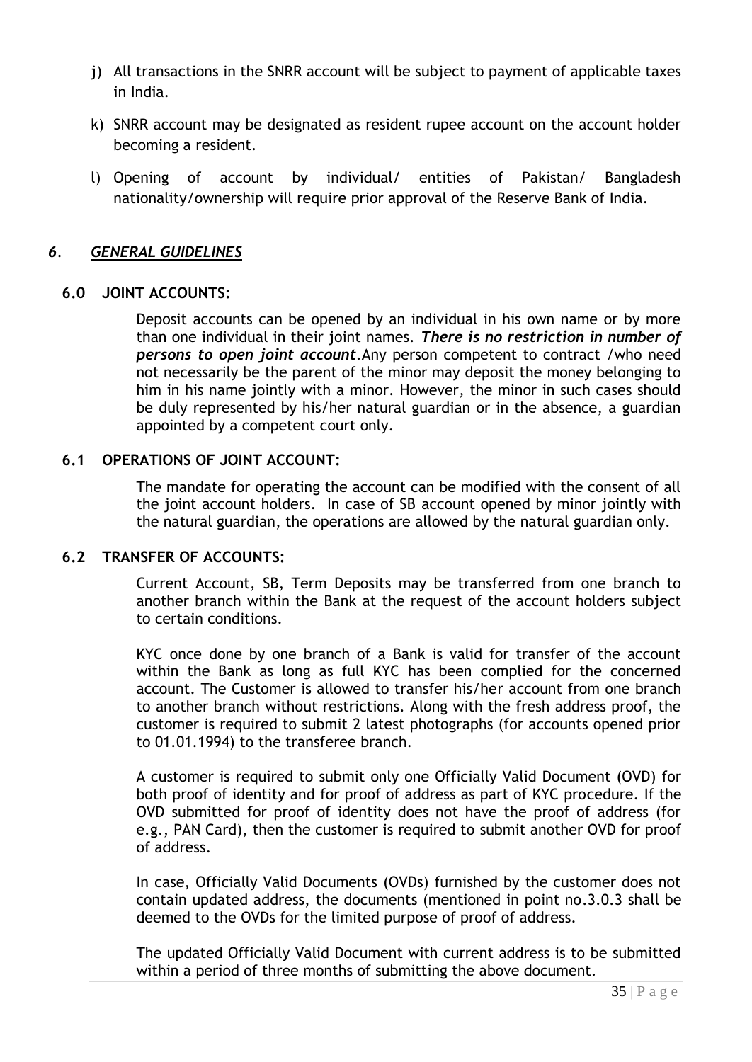j) All transactions in the SNRR account will be subject to payment of applicable taxes in India.

k) SNRR account may be designated as resident rupee account on the account holder becoming a resident.

l) Opening of account by individual/ entities of Pakistan/ Bangladesh nationality/ownership will require prior approval of the Reserve Bank of India.

## *6. GENERAL GUIDELINES*

### 6.0 JOINT ACCOUNTS:

Deposit accounts can be opened by an individual in his own name or by more than one individual in their joint names. ***There is no restriction in number of persons to open joint account***.Any person competent to contract /who need not necessarily be the parent of the minor may deposit the money belonging to him in his name jointly with a minor. However, the minor in such cases should be duly represented by his/her natural guardian or in the absence, a guardian appointed by a competent court only.

### 6.1 OPERATIONS OF JOINT ACCOUNT:

The mandate for operating the account can be modified with the consent of all the joint account holders. In case of SB account opened by minor jointly with the natural guardian, the operations are allowed by the natural guardian only.

### 6.2 TRANSFER OF ACCOUNTS:

Current Account, SB, Term Deposits may be transferred from one branch to another branch within the Bank at the request of the account holders subject to certain conditions.

KYC once done by one branch of a Bank is valid for transfer of the account within the Bank as long as full KYC has been complied for the concerned account. The Customer is allowed to transfer his/her account from one branch to another branch without restrictions. Along with the fresh address proof, the customer is required to submit 2 latest photographs (for accounts opened prior to 01.01.1994) to the transferee branch.

A customer is required to submit only one Officially Valid Document (OVD) for both proof of identity and for proof of address as part of KYC procedure. If the OVD submitted for proof of identity does not have the proof of address (for e.g., PAN Card), then the customer is required to submit another OVD for proof of address.

In case, Officially Valid Documents (OVDs) furnished by the customer does not contain updated address, the documents (mentioned in point no.3.0.3 shall be deemed to the OVDs for the limited purpose of proof of address.

The updated Officially Valid Document with current address is to be submitted within a period of three months of submitting the above document.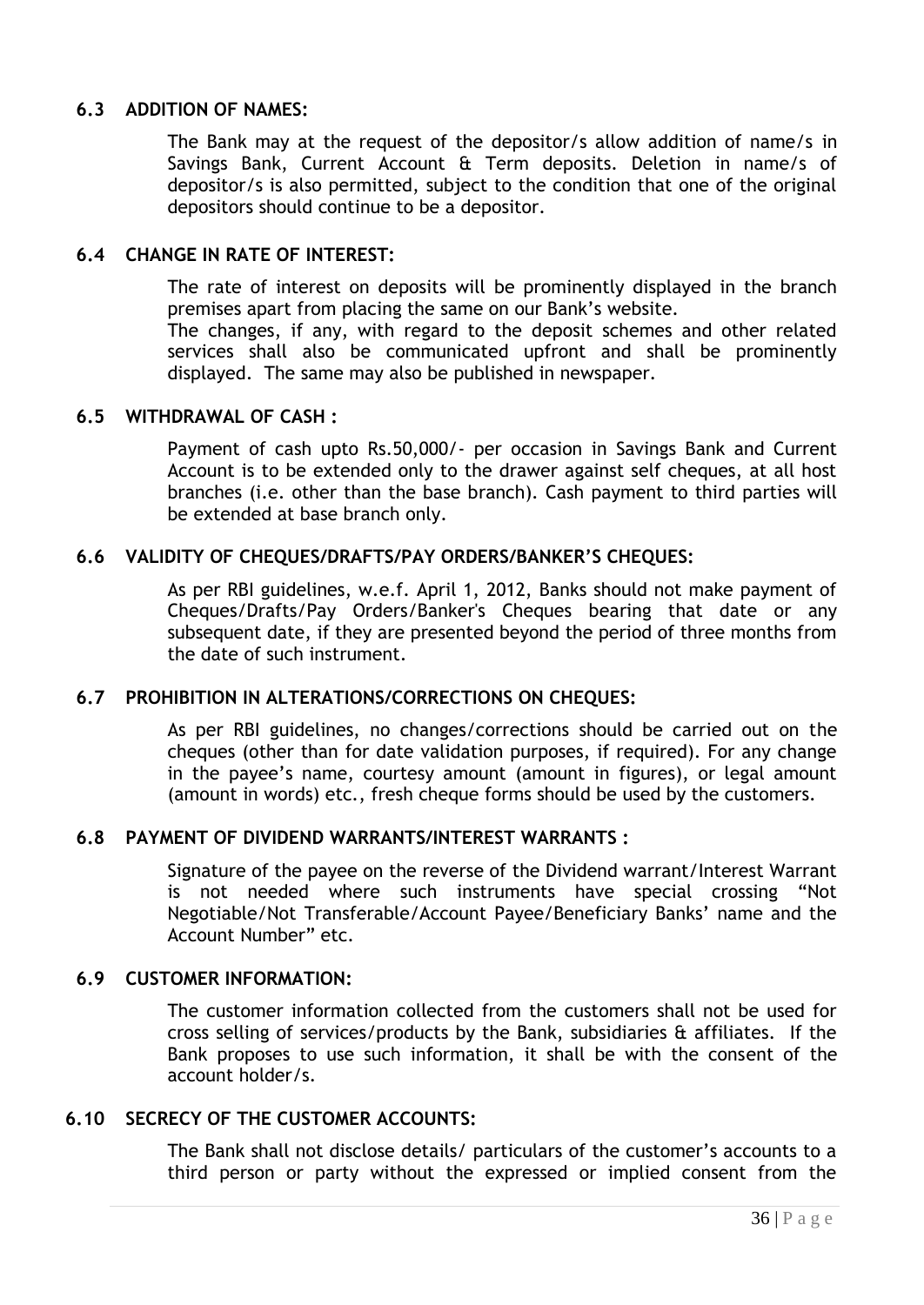### 6.3 ADDITION OF NAMES:

The Bank may at the request of the depositor/s allow addition of name/s in Savings Bank, Current Account & Term deposits. Deletion in name/s of depositor/s is also permitted, subject to the condition that one of the original depositors should continue to be a depositor.

### 6.4 CHANGE IN RATE OF INTEREST:

The rate of interest on deposits will be prominently displayed in the branch premises apart from placing the same on our Bank's website.
The changes, if any, with regard to the deposit schemes and other related services shall also be communicated upfront and shall be prominently displayed. The same may also be published in newspaper.

### 6.5 WITHDRAWAL OF CASH :

Payment of cash upto Rs.50,000/- per occasion in Savings Bank and Current Account is to be extended only to the drawer against self cheques, at all host branches (i.e. other than the base branch). Cash payment to third parties will be extended at base branch only.

### 6.6 VALIDITY OF CHEQUES/DRAFTS/PAY ORDERS/BANKER'S CHEQUES:

As per RBI guidelines, w.e.f. April 1, 2012, Banks should not make payment of Cheques/Drafts/Pay Orders/Banker's Cheques bearing that date or any subsequent date, if they are presented beyond the period of three months from the date of such instrument.

### 6.7 PROHIBITION IN ALTERATIONS/CORRECTIONS ON CHEQUES:

As per RBI guidelines, no changes/corrections should be carried out on the cheques (other than for date validation purposes, if required). For any change in the payee's name, courtesy amount (amount in figures), or legal amount (amount in words) etc., fresh cheque forms should be used by the customers.

### 6.8 PAYMENT OF DIVIDEND WARRANTS/INTEREST WARRANTS :

Signature of the payee on the reverse of the Dividend warrant/Interest Warrant is not needed where such instruments have special crossing "Not Negotiable/Not Transferable/Account Payee/Beneficiary Banks' name and the Account Number" etc.

### 6.9 CUSTOMER INFORMATION:

The customer information collected from the customers shall not be used for cross selling of services/products by the Bank, subsidiaries & affiliates. If the Bank proposes to use such information, it shall be with the consent of the account holder/s.

### 6.10 SECRECY OF THE CUSTOMER ACCOUNTS:

The Bank shall not disclose details/ particulars of the customer's accounts to a third person or party without the expressed or implied consent from the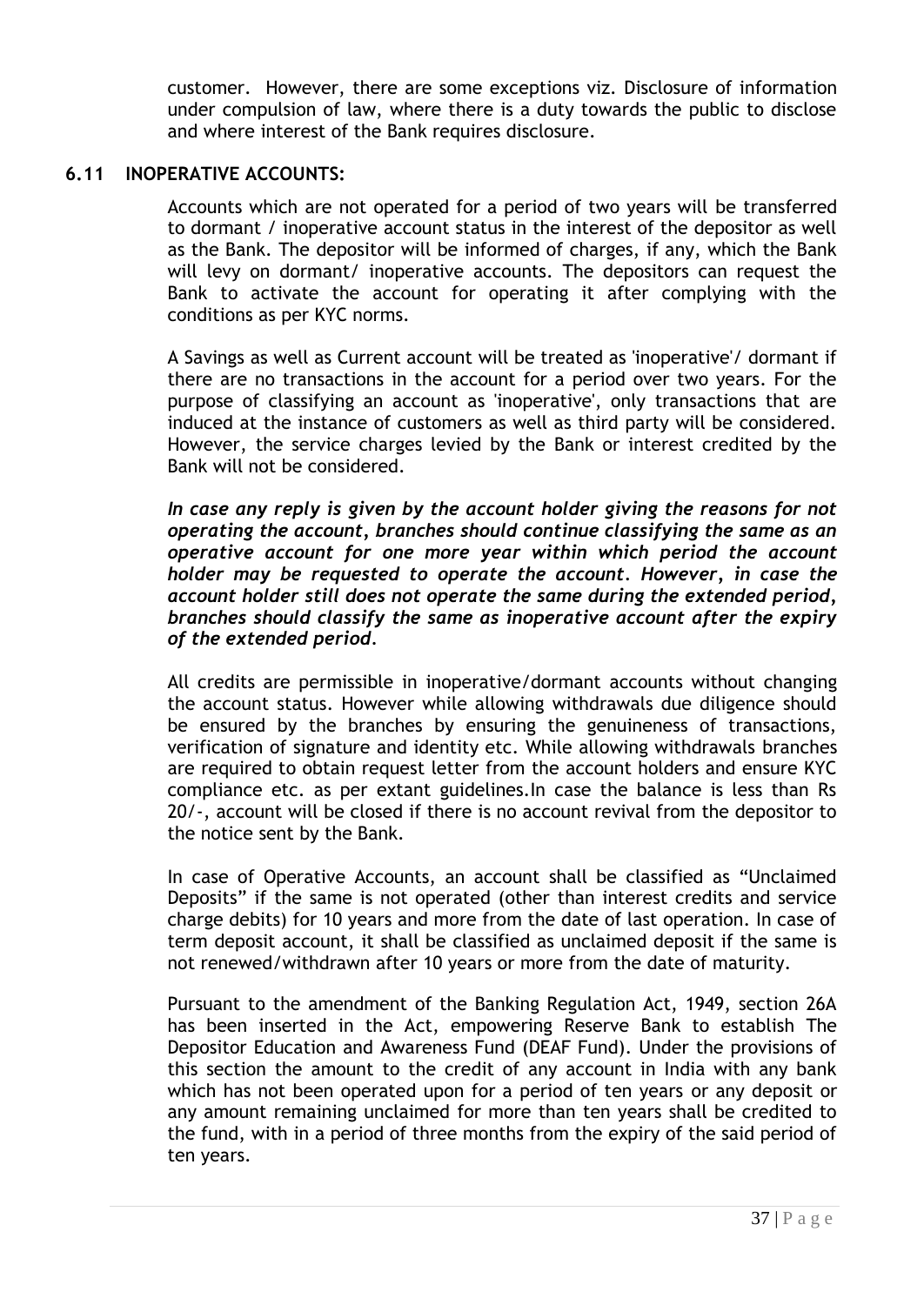customer. However, there are some exceptions viz. Disclosure of information under compulsion of law, where there is a duty towards the public to disclose and where interest of the Bank requires disclosure.

### 6.11 INOPERATIVE ACCOUNTS:

Accounts which are not operated for a period of two years will be transferred to dormant / inoperative account status in the interest of the depositor as well as the Bank. The depositor will be informed of charges, if any, which the Bank will levy on dormant/ inoperative accounts. The depositors can request the Bank to activate the account for operating it after complying with the conditions as per KYC norms.

A Savings as well as Current account will be treated as 'inoperative'/ dormant if there are no transactions in the account for a period over two years. For the purpose of classifying an account as 'inoperative', only transactions that are induced at the instance of customers as well as third party will be considered. However, the service charges levied by the Bank or interest credited by the Bank will not be considered.

***In case any reply is given by the account holder giving the reasons for not operating the account, branches should continue classifying the same as an operative account for one more year within which period the account holder may be requested to operate the account. However, in case the account holder still does not operate the same during the extended period, branches should classify the same as inoperative account after the expiry of the extended period.***

All credits are permissible in inoperative/dormant accounts without changing the account status. However while allowing withdrawals due diligence should be ensured by the branches by ensuring the genuineness of transactions, verification of signature and identity etc. While allowing withdrawals branches are required to obtain request letter from the account holders and ensure KYC compliance etc. as per extant guidelines.In case the balance is less than Rs 20/-, account will be closed if there is no account revival from the depositor to the notice sent by the Bank.

In case of Operative Accounts, an account shall be classified as "Unclaimed Deposits" if the same is not operated (other than interest credits and service charge debits) for 10 years and more from the date of last operation. In case of term deposit account, it shall be classified as unclaimed deposit if the same is not renewed/withdrawn after 10 years or more from the date of maturity.

Pursuant to the amendment of the Banking Regulation Act, 1949, section 26A has been inserted in the Act, empowering Reserve Bank to establish The Depositor Education and Awareness Fund (DEAF Fund). Under the provisions of this section the amount to the credit of any account in India with any bank which has not been operated upon for a period of ten years or any deposit or any amount remaining unclaimed for more than ten years shall be credited to the fund, with in a period of three months from the expiry of the said period of ten years.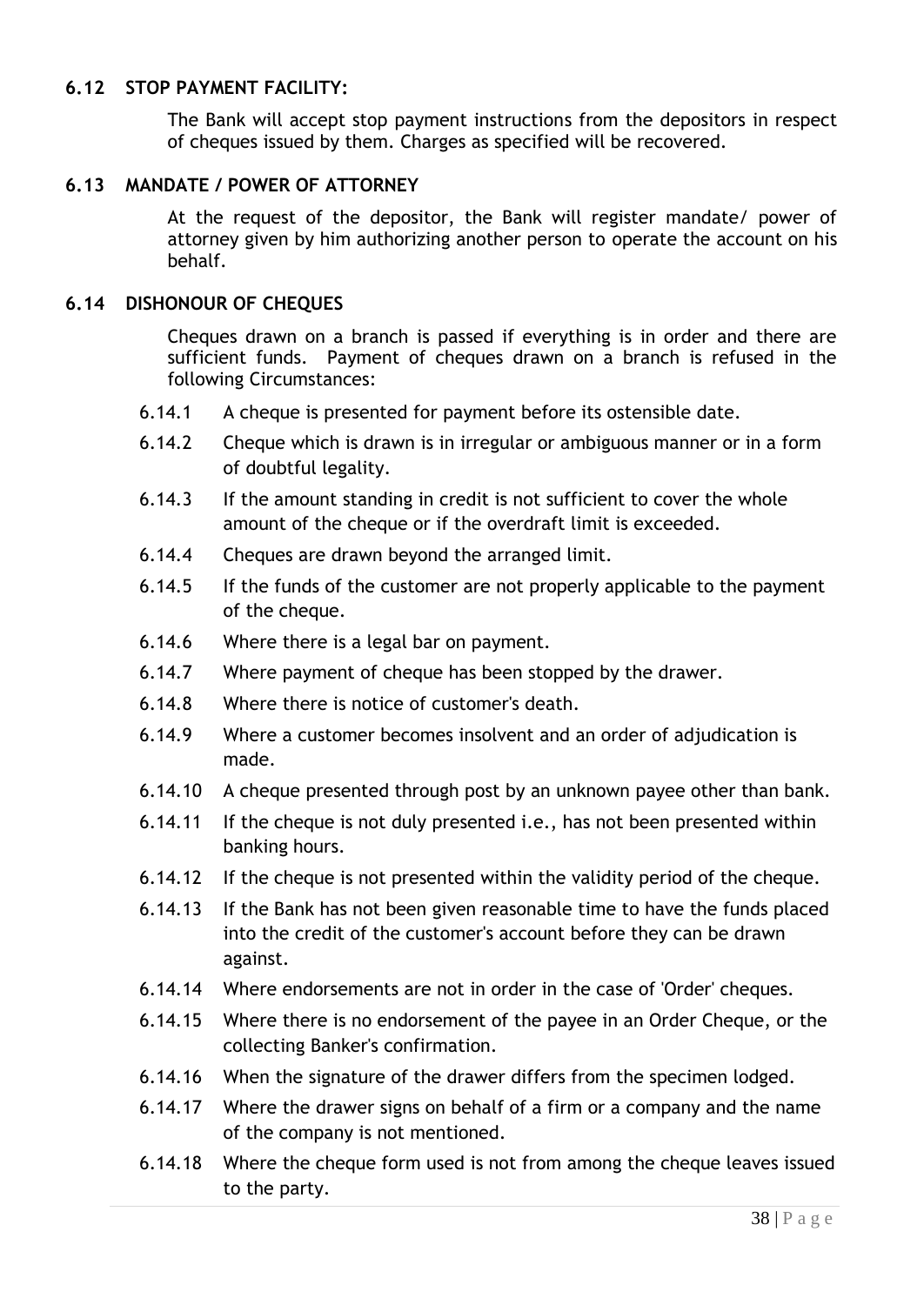### 6.12 STOP PAYMENT FACILITY:

The Bank will accept stop payment instructions from the depositors in respect of cheques issued by them. Charges as specified will be recovered.

### 6.13 MANDATE / POWER OF ATTORNEY

At the request of the depositor, the Bank will register mandate/ power of attorney given by him authorizing another person to operate the account on his behalf.

### 6.14 DISHONOUR OF CHEQUES

Cheques drawn on a branch is passed if everything is in order and there are sufficient funds. Payment of cheques drawn on a branch is refused in the following Circumstances:

- 6.14.1 A cheque is presented for payment before its ostensible date.
- 6.14.2 Cheque which is drawn is in irregular or ambiguous manner or in a form of doubtful legality.
- 6.14.3 If the amount standing in credit is not sufficient to cover the whole amount of the cheque or if the overdraft limit is exceeded.
- 6.14.4 Cheques are drawn beyond the arranged limit.
- 6.14.5 If the funds of the customer are not properly applicable to the payment of the cheque.
- 6.14.6 Where there is a legal bar on payment.
- 6.14.7 Where payment of cheque has been stopped by the drawer.
- 6.14.8 Where there is notice of customer's death.
- 6.14.9 Where a customer becomes insolvent and an order of adjudication is made.
- 6.14.10 A cheque presented through post by an unknown payee other than bank.
- 6.14.11 If the cheque is not duly presented i.e., has not been presented within banking hours.
- 6.14.12 If the cheque is not presented within the validity period of the cheque.
- 6.14.13 If the Bank has not been given reasonable time to have the funds placed into the credit of the customer's account before they can be drawn against.
- 6.14.14 Where endorsements are not in order in the case of 'Order' cheques.
- 6.14.15 Where there is no endorsement of the payee in an Order Cheque, or the collecting Banker's confirmation.
- 6.14.16 When the signature of the drawer differs from the specimen lodged.
- 6.14.17 Where the drawer signs on behalf of a firm or a company and the name of the company is not mentioned.
- 6.14.18 Where the cheque form used is not from among the cheque leaves issued to the party.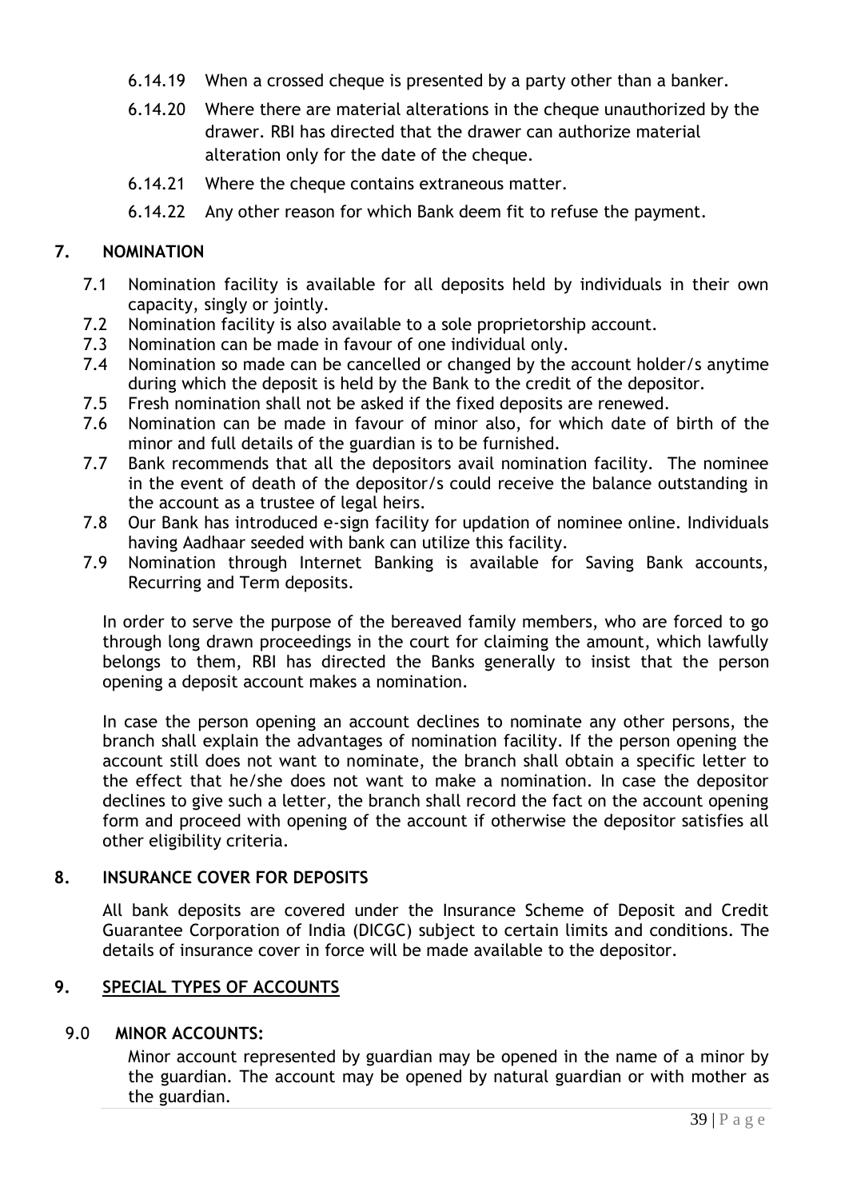6.14.19 When a crossed cheque is presented by a party other than a banker.

6.14.20 Where there are material alterations in the cheque unauthorized by the drawer. RBI has directed that the drawer can authorize material alteration only for the date of the cheque.

6.14.21 Where the cheque contains extraneous matter.

6.14.22 Any other reason for which Bank deem fit to refuse the payment.

## 7. NOMINATION

7.1 Nomination facility is available for all deposits held by individuals in their own capacity, singly or jointly.

7.2 Nomination facility is also available to a sole proprietorship account.

7.3 Nomination can be made in favour of one individual only.

7.4 Nomination so made can be cancelled or changed by the account holder/s anytime during which the deposit is held by the Bank to the credit of the depositor.

7.5 Fresh nomination shall not be asked if the fixed deposits are renewed.

7.6 Nomination can be made in favour of minor also, for which date of birth of the minor and full details of the guardian is to be furnished.

7.7 Bank recommends that all the depositors avail nomination facility. The nominee in the event of death of the depositor/s could receive the balance outstanding in the account as a trustee of legal heirs.

7.8 Our Bank has introduced e-sign facility for updation of nominee online. Individuals having Aadhaar seeded with bank can utilize this facility.

7.9 Nomination through Internet Banking is available for Saving Bank accounts, Recurring and Term deposits.

In order to serve the purpose of the bereaved family members, who are forced to go through long drawn proceedings in the court for claiming the amount, which lawfully belongs to them, RBI has directed the Banks generally to insist that the person opening a deposit account makes a nomination.

In case the person opening an account declines to nominate any other persons, the branch shall explain the advantages of nomination facility. If the person opening the account still does not want to nominate, the branch shall obtain a specific letter to the effect that he/she does not want to make a nomination. In case the depositor declines to give such a letter, the branch shall record the fact on the account opening form and proceed with opening of the account if otherwise the depositor satisfies all other eligibility criteria.

## 8. INSURANCE COVER FOR DEPOSITS

All bank deposits are covered under the Insurance Scheme of Deposit and Credit Guarantee Corporation of India (DICGC) subject to certain limits and conditions. The details of insurance cover in force will be made available to the depositor.

## 9. SPECIAL TYPES OF ACCOUNTS

### 9.0 MINOR ACCOUNTS:

Minor account represented by guardian may be opened in the name of a minor by the guardian. The account may be opened by natural guardian or with mother as the guardian.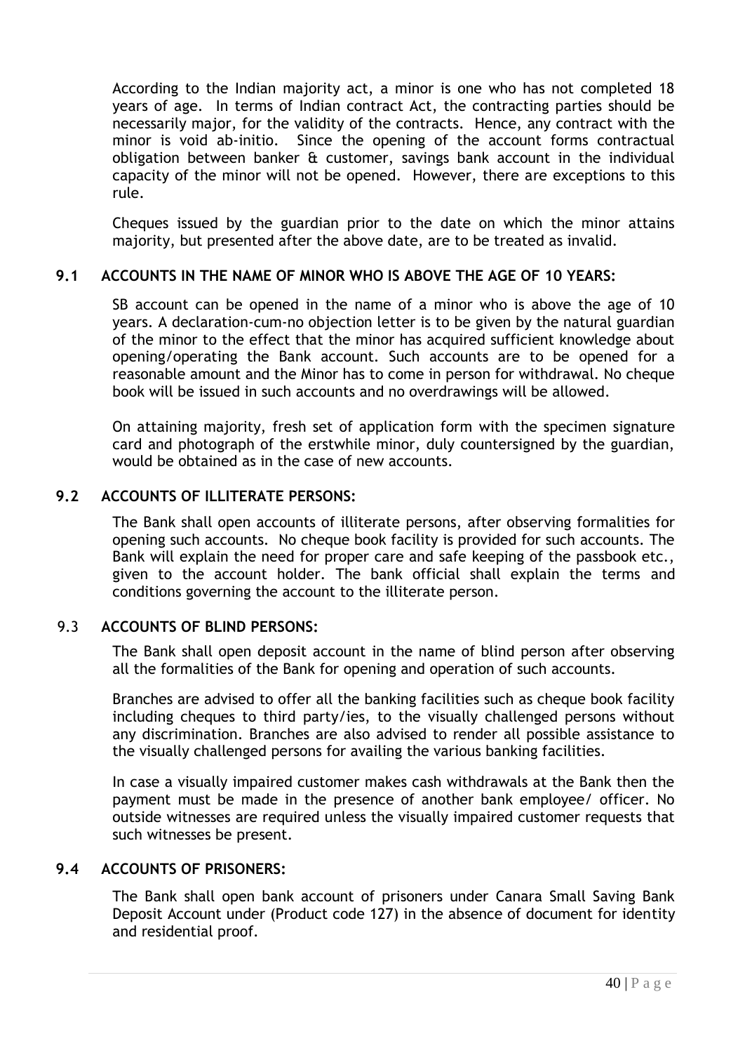According to the Indian majority act, a minor is one who has not completed 18 years of age. In terms of Indian contract Act, the contracting parties should be necessarily major, for the validity of the contracts. Hence, any contract with the minor is void ab-initio. Since the opening of the account forms contractual obligation between banker & customer, savings bank account in the individual capacity of the minor will not be opened. However, there are exceptions to this rule.

Cheques issued by the guardian prior to the date on which the minor attains majority, but presented after the above date, are to be treated as invalid.

### 9.1 ACCOUNTS IN THE NAME OF MINOR WHO IS ABOVE THE AGE OF 10 YEARS:

SB account can be opened in the name of a minor who is above the age of 10 years. A declaration-cum-no objection letter is to be given by the natural guardian of the minor to the effect that the minor has acquired sufficient knowledge about opening/operating the Bank account. Such accounts are to be opened for a reasonable amount and the Minor has to come in person for withdrawal. No cheque book will be issued in such accounts and no overdrawings will be allowed.

On attaining majority, fresh set of application form with the specimen signature card and photograph of the erstwhile minor, duly countersigned by the guardian, would be obtained as in the case of new accounts.

### 9.2 ACCOUNTS OF ILLITERATE PERSONS:

The Bank shall open accounts of illiterate persons, after observing formalities for opening such accounts. No cheque book facility is provided for such accounts. The Bank will explain the need for proper care and safe keeping of the passbook etc., given to the account holder. The bank official shall explain the terms and conditions governing the account to the illiterate person.

### 9.3 ACCOUNTS OF BLIND PERSONS:

The Bank shall open deposit account in the name of blind person after observing all the formalities of the Bank for opening and operation of such accounts.

Branches are advised to offer all the banking facilities such as cheque book facility including cheques to third party/ies, to the visually challenged persons without any discrimination. Branches are also advised to render all possible assistance to the visually challenged persons for availing the various banking facilities.

In case a visually impaired customer makes cash withdrawals at the Bank then the payment must be made in the presence of another bank employee/ officer. No outside witnesses are required unless the visually impaired customer requests that such witnesses be present.

### 9.4 ACCOUNTS OF PRISONERS:

The Bank shall open bank account of prisoners under Canara Small Saving Bank Deposit Account under (Product code 127) in the absence of document for identity and residential proof.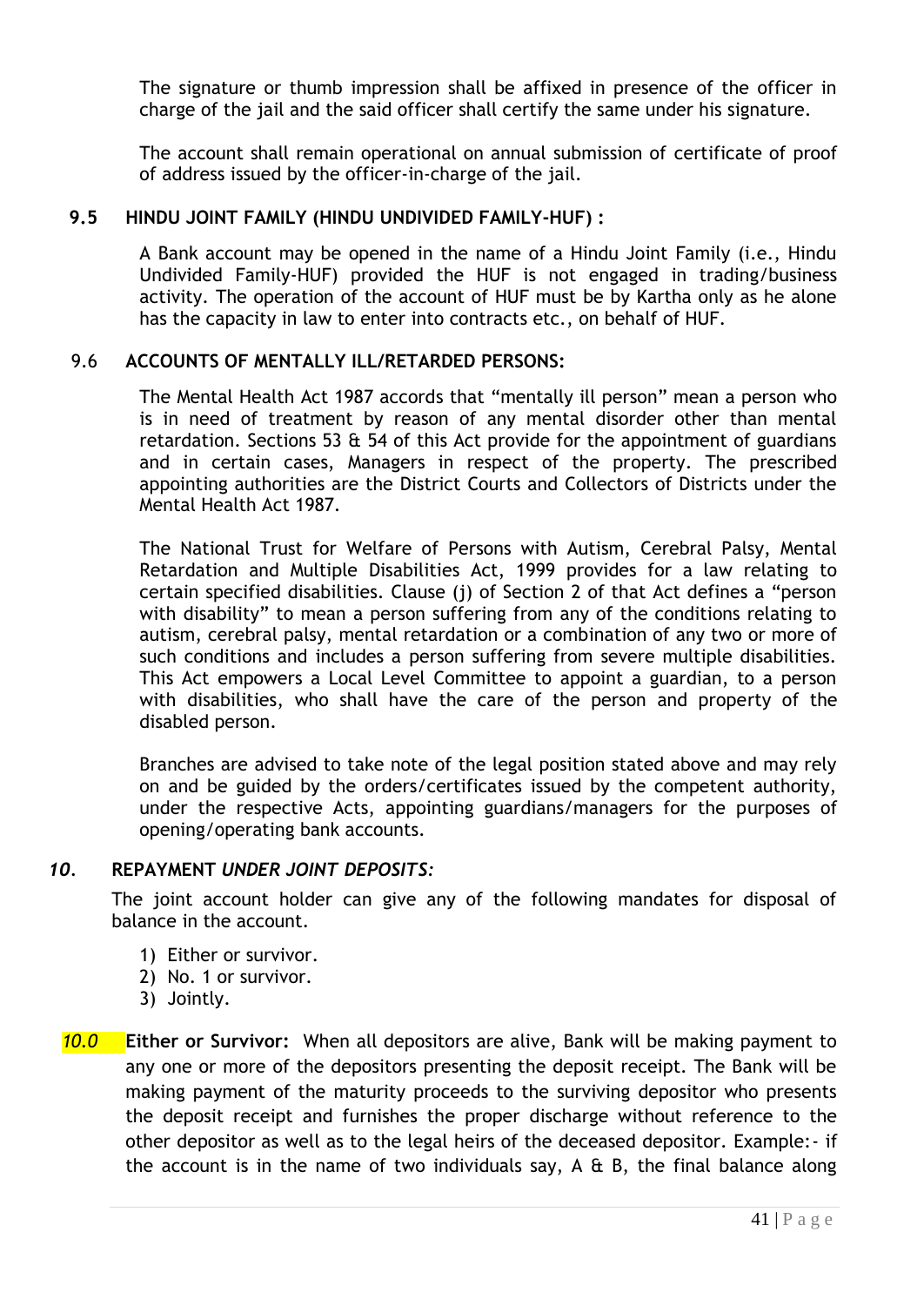The signature or thumb impression shall be affixed in presence of the officer in charge of the jail and the said officer shall certify the same under his signature.

The account shall remain operational on annual submission of certificate of proof of address issued by the officer-in-charge of the jail.

### 9.5 HINDU JOINT FAMILY (HINDU UNDIVIDED FAMILY-HUF) :

A Bank account may be opened in the name of a Hindu Joint Family (i.e., Hindu Undivided Family-HUF) provided the HUF is not engaged in trading/business activity. The operation of the account of HUF must be by Kartha only as he alone has the capacity in law to enter into contracts etc., on behalf of HUF.

### 9.6 ACCOUNTS OF MENTALLY ILL/RETARDED PERSONS:

The Mental Health Act 1987 accords that "mentally ill person" mean a person who is in need of treatment by reason of any mental disorder other than mental retardation. Sections 53 & 54 of this Act provide for the appointment of guardians and in certain cases, Managers in respect of the property. The prescribed appointing authorities are the District Courts and Collectors of Districts under the Mental Health Act 1987.

The National Trust for Welfare of Persons with Autism, Cerebral Palsy, Mental Retardation and Multiple Disabilities Act, 1999 provides for a law relating to certain specified disabilities. Clause (j) of Section 2 of that Act defines a "person with disability" to mean a person suffering from any of the conditions relating to autism, cerebral palsy, mental retardation or a combination of any two or more of such conditions and includes a person suffering from severe multiple disabilities. This Act empowers a Local Level Committee to appoint a guardian, to a person with disabilities, who shall have the care of the person and property of the disabled person.

Branches are advised to take note of the legal position stated above and may rely on and be guided by the orders/certificates issued by the competent authority, under the respective Acts, appointing guardians/managers for the purposes of opening/operating bank accounts.

## *10.* REPAYMENT *UNDER JOINT DEPOSITS:*

The joint account holder can give any of the following mandates for disposal of balance in the account.

1) Either or survivor.
2) No. 1 or survivor.
3) Jointly.

*10.0* **Either or Survivor:** When all depositors are alive, Bank will be making payment to any one or more of the depositors presenting the deposit receipt. The Bank will be making payment of the maturity proceeds to the surviving depositor who presents the deposit receipt and furnishes the proper discharge without reference to the other depositor as well as to the legal heirs of the deceased depositor. Example:- if the account is in the name of two individuals say, A & B, the final balance along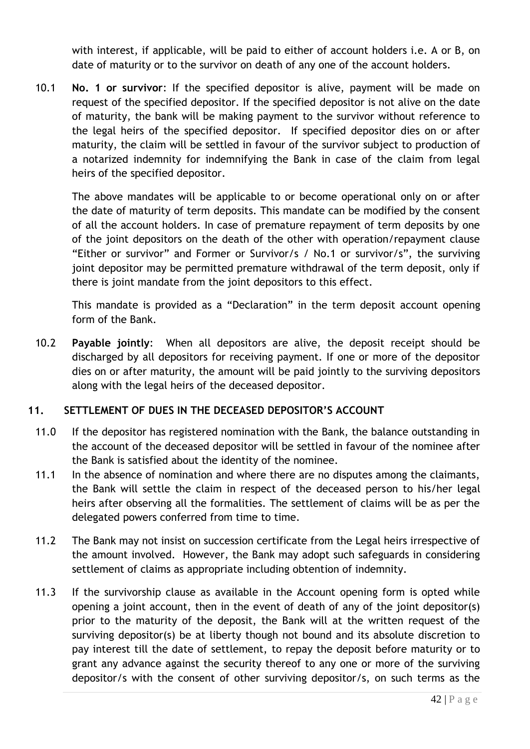with interest, if applicable, will be paid to either of account holders i.e. A or B, on date of maturity or to the survivor on death of any one of the account holders.

10.1 **No. 1 or survivor**: If the specified depositor is alive, payment will be made on request of the specified depositor. If the specified depositor is not alive on the date of maturity, the bank will be making payment to the survivor without reference to the legal heirs of the specified depositor. If specified depositor dies on or after maturity, the claim will be settled in favour of the survivor subject to production of a notarized indemnity for indemnifying the Bank in case of the claim from legal heirs of the specified depositor.

The above mandates will be applicable to or become operational only on or after the date of maturity of term deposits. This mandate can be modified by the consent of all the account holders. In case of premature repayment of term deposits by one of the joint depositors on the death of the other with operation/repayment clause "Either or survivor" and Former or Survivor/s / No.1 or survivor/s", the surviving joint depositor may be permitted premature withdrawal of the term deposit, only if there is joint mandate from the joint depositors to this effect.

This mandate is provided as a "Declaration" in the term deposit account opening form of the Bank.

10.2 **Payable jointly**: When all depositors are alive, the deposit receipt should be discharged by all depositors for receiving payment. If one or more of the depositor dies on or after maturity, the amount will be paid jointly to the surviving depositors along with the legal heirs of the deceased depositor.

## 11. SETTLEMENT OF DUES IN THE DECEASED DEPOSITOR'S ACCOUNT

11.0 If the depositor has registered nomination with the Bank, the balance outstanding in the account of the deceased depositor will be settled in favour of the nominee after the Bank is satisfied about the identity of the nominee.

11.1 In the absence of nomination and where there are no disputes among the claimants, the Bank will settle the claim in respect of the deceased person to his/her legal heirs after observing all the formalities. The settlement of claims will be as per the delegated powers conferred from time to time.

11.2 The Bank may not insist on succession certificate from the Legal heirs irrespective of the amount involved. However, the Bank may adopt such safeguards in considering settlement of claims as appropriate including obtention of indemnity.

11.3 If the survivorship clause as available in the Account opening form is opted while opening a joint account, then in the event of death of any of the joint depositor(s) prior to the maturity of the deposit, the Bank will at the written request of the surviving depositor(s) be at liberty though not bound and its absolute discretion to pay interest till the date of settlement, to repay the deposit before maturity or to grant any advance against the security thereof to any one or more of the surviving depositor/s with the consent of other surviving depositor/s, on such terms as the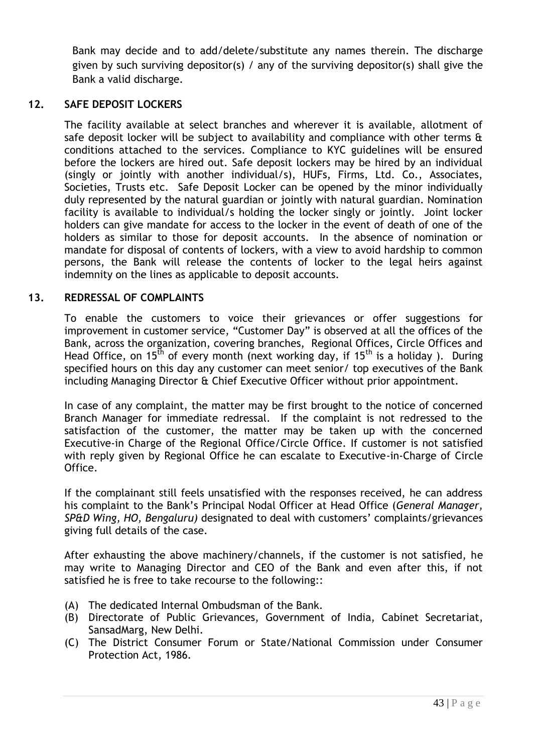Bank may decide and to add/delete/substitute any names therein. The discharge given by such surviving depositor(s) / any of the surviving depositor(s) shall give the Bank a valid discharge.

## 12. SAFE DEPOSIT LOCKERS

The facility available at select branches and wherever it is available, allotment of safe deposit locker will be subject to availability and compliance with other terms & conditions attached to the services. Compliance to KYC guidelines will be ensured before the lockers are hired out. Safe deposit lockers may be hired by an individual (singly or jointly with another individual/s), HUFs, Firms, Ltd. Co., Associates, Societies, Trusts etc. Safe Deposit Locker can be opened by the minor individually duly represented by the natural guardian or jointly with natural guardian. Nomination facility is available to individual/s holding the locker singly or jointly. Joint locker holders can give mandate for access to the locker in the event of death of one of the holders as similar to those for deposit accounts. In the absence of nomination or mandate for disposal of contents of lockers, with a view to avoid hardship to common persons, the Bank will release the contents of locker to the legal heirs against indemnity on the lines as applicable to deposit accounts.

## 13. REDRESSAL OF COMPLAINTS

To enable the customers to voice their grievances or offer suggestions for improvement in customer service, "Customer Day" is observed at all the offices of the Bank, across the organization, covering branches, Regional Offices, Circle Offices and Head Office, on 15th of every month (next working day, if 15th is a holiday ). During specified hours on this day any customer can meet senior/ top executives of the Bank including Managing Director & Chief Executive Officer without prior appointment.

In case of any complaint, the matter may be first brought to the notice of concerned Branch Manager for immediate redressal. If the complaint is not redressed to the satisfaction of the customer, the matter may be taken up with the concerned Executive-in Charge of the Regional Office/Circle Office. If customer is not satisfied with reply given by Regional Office he can escalate to Executive-in-Charge of Circle Office.

If the complainant still feels unsatisfied with the responses received, he can address his complaint to the Bank's Principal Nodal Officer at Head Office (*General Manager, SP&D Wing, HO, Bengaluru)* designated to deal with customers' complaints/grievances giving full details of the case.

After exhausting the above machinery/channels, if the customer is not satisfied, he may write to Managing Director and CEO of the Bank and even after this, if not satisfied he is free to take recourse to the following::

(A) The dedicated Internal Ombudsman of the Bank.
(B) Directorate of Public Grievances, Government of India, Cabinet Secretariat, SansadMarg, New Delhi.
(C) The District Consumer Forum or State/National Commission under Consumer Protection Act, 1986.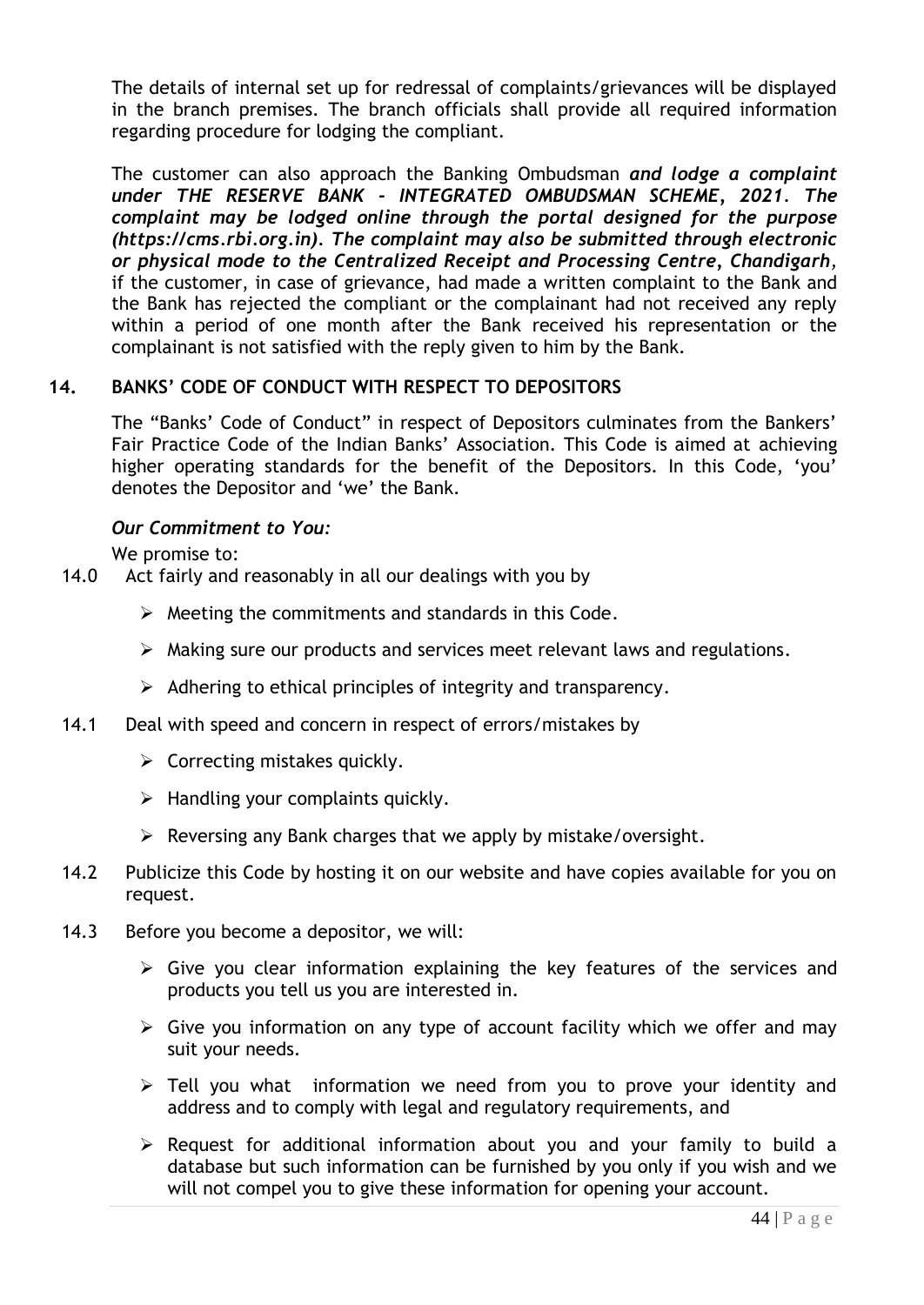The details of internal set up for redressal of complaints/grievances will be displayed in the branch premises. The branch officials shall provide all required information regarding procedure for lodging the compliant.

The customer can also approach the Banking Ombudsman ***and lodge a complaint under THE RESERVE BANK - INTEGRATED OMBUDSMAN SCHEME, 2021. The complaint may be lodged online through the portal designed for the purpose (https://cms.rbi.org.in). The complaint may also be submitted through electronic or physical mode to the Centralized Receipt and Processing Centre, Chandigarh***, if the customer, in case of grievance, had made a written complaint to the Bank and the Bank has rejected the compliant or the complainant had not received any reply within a period of one month after the Bank received his representation or the complainant is not satisfied with the reply given to him by the Bank.

## 14. BANKS' CODE OF CONDUCT WITH RESPECT TO DEPOSITORS

The "Banks' Code of Conduct" in respect of Depositors culminates from the Bankers' Fair Practice Code of the Indian Banks' Association. This Code is aimed at achieving higher operating standards for the benefit of the Depositors. In this Code, 'you' denotes the Depositor and 'we' the Bank.

***Our Commitment to You:***

We promise to:

14.0 Act fairly and reasonably in all our dealings with you by

- Meeting the commitments and standards in this Code.
- Making sure our products and services meet relevant laws and regulations.
- Adhering to ethical principles of integrity and transparency.

14.1 Deal with speed and concern in respect of errors/mistakes by

- Correcting mistakes quickly.
- Handling your complaints quickly.
- Reversing any Bank charges that we apply by mistake/oversight.

14.2 Publicize this Code by hosting it on our website and have copies available for you on request.

14.3 Before you become a depositor, we will:

- Give you clear information explaining the key features of the services and products you tell us you are interested in.
- Give you information on any type of account facility which we offer and may suit your needs.
- Tell you what information we need from you to prove your identity and address and to comply with legal and regulatory requirements, and
- Request for additional information about you and your family to build a database but such information can be furnished by you only if you wish and we will not compel you to give these information for opening your account.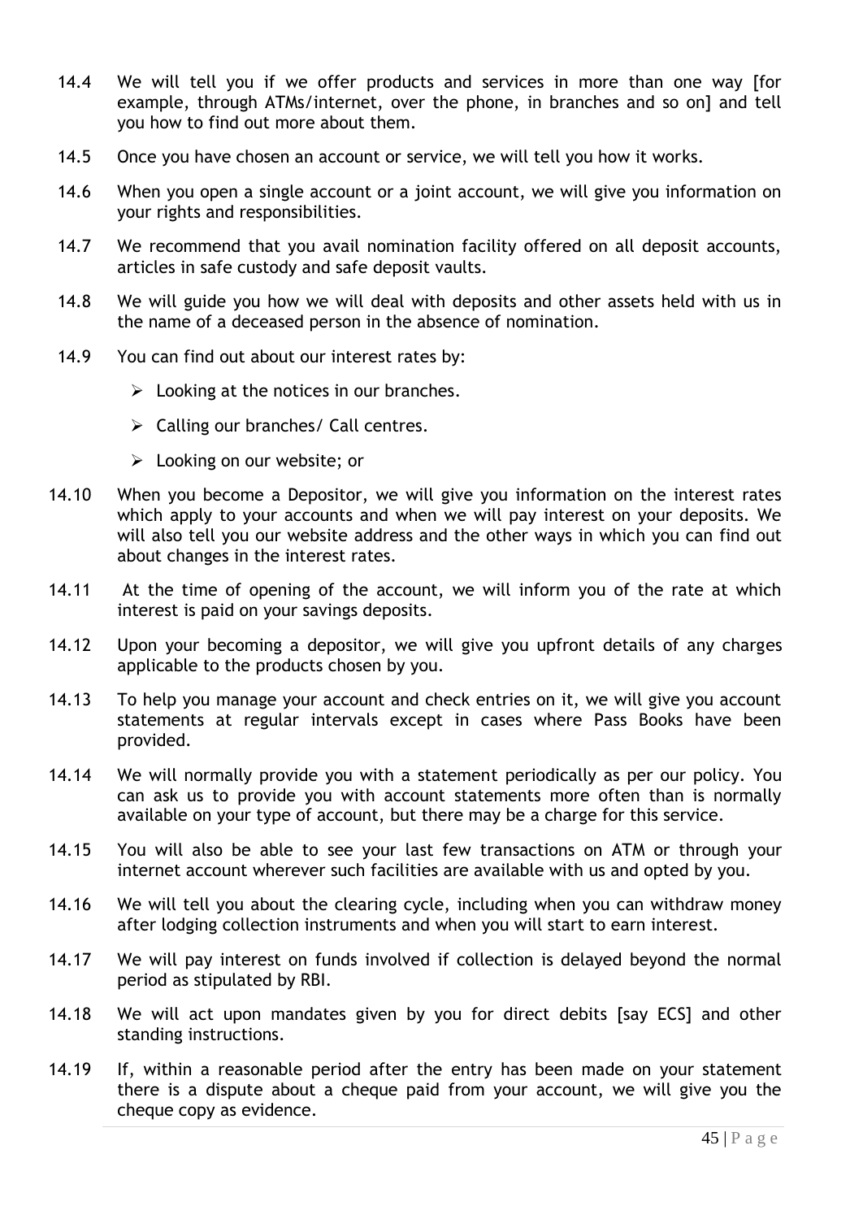14.4 We will tell you if we offer products and services in more than one way [for example, through ATMs/internet, over the phone, in branches and so on] and tell you how to find out more about them.

14.5 Once you have chosen an account or service, we will tell you how it works.

14.6 When you open a single account or a joint account, we will give you information on your rights and responsibilities.

14.7 We recommend that you avail nomination facility offered on all deposit accounts, articles in safe custody and safe deposit vaults.

14.8 We will guide you how we will deal with deposits and other assets held with us in the name of a deceased person in the absence of nomination.

14.9 You can find out about our interest rates by:

- Looking at the notices in our branches.
- Calling our branches/ Call centres.
- Looking on our website; or

14.10 When you become a Depositor, we will give you information on the interest rates which apply to your accounts and when we will pay interest on your deposits. We will also tell you our website address and the other ways in which you can find out about changes in the interest rates.

14.11 At the time of opening of the account, we will inform you of the rate at which interest is paid on your savings deposits.

14.12 Upon your becoming a depositor, we will give you upfront details of any charges applicable to the products chosen by you.

14.13 To help you manage your account and check entries on it, we will give you account statements at regular intervals except in cases where Pass Books have been provided.

14.14 We will normally provide you with a statement periodically as per our policy. You can ask us to provide you with account statements more often than is normally available on your type of account, but there may be a charge for this service.

14.15 You will also be able to see your last few transactions on ATM or through your internet account wherever such facilities are available with us and opted by you.

14.16 We will tell you about the clearing cycle, including when you can withdraw money after lodging collection instruments and when you will start to earn interest.

14.17 We will pay interest on funds involved if collection is delayed beyond the normal period as stipulated by RBI.

14.18 We will act upon mandates given by you for direct debits [say ECS] and other standing instructions.

14.19 If, within a reasonable period after the entry has been made on your statement there is a dispute about a cheque paid from your account, we will give you the cheque copy as evidence.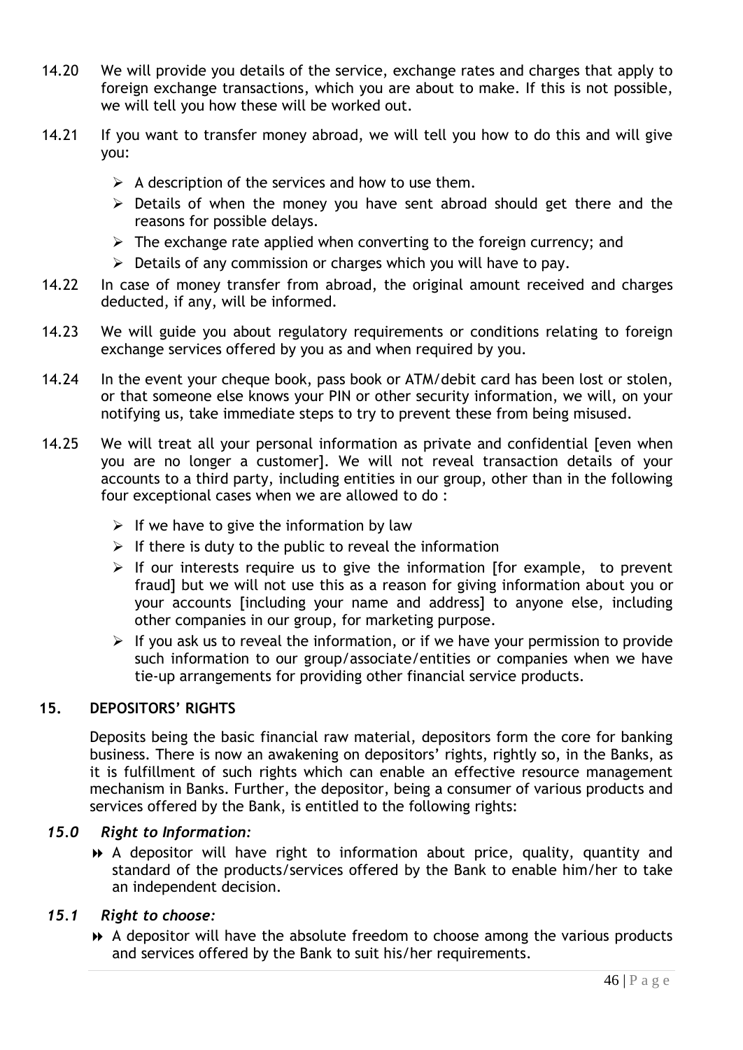14.20 We will provide you details of the service, exchange rates and charges that apply to foreign exchange transactions, which you are about to make. If this is not possible, we will tell you how these will be worked out.

14.21 If you want to transfer money abroad, we will tell you how to do this and will give you:

- A description of the services and how to use them.
- Details of when the money you have sent abroad should get there and the reasons for possible delays.
- The exchange rate applied when converting to the foreign currency; and
- Details of any commission or charges which you will have to pay.

14.22 In case of money transfer from abroad, the original amount received and charges deducted, if any, will be informed.

14.23 We will guide you about regulatory requirements or conditions relating to foreign exchange services offered by you as and when required by you.

14.24 In the event your cheque book, pass book or ATM/debit card has been lost or stolen, or that someone else knows your PIN or other security information, we will, on your notifying us, take immediate steps to try to prevent these from being misused.

14.25 We will treat all your personal information as private and confidential [even when you are no longer a customer]. We will not reveal transaction details of your accounts to a third party, including entities in our group, other than in the following four exceptional cases when we are allowed to do :

- If we have to give the information by law
- If there is duty to the public to reveal the information
- If our interests require us to give the information [for example, to prevent fraud] but we will not use this as a reason for giving information about you or your accounts [including your name and address] to anyone else, including other companies in our group, for marketing purpose.
- If you ask us to reveal the information, or if we have your permission to provide such information to our group/associate/entities or companies when we have tie-up arrangements for providing other financial service products.

## 15. DEPOSITORS' RIGHTS

Deposits being the basic financial raw material, depositors form the core for banking business. There is now an awakening on depositors' rights, rightly so, in the Banks, as it is fulfillment of such rights which can enable an effective resource management mechanism in Banks. Further, the depositor, being a consumer of various products and services offered by the Bank, is entitled to the following rights:

### *15.0 Right to Information:*

- A depositor will have right to information about price, quality, quantity and standard of the products/services offered by the Bank to enable him/her to take an independent decision.

### *15.1 Right to choose:*

- A depositor will have the absolute freedom to choose among the various products and services offered by the Bank to suit his/her requirements.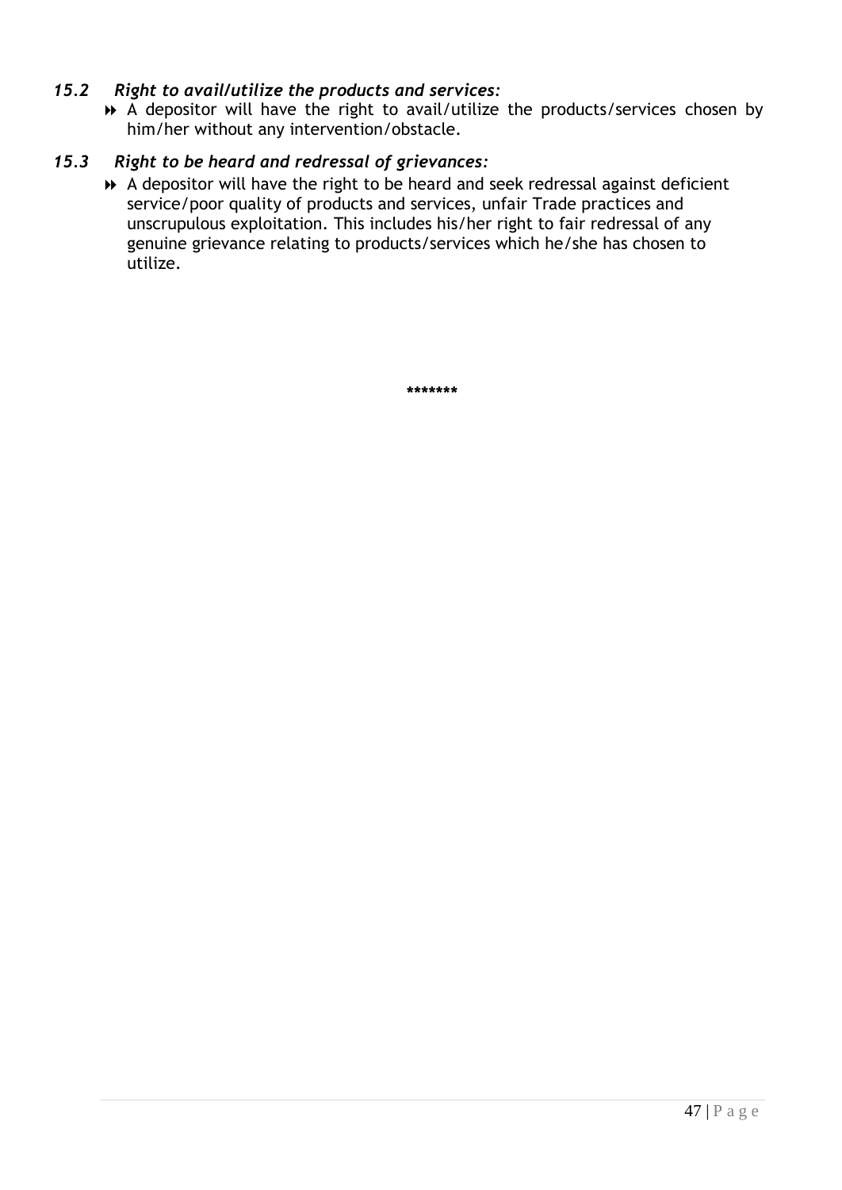### *15.2 Right to avail/utilize the products and services:*

- A depositor will have the right to avail/utilize the products/services chosen by him/her without any intervention/obstacle.

### *15.3 Right to be heard and redressal of grievances:*

- A depositor will have the right to be heard and seek redressal against deficient service/poor quality of products and services, unfair Trade practices and unscrupulous exploitation. This includes his/her right to fair redressal of any genuine grievance relating to products/services which he/she has chosen to utilize.

*******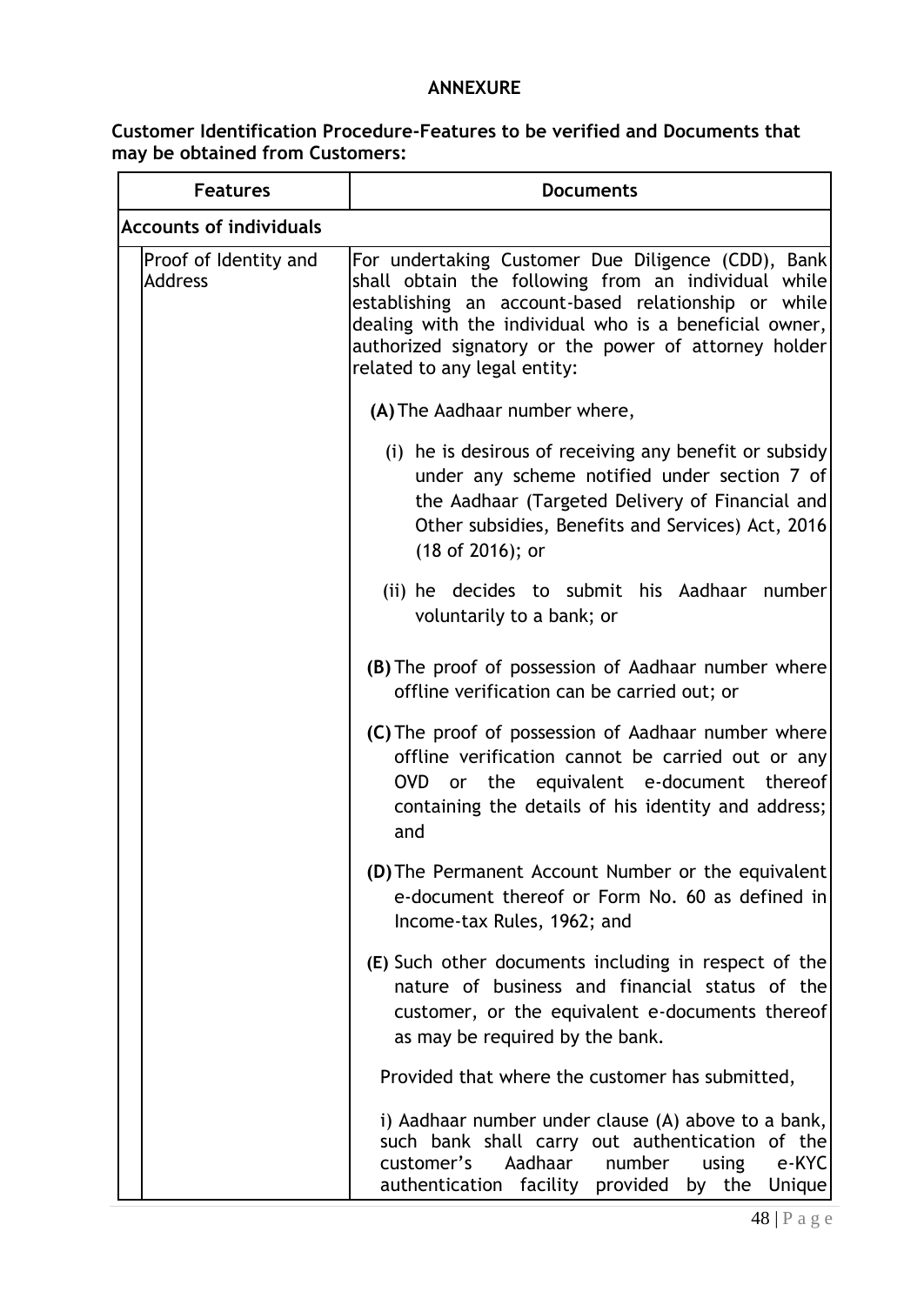**ANNEXURE**

**Customer Identification Procedure-Features to be verified and Documents that may be obtained from Customers:**

| Features | Documents |
|---|---|
| **Accounts of individuals** | |
| Proof of Identity and Address | For undertaking Customer Due Diligence (CDD), Bank shall obtain the following from an individual while establishing an account-based relationship or while dealing with the individual who is a beneficial owner, authorized signatory or the power of attorney holder related to any legal entity:<br><br>**(A)** The Aadhaar number where,<br><br>(i) he is desirous of receiving any benefit or subsidy under any scheme notified under section 7 of the Aadhaar (Targeted Delivery of Financial and Other subsidies, Benefits and Services) Act, 2016 (18 of 2016); or<br><br>(ii) he decides to submit his Aadhaar number voluntarily to a bank; or<br><br>**(B)** The proof of possession of Aadhaar number where offline verification can be carried out; or<br><br>**(C)** The proof of possession of Aadhaar number where offline verification cannot be carried out or any OVD or the equivalent e-document thereof containing the details of his identity and address; and<br><br>**(D)** The Permanent Account Number or the equivalent e-document thereof or Form No. 60 as defined in Income-tax Rules, 1962; and<br><br>**(E)** Such other documents including in respect of the nature of business and financial status of the customer, or the equivalent e-documents thereof as may be required by the bank.<br><br>Provided that where the customer has submitted,<br><br>i) Aadhaar number under clause (A) above to a bank, such bank shall carry out authentication of the customer's Aadhaar number using e-KYC authentication facility provided by the Unique |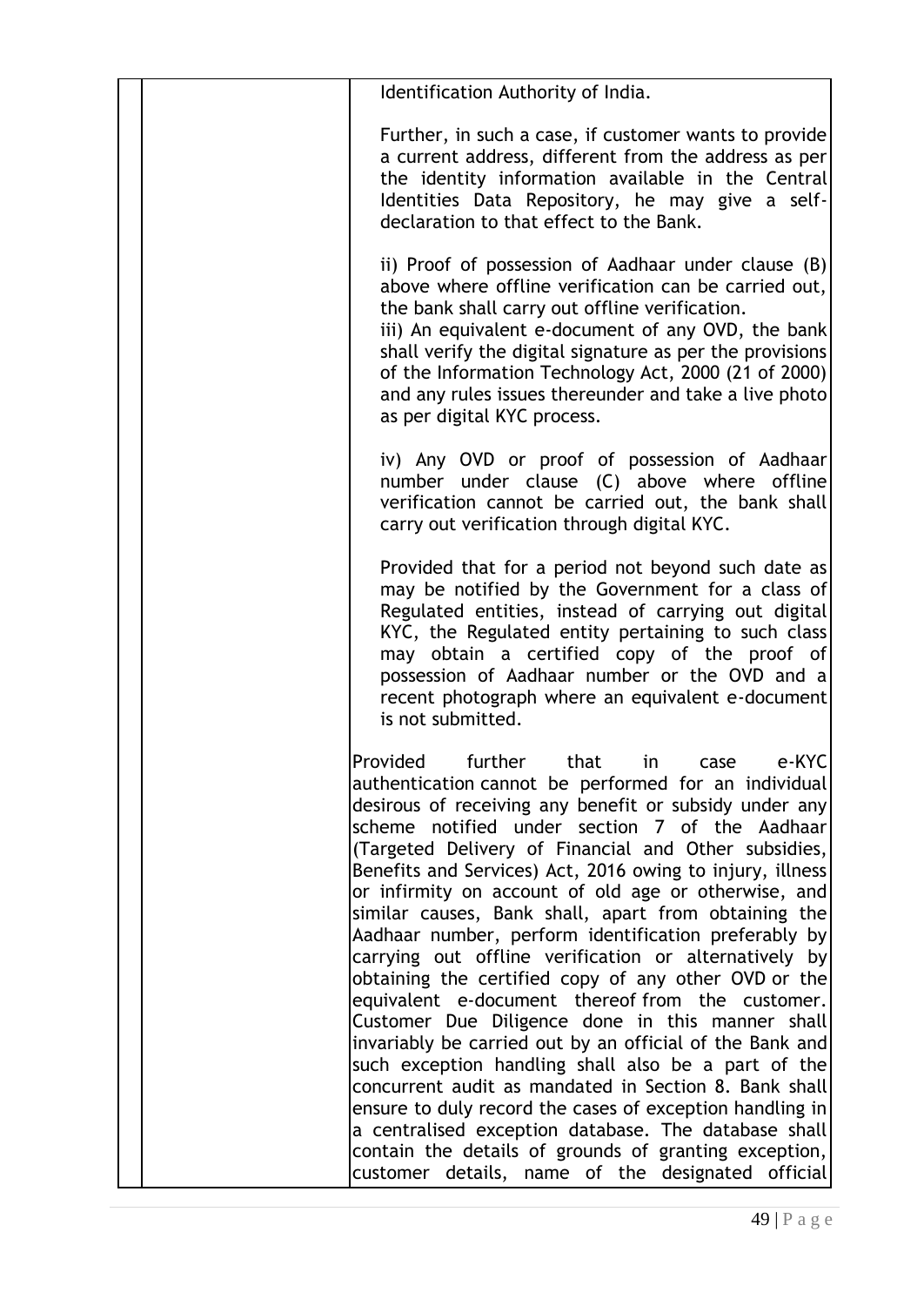| | | |
|---|---|---|
| | | Identification Authority of India.<br><br>Further, in such a case, if customer wants to provide a current address, different from the address as per the identity information available in the Central Identities Data Repository, he may give a self-declaration to that effect to the Bank.<br><br>ii) Proof of possession of Aadhaar under clause (B) above where offline verification can be carried out, the bank shall carry out offline verification.<br>iii) An equivalent e-document of any OVD, the bank shall verify the digital signature as per the provisions of the Information Technology Act, 2000 (21 of 2000) and any rules issues thereunder and take a live photo as per digital KYC process.<br><br>iv) Any OVD or proof of possession of Aadhaar number under clause (C) above where offline verification cannot be carried out, the bank shall carry out verification through digital KYC.<br><br>Provided that for a period not beyond such date as may be notified by the Government for a class of Regulated entities, instead of carrying out digital KYC, the Regulated entity pertaining to such class may obtain a certified copy of the proof of possession of Aadhaar number or the OVD and a recent photograph where an equivalent e-document is not submitted.<br><br>Provided further that in case e-KYC authentication cannot be performed for an individual desirous of receiving any benefit or subsidy under any scheme notified under section 7 of the Aadhaar (Targeted Delivery of Financial and Other subsidies, Benefits and Services) Act, 2016 owing to injury, illness or infirmity on account of old age or otherwise, and similar causes, Bank shall, apart from obtaining the Aadhaar number, perform identification preferably by carrying out offline verification or alternatively by obtaining the certified copy of any other OVD or the equivalent e-document thereof from the customer. Customer Due Diligence done in this manner shall invariably be carried out by an official of the Bank and such exception handling shall also be a part of the concurrent audit as mandated in Section 8. Bank shall ensure to duly record the cases of exception handling in a centralised exception database. The database shall contain the details of grounds of granting exception, customer details, name of the designated official |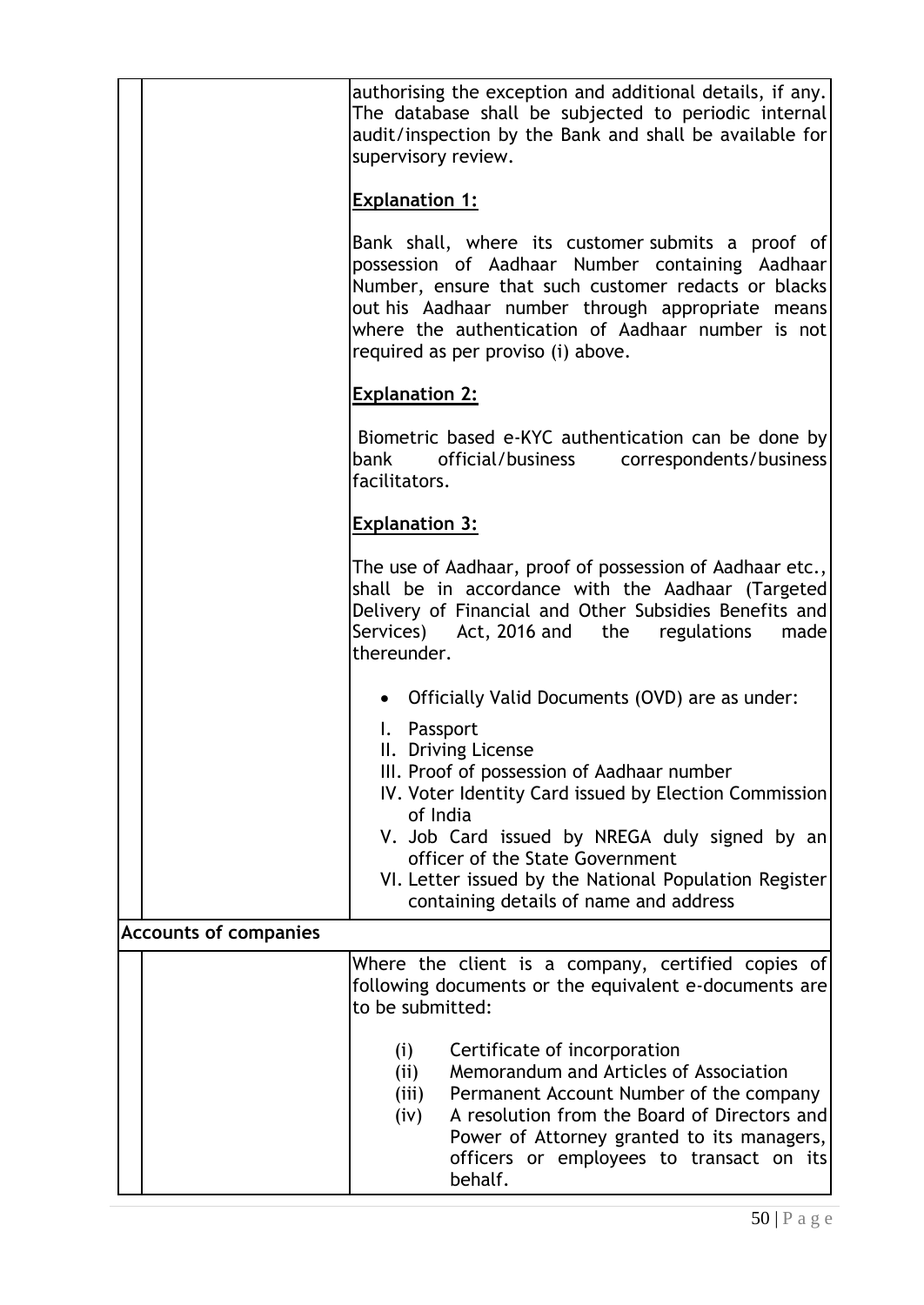| | | |
|---|---|---|
| | | authorising the exception and additional details, if any. The database shall be subjected to periodic internal audit/inspection by the Bank and shall be available for supervisory review.<br><br>**Explanation 1:**<br><br>Bank shall, where its customer submits a proof of possession of Aadhaar Number containing Aadhaar Number, ensure that such customer redacts or blacks out his Aadhaar number through appropriate means where the authentication of Aadhaar number is not required as per proviso (i) above.<br><br>**Explanation 2:**<br><br>Biometric based e-KYC authentication can be done by bank official/business correspondents/business facilitators.<br><br>**Explanation 3:**<br><br>The use of Aadhaar, proof of possession of Aadhaar etc., shall be in accordance with the Aadhaar (Targeted Delivery of Financial and Other Subsidies Benefits and Services) Act, 2016 and the regulations made thereunder.<br><br>• Officially Valid Documents (OVD) are as under:<br><br>I. Passport<br>II. Driving License<br>III. Proof of possession of Aadhaar number<br>IV. Voter Identity Card issued by Election Commission of India<br>V. Job Card issued by NREGA duly signed by an officer of the State Government<br>VI. Letter issued by the National Population Register containing details of name and address |
| **Accounts of companies** | | |
| | | Where the client is a company, certified copies of following documents or the equivalent e-documents are to be submitted:<br><br>(i) Certificate of incorporation<br>(ii) Memorandum and Articles of Association<br>(iii) Permanent Account Number of the company<br>(iv) A resolution from the Board of Directors and Power of Attorney granted to its managers, officers or employees to transact on its behalf. |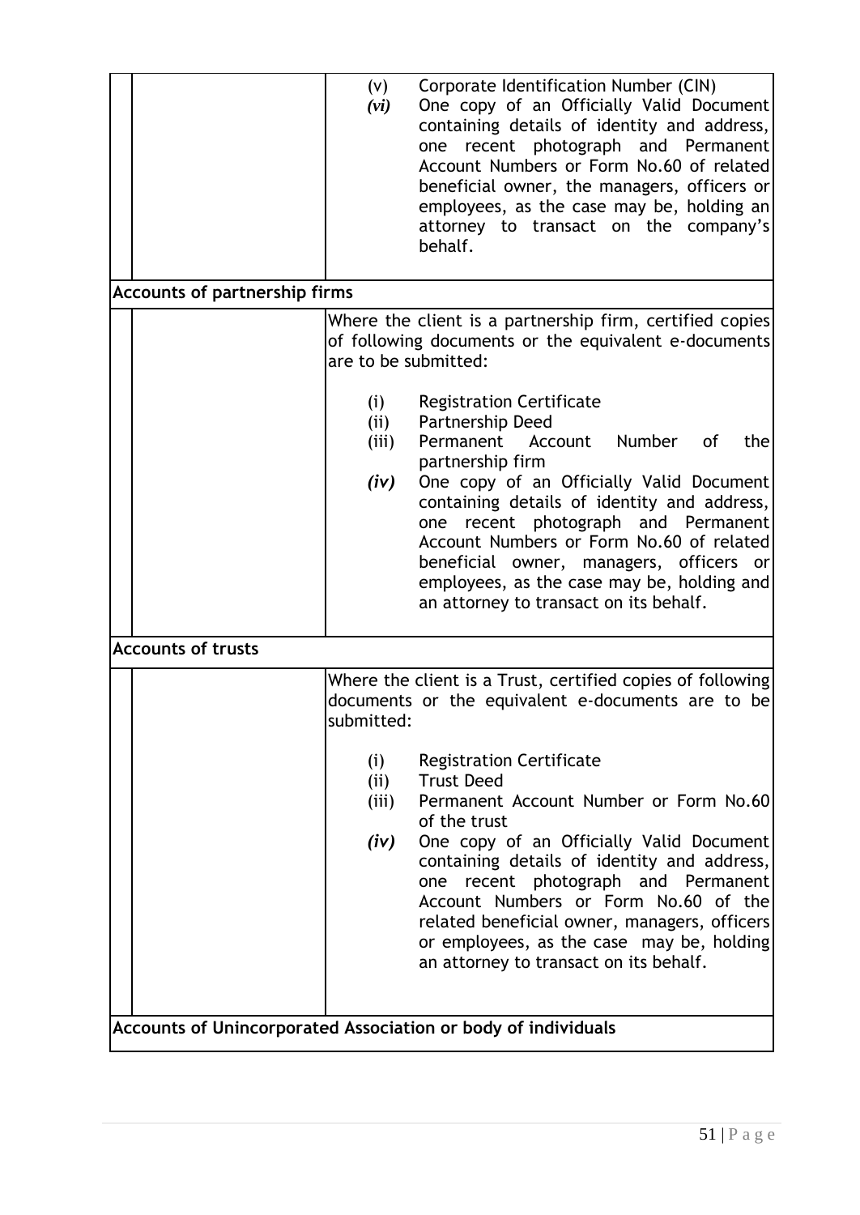| | | |
|---|---|---|
| | | (v) Corporate Identification Number (CIN)<br>*(vi)* One copy of an Officially Valid Document containing details of identity and address, one recent photograph and Permanent Account Numbers or Form No.60 of related beneficial owner, the managers, officers or employees, as the case may be, holding an attorney to transact on the company's behalf. |
| **Accounts of partnership firms** | | |
| | | Where the client is a partnership firm, certified copies of following documents or the equivalent e-documents are to be submitted:<br><br>(i) Registration Certificate<br>(ii) Partnership Deed<br>(iii) Permanent Account Number of the partnership firm<br>*(iv)* One copy of an Officially Valid Document containing details of identity and address, one recent photograph and Permanent Account Numbers or Form No.60 of related beneficial owner, managers, officers or employees, as the case may be, holding and an attorney to transact on its behalf. |
| **Accounts of trusts** | | |
| | | Where the client is a Trust, certified copies of following documents or the equivalent e-documents are to be submitted:<br><br>(i) Registration Certificate<br>(ii) Trust Deed<br>(iii) Permanent Account Number or Form No.60 of the trust<br>*(iv)* One copy of an Officially Valid Document containing details of identity and address, one recent photograph and Permanent Account Numbers or Form No.60 of the related beneficial owner, managers, officers or employees, as the case may be, holding an attorney to transact on its behalf. |
| **Accounts of Unincorporated Association or body of individuals** | | |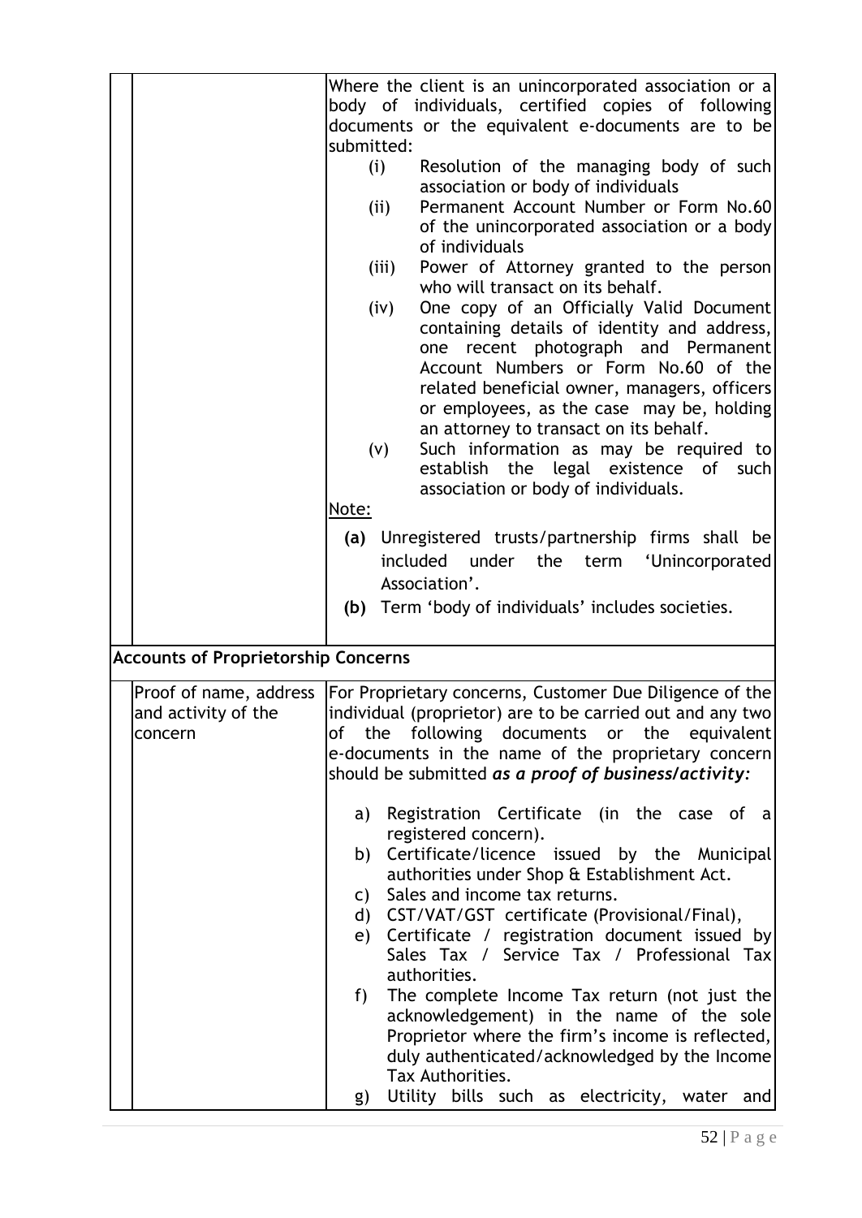| | | |
|---|---|---|
| | | Where the client is an unincorporated association or a body of individuals, certified copies of following documents or the equivalent e-documents are to be submitted:<br>(i) Resolution of the managing body of such association or body of individuals<br>(ii) Permanent Account Number or Form No.60 of the unincorporated association or a body of individuals<br>(iii) Power of Attorney granted to the person who will transact on its behalf.<br>(iv) One copy of an Officially Valid Document containing details of identity and address, one recent photograph and Permanent Account Numbers or Form No.60 of the related beneficial owner, managers, officers or employees, as the case may be, holding an attorney to transact on its behalf.<br>(v) Such information as may be required to establish the legal existence of such association or body of individuals.<br><u>Note:</u><br>**(a)** Unregistered trusts/partnership firms shall be included under the term 'Unincorporated Association'.<br>**(b)** Term 'body of individuals' includes societies. |
| **Accounts of Proprietorship Concerns** | | |
| | Proof of name, address and activity of the concern | For Proprietary concerns, Customer Due Diligence of the individual (proprietor) are to be carried out and any two of the following documents or the equivalent e-documents in the name of the proprietary concern should be submitted ***as a proof of business/activity:***<br>a) Registration Certificate (in the case of a registered concern).<br>b) Certificate/licence issued by the Municipal authorities under Shop & Establishment Act.<br>c) Sales and income tax returns.<br>d) CST/VAT/GST certificate (Provisional/Final),<br>e) Certificate / registration document issued by Sales Tax / Service Tax / Professional Tax authorities.<br>f) The complete Income Tax return (not just the acknowledgement) in the name of the sole Proprietor where the firm's income is reflected, duly authenticated/acknowledged by the Income Tax Authorities.<br>g) Utility bills such as electricity, water and |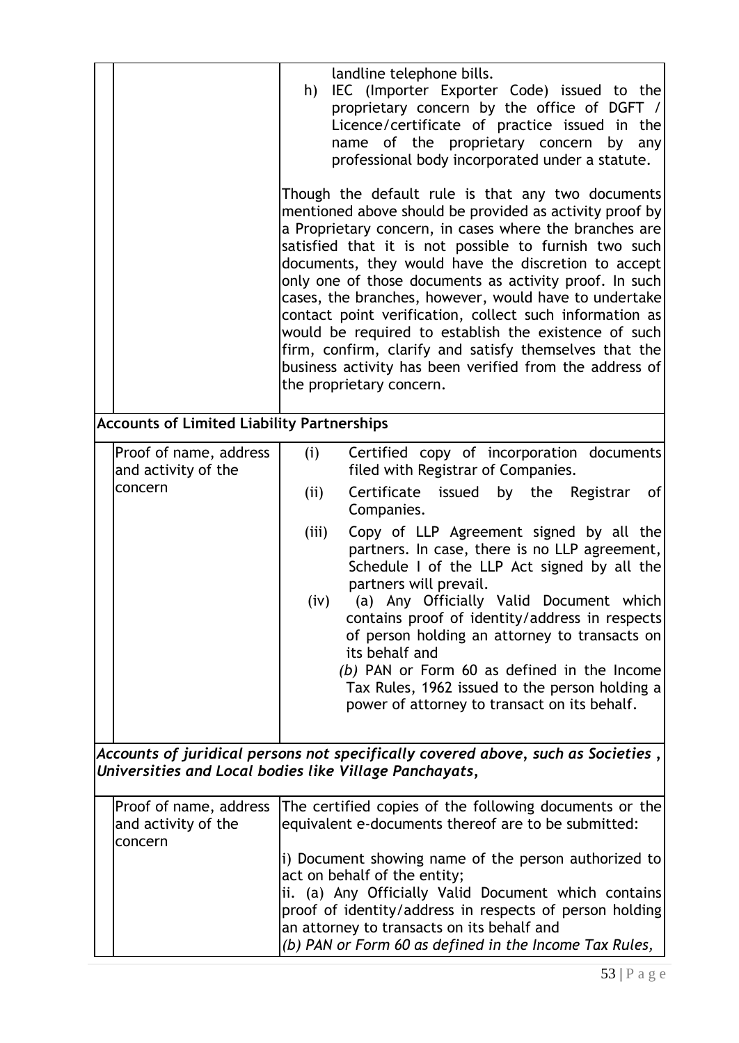| | | |
|---|---|---|
| | | landline telephone bills.<br>h) IEC (Importer Exporter Code) issued to the proprietary concern by the office of DGFT / Licence/certificate of practice issued in the name of the proprietary concern by any professional body incorporated under a statute.<br><br>Though the default rule is that any two documents mentioned above should be provided as activity proof by a Proprietary concern, in cases where the branches are satisfied that it is not possible to furnish two such documents, they would have the discretion to accept only one of those documents as activity proof. In such cases, the branches, however, would have to undertake contact point verification, collect such information as would be required to establish the existence of such firm, confirm, clarify and satisfy themselves that the business activity has been verified from the address of the proprietary concern. |
| **Accounts of Limited Liability Partnerships** | | |
| | Proof of name, address and activity of the concern | (i) Certified copy of incorporation documents filed with Registrar of Companies.<br>(ii) Certificate issued by the Registrar of Companies.<br>(iii) Copy of LLP Agreement signed by all the partners. In case, there is no LLP agreement, Schedule I of the LLP Act signed by all the partners will prevail.<br>(iv) (a) Any Officially Valid Document which contains proof of identity/address in respects of person holding an attorney to transacts on its behalf and<br>*(b)* PAN or Form 60 as defined in the Income Tax Rules, 1962 issued to the person holding a power of attorney to transact on its behalf. |
| ***Accounts of juridical persons not specifically covered above, such as Societies , Universities and Local bodies like Village Panchayats,*** | | |
| | Proof of name, address and activity of the concern | The certified copies of the following documents or the equivalent e-documents thereof are to be submitted:<br><br>i) Document showing name of the person authorized to act on behalf of the entity;<br>ii. (a) Any Officially Valid Document which contains proof of identity/address in respects of person holding an attorney to transacts on its behalf and<br>*(b) PAN or Form 60 as defined in the Income Tax Rules,* |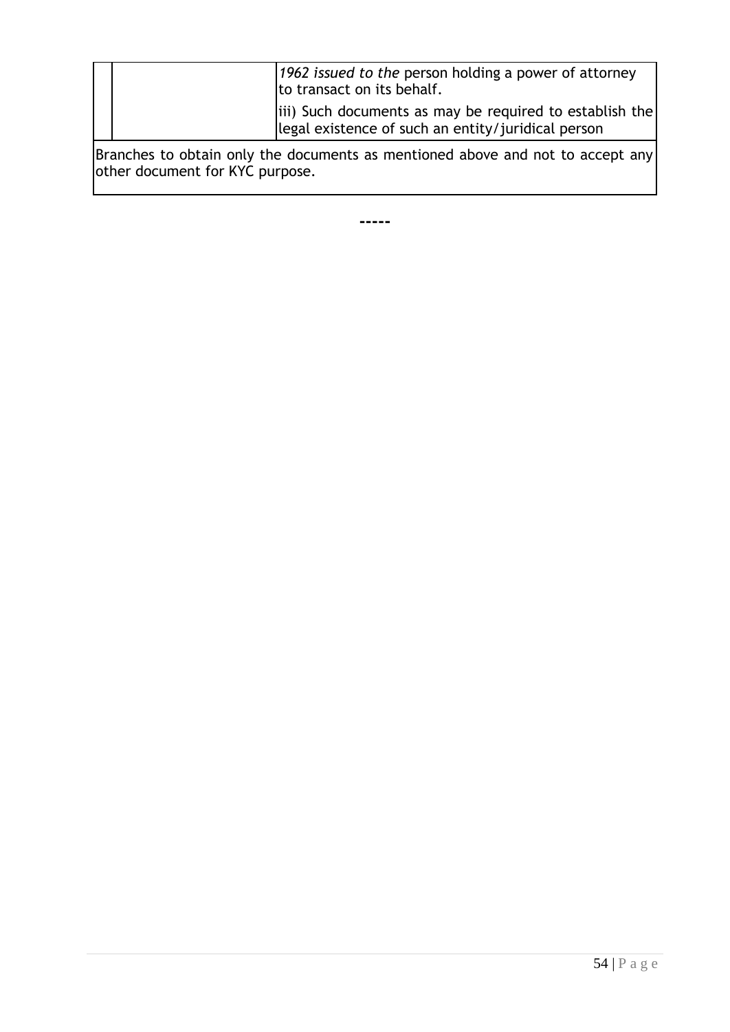| | | |
|---|---|---|
| | | *1962 issued to the* person holding a power of attorney to transact on its behalf.<br><br>iii) Such documents as may be required to establish the legal existence of such an entity/juridical person |
| Branches to obtain only the documents as mentioned above and not to accept any other document for KYC purpose. | | |

-----